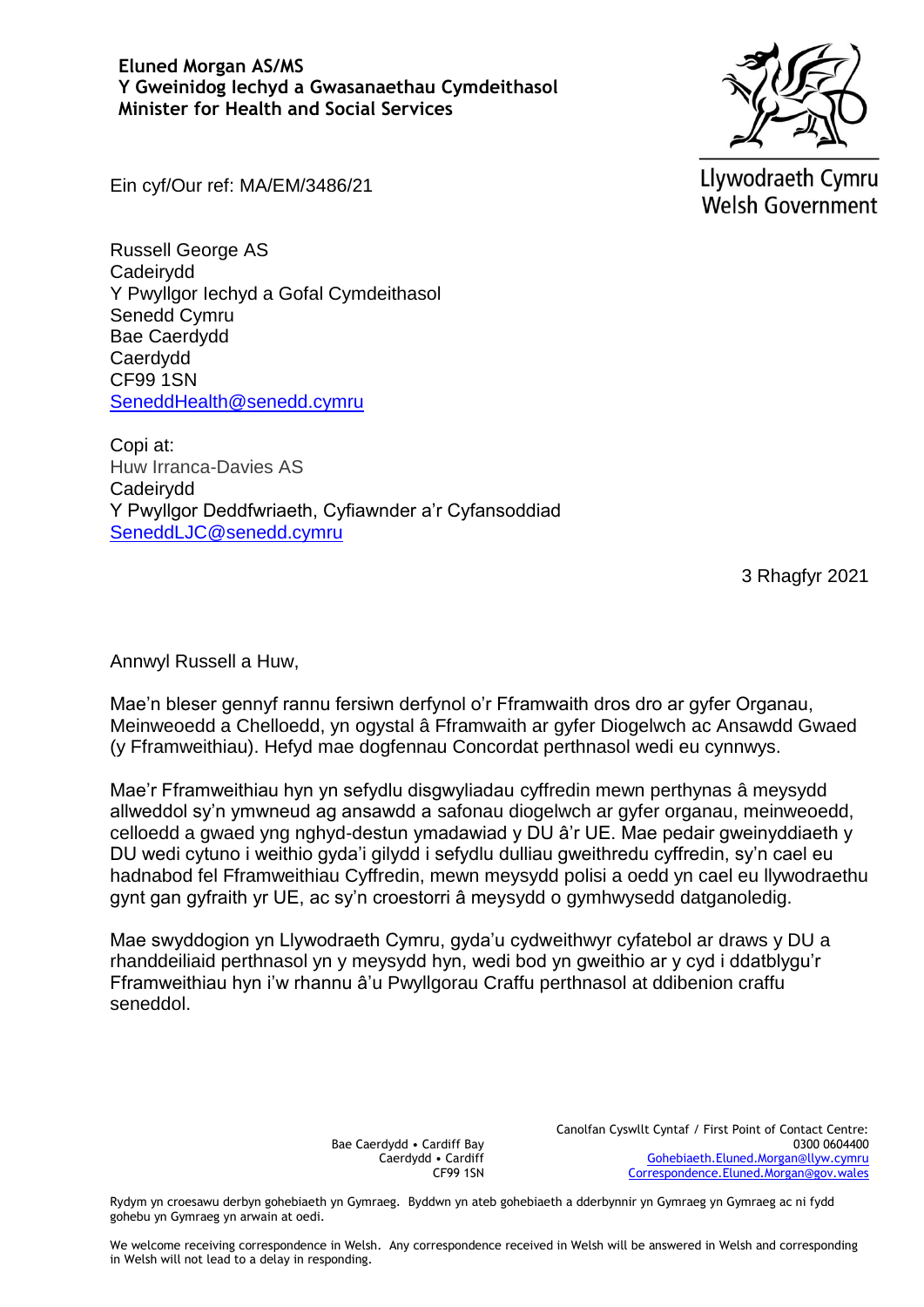**Eluned Morgan AS/MS**
**Y Gweinidog Iechyd a Gwasanaethau Cymdeithasol**
**Minister for Health and Social Services**

Llywodraeth Cymru
Welsh Government

Ein cyf/Our ref: MA/EM/3486/21

Russell George AS
Cadeirydd
Y Pwyllgor Iechyd a Gofal Cymdeithasol
Senedd Cymru
Bae Caerdydd
Caerdydd
CF99 1SN
SeneddHealth@senedd.cymru

Copi at:
Huw Irranca-Davies AS
Cadeirydd
Y Pwyllgor Deddfwriaeth, Cyfiawnder a'r Cyfansoddiad
SeneddLJC@senedd.cymru

3 Rhagfyr 2021

Annwyl Russell a Huw,

Mae'n bleser gennyf rannu fersiwn derfynol o'r Fframwaith dros dro ar gyfer Organau, Meinweoedd a Chelloedd, yn ogystal â Fframwaith ar gyfer Diogelwch ac Ansawdd Gwaed (y Fframweithiau). Hefyd mae dogfennau Concordat perthnasol wedi eu cynnwys.

Mae'r Fframweithiau hyn yn sefydlu disgwyliadau cyffredin mewn perthynas â meysydd allweddol sy'n ymwneud ag ansawdd a safonau diogelwch ar gyfer organau, meinweoedd, celloedd a gwaed yng nghyd-destun ymadawiad y DU â'r UE. Mae pedair gweinyddiaeth y DU wedi cytuno i weithio gyda'i gilydd i sefydlu dulliau gweithredu cyffredin, sy'n cael eu hadnabod fel Fframweithiau Cyffredin, mewn meysydd polisi a oedd yn cael eu llywodraethu gynt gan gyfraith yr UE, ac sy'n croestorri â meysydd o gymhwysedd datganoledig.

Mae swyddogion yn Llywodraeth Cymru, gyda'u cydweithwyr cyfatebol ar draws y DU a rhanddeiliaid perthnasol yn y meysydd hyn, wedi bod yn gweithio ar y cyd i ddatblygu'r Fframweithiau hyn i'w rhannu â'u Pwyllgorau Craffu perthnasol at ddibenion craffu seneddol.

Bae Caerdydd • Cardiff Bay
Caerdydd • Cardiff
CF99 1SN

Canolfan Cyswllt Cyntaf / First Point of Contact Centre:
0300 0604400
Gohebiaeth.Eluned.Morgan@llyw.cymru
Correspondence.Eluned.Morgan@gov.wales

Rydym yn croesawu derbyn gohebiaeth yn Gymraeg. Byddwn yn ateb gohebiaeth a dderbynnir yn Gymraeg yn Gymraeg ac ni fydd gohebu yn Gymraeg yn arwain at oedi.

We welcome receiving correspondence in Welsh. Any correspondence received in Welsh will be answered in Welsh and corresponding in Welsh will not lead to a delay in responding.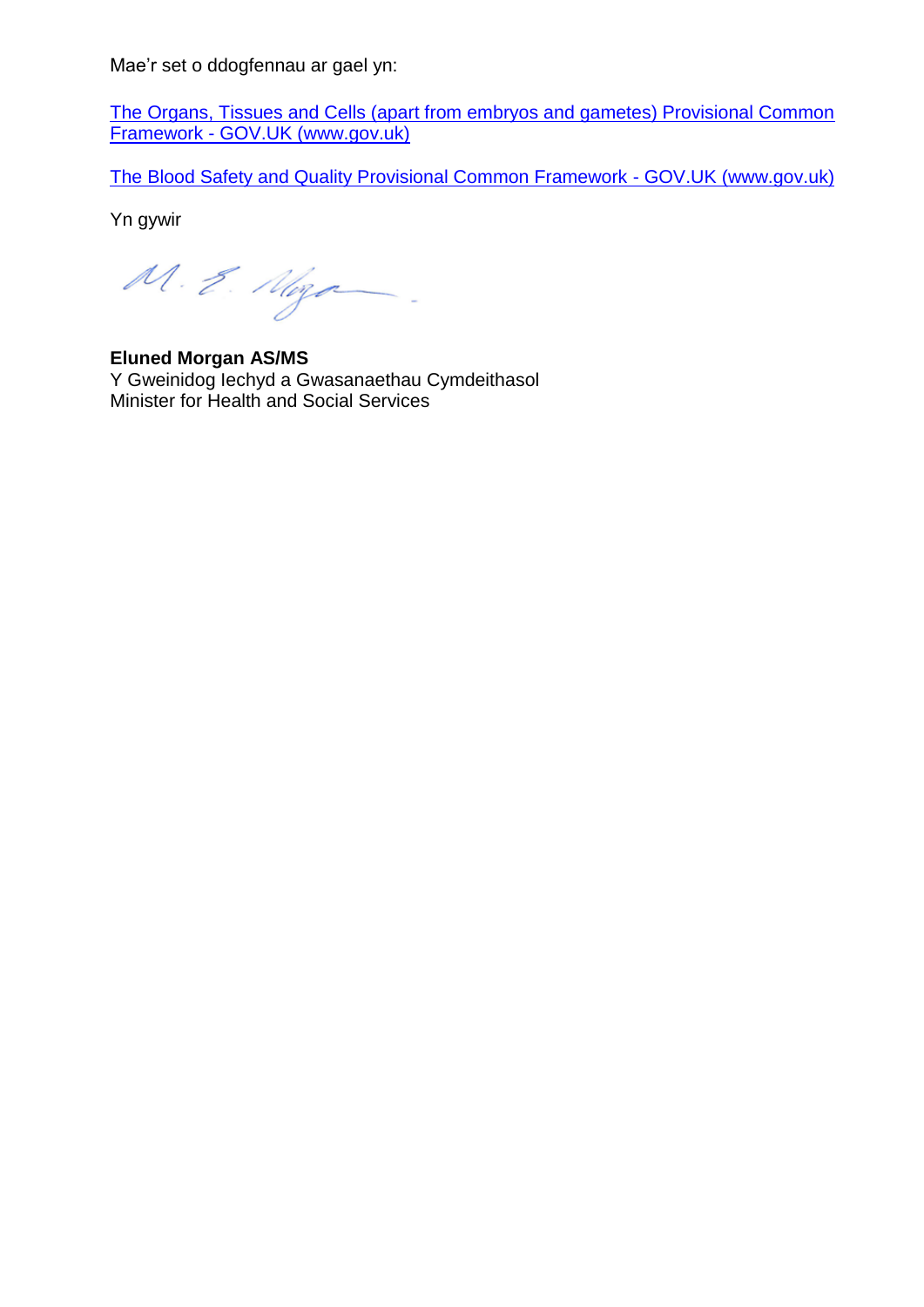Mae'r set o ddogfennau ar gael yn:

The Organs, Tissues and Cells (apart from embryos and gametes) Provisional Common Framework - GOV.UK (www.gov.uk)

The Blood Safety and Quality Provisional Common Framework - GOV.UK (www.gov.uk)

Yn gywir

**Eluned Morgan AS/MS**  
Y Gweinidog Iechyd a Gwasanaethau Cymdeithasol  
Minister for Health and Social Services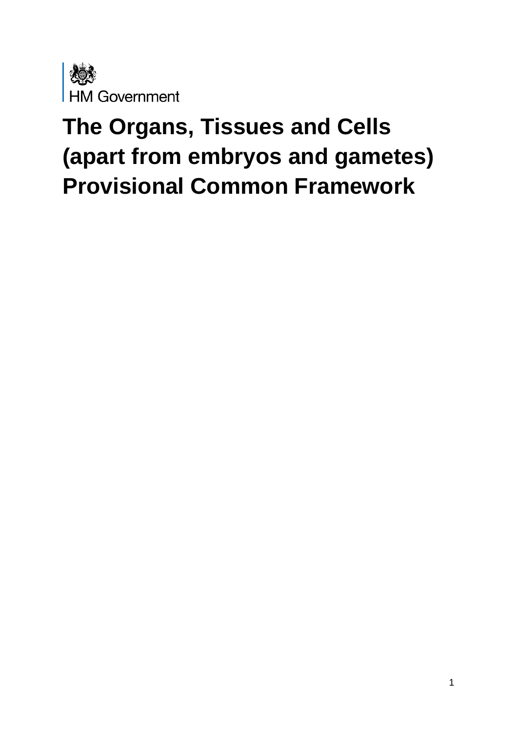HM Government

# The Organs, Tissues and Cells (apart from embryos and gametes) Provisional Common Framework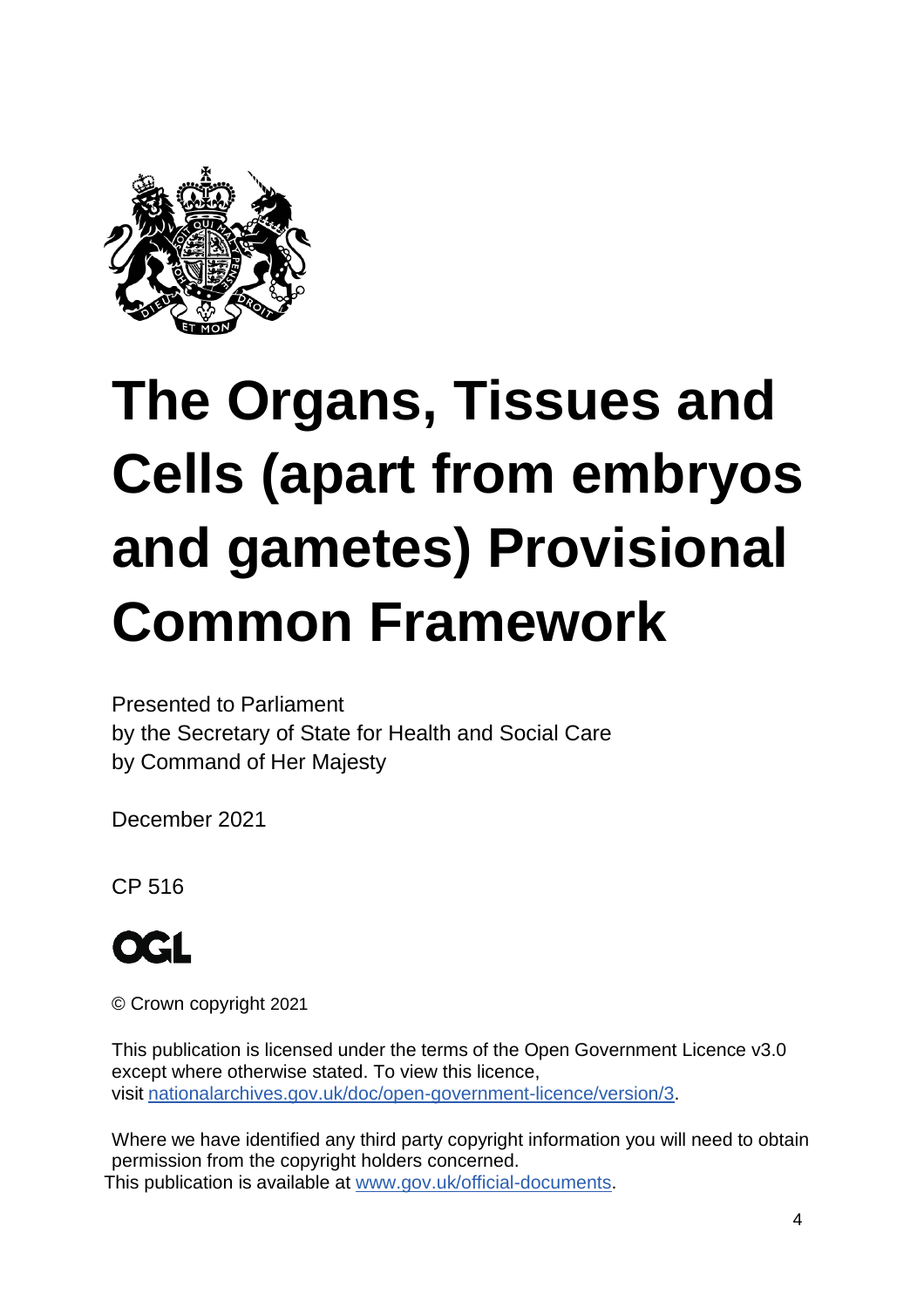# The Organs, Tissues and Cells (apart from embryos and gametes) Provisional Common Framework

Presented to Parliament
by the Secretary of State for Health and Social Care
by Command of Her Majesty

December 2021

CP 516

© Crown copyright 2021

This publication is licensed under the terms of the Open Government Licence v3.0 except where otherwise stated. To view this licence, visit [nationalarchives.gov.uk/doc/open-government-licence/version/3](nationalarchives.gov.uk/doc/open-government-licence/version/3).

Where we have identified any third party copyright information you will need to obtain permission from the copyright holders concerned.
This publication is available at [www.gov.uk/official-documents](www.gov.uk/official-documents).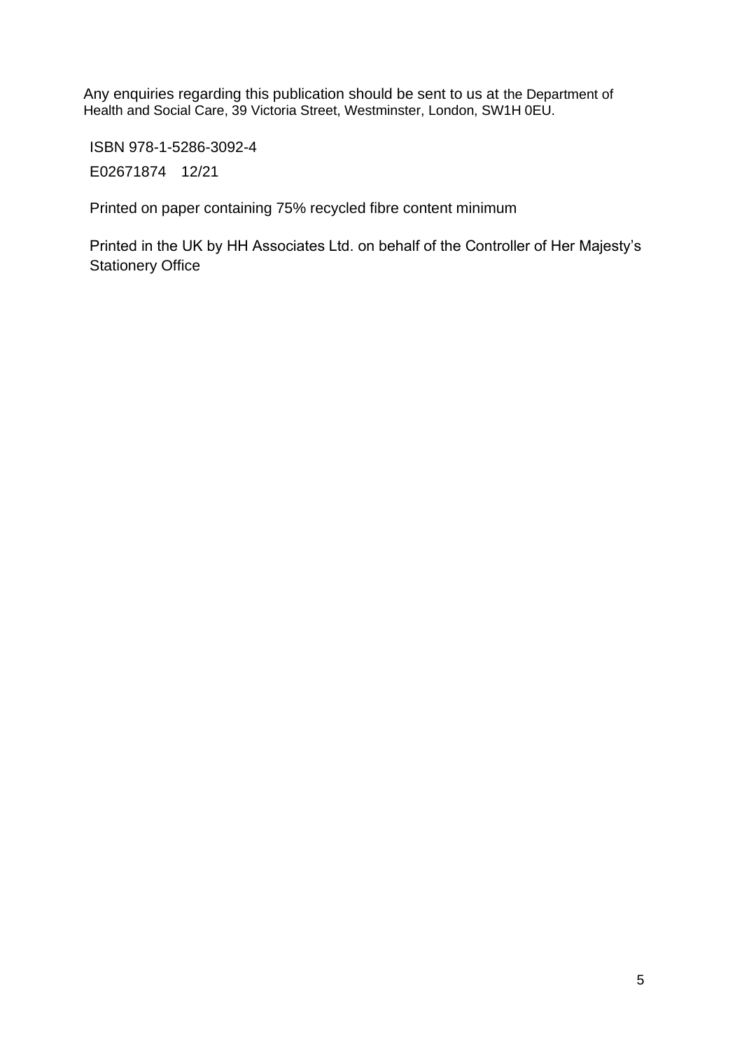Any enquiries regarding this publication should be sent to us at the Department of Health and Social Care, 39 Victoria Street, Westminster, London, SW1H 0EU.

ISBN 978-1-5286-3092-4

E02671874 12/21

Printed on paper containing 75% recycled fibre content minimum

Printed in the UK by HH Associates Ltd. on behalf of the Controller of Her Majesty's Stationery Office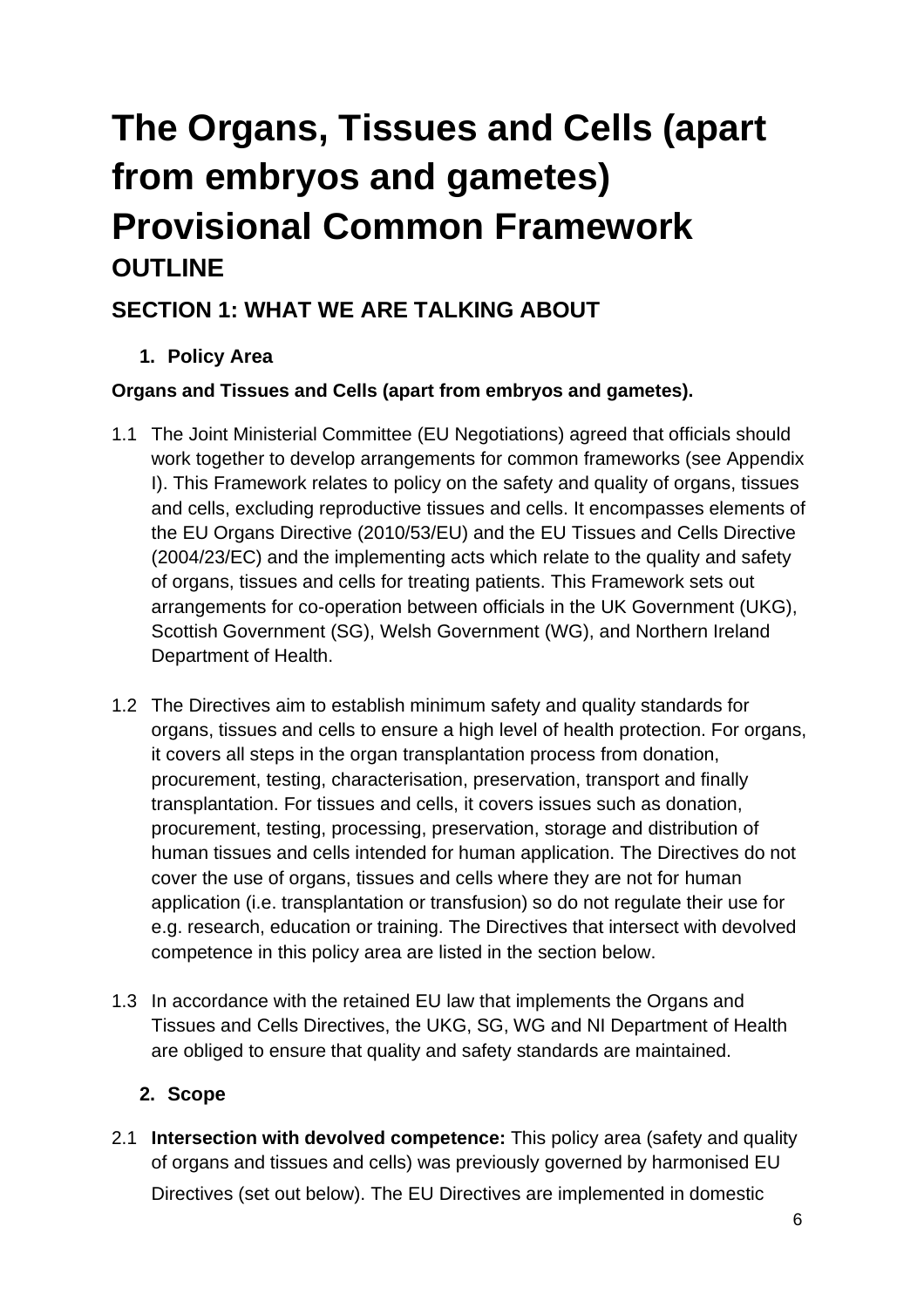# The Organs, Tissues and Cells (apart from embryos and gametes) Provisional Common Framework

## OUTLINE

## SECTION 1: WHAT WE ARE TALKING ABOUT

### 1. Policy Area

**Organs and Tissues and Cells (apart from embryos and gametes).**

1.1 The Joint Ministerial Committee (EU Negotiations) agreed that officials should work together to develop arrangements for common frameworks (see Appendix I). This Framework relates to policy on the safety and quality of organs, tissues and cells, excluding reproductive tissues and cells. It encompasses elements of the EU Organs Directive (2010/53/EU) and the EU Tissues and Cells Directive (2004/23/EC) and the implementing acts which relate to the quality and safety of organs, tissues and cells for treating patients. This Framework sets out arrangements for co-operation between officials in the UK Government (UKG), Scottish Government (SG), Welsh Government (WG), and Northern Ireland Department of Health.

1.2 The Directives aim to establish minimum safety and quality standards for organs, tissues and cells to ensure a high level of health protection. For organs, it covers all steps in the organ transplantation process from donation, procurement, testing, characterisation, preservation, transport and finally transplantation. For tissues and cells, it covers issues such as donation, procurement, testing, processing, preservation, storage and distribution of human tissues and cells intended for human application. The Directives do not cover the use of organs, tissues and cells where they are not for human application (i.e. transplantation or transfusion) so do not regulate their use for e.g. research, education or training. The Directives that intersect with devolved competence in this policy area are listed in the section below.

1.3 In accordance with the retained EU law that implements the Organs and Tissues and Cells Directives, the UKG, SG, WG and NI Department of Health are obliged to ensure that quality and safety standards are maintained.

### 2. Scope

2.1 **Intersection with devolved competence:** This policy area (safety and quality of organs and tissues and cells) was previously governed by harmonised EU Directives (set out below). The EU Directives are implemented in domestic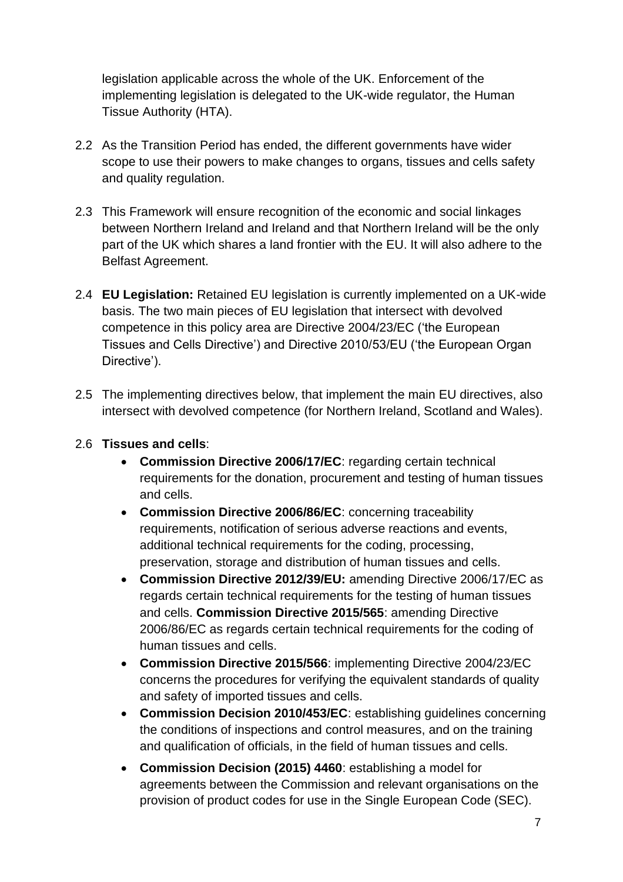legislation applicable across the whole of the UK. Enforcement of the implementing legislation is delegated to the UK-wide regulator, the Human Tissue Authority (HTA).

2.2 As the Transition Period has ended, the different governments have wider scope to use their powers to make changes to organs, tissues and cells safety and quality regulation.

2.3 This Framework will ensure recognition of the economic and social linkages between Northern Ireland and Ireland and that Northern Ireland will be the only part of the UK which shares a land frontier with the EU. It will also adhere to the Belfast Agreement.

2.4 **EU Legislation:** Retained EU legislation is currently implemented on a UK-wide basis. The two main pieces of EU legislation that intersect with devolved competence in this policy area are Directive 2004/23/EC ('the European Tissues and Cells Directive') and Directive 2010/53/EU ('the European Organ Directive').

2.5 The implementing directives below, that implement the main EU directives, also intersect with devolved competence (for Northern Ireland, Scotland and Wales).

2.6 **Tissues and cells**:

- **Commission Directive 2006/17/EC**: regarding certain technical requirements for the donation, procurement and testing of human tissues and cells.
- **Commission Directive 2006/86/EC**: concerning traceability requirements, notification of serious adverse reactions and events, additional technical requirements for the coding, processing, preservation, storage and distribution of human tissues and cells.
- **Commission Directive 2012/39/EU:** amending Directive 2006/17/EC as regards certain technical requirements for the testing of human tissues and cells. **Commission Directive 2015/565**: amending Directive 2006/86/EC as regards certain technical requirements for the coding of human tissues and cells.
- **Commission Directive 2015/566**: implementing Directive 2004/23/EC concerns the procedures for verifying the equivalent standards of quality and safety of imported tissues and cells.
- **Commission Decision 2010/453/EC**: establishing guidelines concerning the conditions of inspections and control measures, and on the training and qualification of officials, in the field of human tissues and cells.
- **Commission Decision (2015) 4460**: establishing a model for agreements between the Commission and relevant organisations on the provision of product codes for use in the Single European Code (SEC).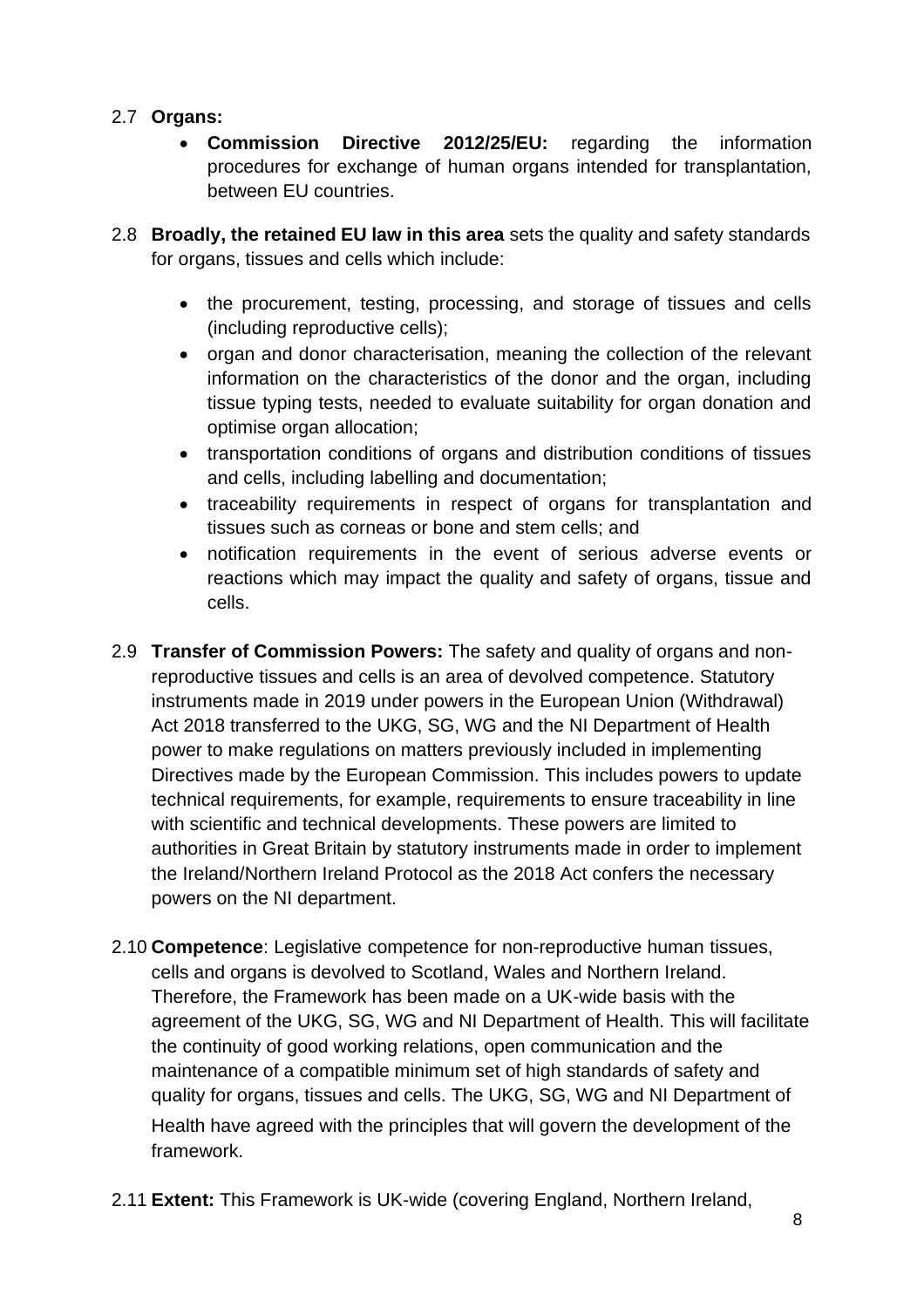2.7 **Organs:**

- **Commission Directive 2012/25/EU:** regarding the information procedures for exchange of human organs intended for transplantation, between EU countries.

2.8 **Broadly, the retained EU law in this area** sets the quality and safety standards for organs, tissues and cells which include:

- the procurement, testing, processing, and storage of tissues and cells (including reproductive cells);
- organ and donor characterisation, meaning the collection of the relevant information on the characteristics of the donor and the organ, including tissue typing tests, needed to evaluate suitability for organ donation and optimise organ allocation;
- transportation conditions of organs and distribution conditions of tissues and cells, including labelling and documentation;
- traceability requirements in respect of organs for transplantation and tissues such as corneas or bone and stem cells; and
- notification requirements in the event of serious adverse events or reactions which may impact the quality and safety of organs, tissue and cells.

2.9 **Transfer of Commission Powers:** The safety and quality of organs and non-reproductive tissues and cells is an area of devolved competence. Statutory instruments made in 2019 under powers in the European Union (Withdrawal) Act 2018 transferred to the UKG, SG, WG and the NI Department of Health power to make regulations on matters previously included in implementing Directives made by the European Commission. This includes powers to update technical requirements, for example, requirements to ensure traceability in line with scientific and technical developments. These powers are limited to authorities in Great Britain by statutory instruments made in order to implement the Ireland/Northern Ireland Protocol as the 2018 Act confers the necessary powers on the NI department.

2.10 **Competence**: Legislative competence for non-reproductive human tissues, cells and organs is devolved to Scotland, Wales and Northern Ireland. Therefore, the Framework has been made on a UK-wide basis with the agreement of the UKG, SG, WG and NI Department of Health. This will facilitate the continuity of good working relations, open communication and the maintenance of a compatible minimum set of high standards of safety and quality for organs, tissues and cells. The UKG, SG, WG and NI Department of Health have agreed with the principles that will govern the development of the framework.

2.11 **Extent:** This Framework is UK-wide (covering England, Northern Ireland,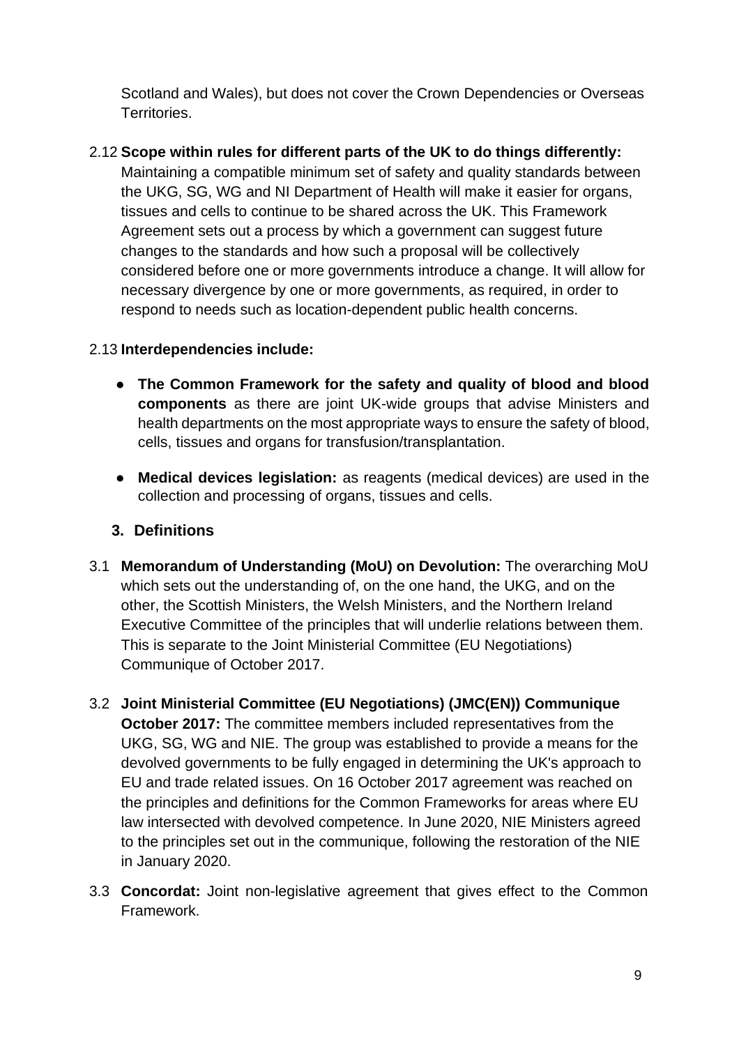Scotland and Wales), but does not cover the Crown Dependencies or Overseas Territories.

2.12 **Scope within rules for different parts of the UK to do things differently:** Maintaining a compatible minimum set of safety and quality standards between the UKG, SG, WG and NI Department of Health will make it easier for organs, tissues and cells to continue to be shared across the UK. This Framework Agreement sets out a process by which a government can suggest future changes to the standards and how such a proposal will be collectively considered before one or more governments introduce a change. It will allow for necessary divergence by one or more governments, as required, in order to respond to needs such as location-dependent public health concerns.

2.13 **Interdependencies include:**

- **The Common Framework for the safety and quality of blood and blood components** as there are joint UK-wide groups that advise Ministers and health departments on the most appropriate ways to ensure the safety of blood, cells, tissues and organs for transfusion/transplantation.
- **Medical devices legislation:** as reagents (medical devices) are used in the collection and processing of organs, tissues and cells.

## 3. Definitions

3.1 **Memorandum of Understanding (MoU) on Devolution:** The overarching MoU which sets out the understanding of, on the one hand, the UKG, and on the other, the Scottish Ministers, the Welsh Ministers, and the Northern Ireland Executive Committee of the principles that will underlie relations between them. This is separate to the Joint Ministerial Committee (EU Negotiations) Communique of October 2017.

3.2 **Joint Ministerial Committee (EU Negotiations) (JMC(EN)) Communique October 2017:** The committee members included representatives from the UKG, SG, WG and NIE. The group was established to provide a means for the devolved governments to be fully engaged in determining the UK's approach to EU and trade related issues. On 16 October 2017 agreement was reached on the principles and definitions for the Common Frameworks for areas where EU law intersected with devolved competence. In June 2020, NIE Ministers agreed to the principles set out in the communique, following the restoration of the NIE in January 2020.

3.3 **Concordat:** Joint non-legislative agreement that gives effect to the Common Framework.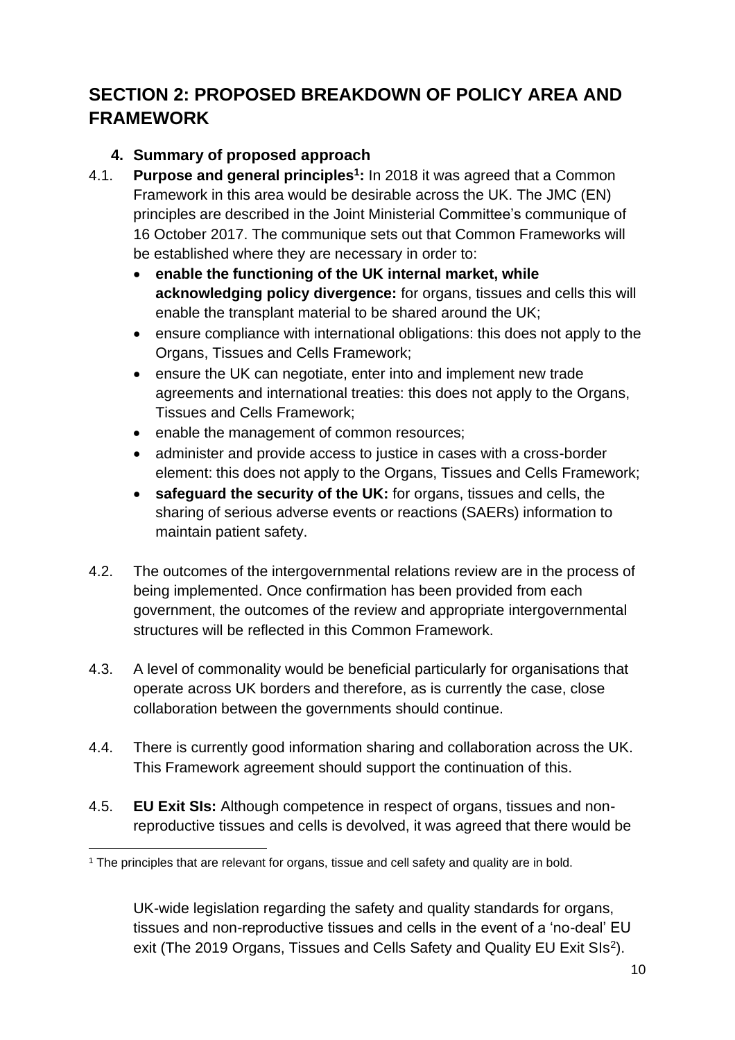## SECTION 2: PROPOSED BREAKDOWN OF POLICY AREA AND FRAMEWORK

### 4. Summary of proposed approach

4.1. **Purpose and general principles[1]:** In 2018 it was agreed that a Common Framework in this area would be desirable across the UK. The JMC (EN) principles are described in the Joint Ministerial Committee's communique of 16 October 2017. The communique sets out that Common Frameworks will be established where they are necessary in order to:

- **enable the functioning of the UK internal market, while acknowledging policy divergence:** for organs, tissues and cells this will enable the transplant material to be shared around the UK;
- ensure compliance with international obligations: this does not apply to the Organs, Tissues and Cells Framework;
- ensure the UK can negotiate, enter into and implement new trade agreements and international treaties: this does not apply to the Organs, Tissues and Cells Framework;
- enable the management of common resources;
- administer and provide access to justice in cases with a cross-border element: this does not apply to the Organs, Tissues and Cells Framework;
- **safeguard the security of the UK:** for organs, tissues and cells, the sharing of serious adverse events or reactions (SAERs) information to maintain patient safety.

4.2. The outcomes of the intergovernmental relations review are in the process of being implemented. Once confirmation has been provided from each government, the outcomes of the review and appropriate intergovernmental structures will be reflected in this Common Framework.

4.3. A level of commonality would be beneficial particularly for organisations that operate across UK borders and therefore, as is currently the case, close collaboration between the governments should continue.

4.4. There is currently good information sharing and collaboration across the UK. This Framework agreement should support the continuation of this.

4.5. **EU Exit SIs:** Although competence in respect of organs, tissues and non-reproductive tissues and cells is devolved, it was agreed that there would be UK-wide legislation regarding the safety and quality standards for organs, tissues and non-reproductive tissues and cells in the event of a 'no-deal' EU exit (The 2019 Organs, Tissues and Cells Safety and Quality EU Exit SIs[2]).

[1] The principles that are relevant for organs, tissue and cell safety and quality are in bold.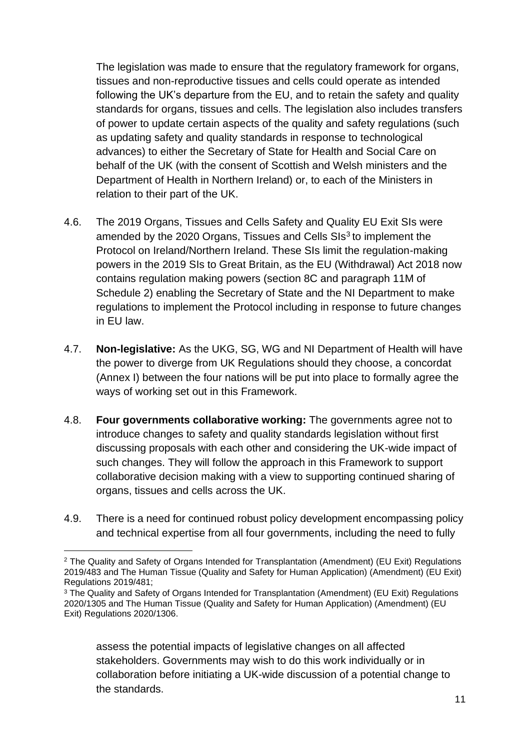The legislation was made to ensure that the regulatory framework for organs, tissues and non-reproductive tissues and cells could operate as intended following the UK's departure from the EU, and to retain the safety and quality standards for organs, tissues and cells. The legislation also includes transfers of power to update certain aspects of the quality and safety regulations (such as updating safety and quality standards in response to technological advances) to either the Secretary of State for Health and Social Care on behalf of the UK (with the consent of Scottish and Welsh ministers and the Department of Health in Northern Ireland) or, to each of the Ministers in relation to their part of the UK.

4.6. The 2019 Organs, Tissues and Cells Safety and Quality EU Exit SIs were amended by the 2020 Organs, Tissues and Cells SIs[3] to implement the Protocol on Ireland/Northern Ireland. These SIs limit the regulation-making powers in the 2019 SIs to Great Britain, as the EU (Withdrawal) Act 2018 now contains regulation making powers (section 8C and paragraph 11M of Schedule 2) enabling the Secretary of State and the NI Department to make regulations to implement the Protocol including in response to future changes in EU law.

4.7. **Non-legislative:** As the UKG, SG, WG and NI Department of Health will have the power to diverge from UK Regulations should they choose, a concordat (Annex I) between the four nations will be put into place to formally agree the ways of working set out in this Framework.

4.8. **Four governments collaborative working:** The governments agree not to introduce changes to safety and quality standards legislation without first discussing proposals with each other and considering the UK-wide impact of such changes. They will follow the approach in this Framework to support collaborative decision making with a view to supporting continued sharing of organs, tissues and cells across the UK.

4.9. There is a need for continued robust policy development encompassing policy and technical expertise from all four governments, including the need to fully assess the potential impacts of legislative changes on all affected stakeholders. Governments may wish to do this work individually or in collaboration before initiating a UK-wide discussion of a potential change to the standards.

---

[2] The Quality and Safety of Organs Intended for Transplantation (Amendment) (EU Exit) Regulations 2019/483 and The Human Tissue (Quality and Safety for Human Application) (Amendment) (EU Exit) Regulations 2019/481;

[3] The Quality and Safety of Organs Intended for Transplantation (Amendment) (EU Exit) Regulations 2020/1305 and The Human Tissue (Quality and Safety for Human Application) (Amendment) (EU Exit) Regulations 2020/1306.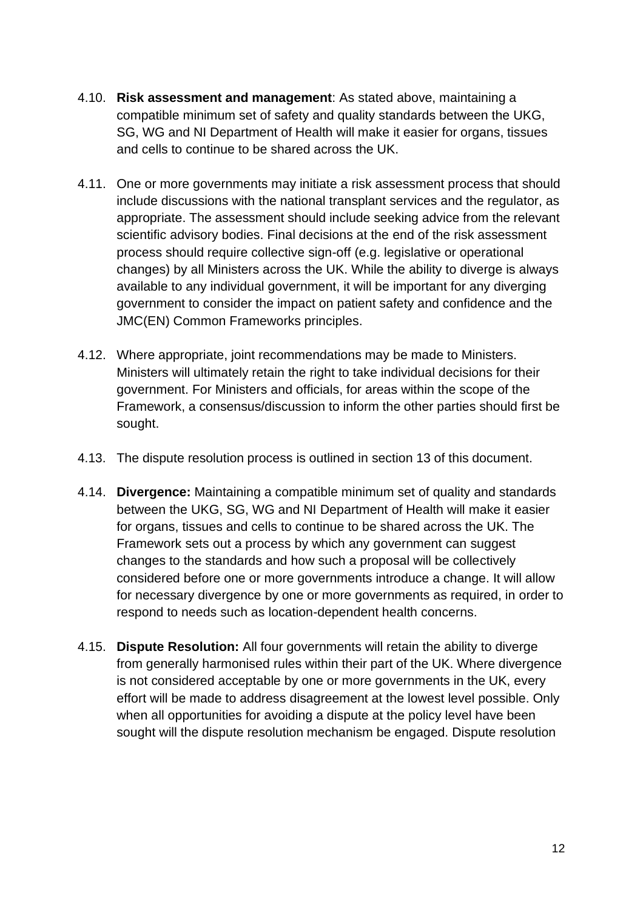4.10. **Risk assessment and management**: As stated above, maintaining a compatible minimum set of safety and quality standards between the UKG, SG, WG and NI Department of Health will make it easier for organs, tissues and cells to continue to be shared across the UK.

4.11. One or more governments may initiate a risk assessment process that should include discussions with the national transplant services and the regulator, as appropriate. The assessment should include seeking advice from the relevant scientific advisory bodies. Final decisions at the end of the risk assessment process should require collective sign-off (e.g. legislative or operational changes) by all Ministers across the UK. While the ability to diverge is always available to any individual government, it will be important for any diverging government to consider the impact on patient safety and confidence and the JMC(EN) Common Frameworks principles.

4.12. Where appropriate, joint recommendations may be made to Ministers. Ministers will ultimately retain the right to take individual decisions for their government. For Ministers and officials, for areas within the scope of the Framework, a consensus/discussion to inform the other parties should first be sought.

4.13. The dispute resolution process is outlined in section 13 of this document.

4.14. **Divergence:** Maintaining a compatible minimum set of quality and standards between the UKG, SG, WG and NI Department of Health will make it easier for organs, tissues and cells to continue to be shared across the UK. The Framework sets out a process by which any government can suggest changes to the standards and how such a proposal will be collectively considered before one or more governments introduce a change. It will allow for necessary divergence by one or more governments as required, in order to respond to needs such as location-dependent health concerns.

4.15. **Dispute Resolution:** All four governments will retain the ability to diverge from generally harmonised rules within their part of the UK. Where divergence is not considered acceptable by one or more governments in the UK, every effort will be made to address disagreement at the lowest level possible. Only when all opportunities for avoiding a dispute at the policy level have been sought will the dispute resolution mechanism be engaged. Dispute resolution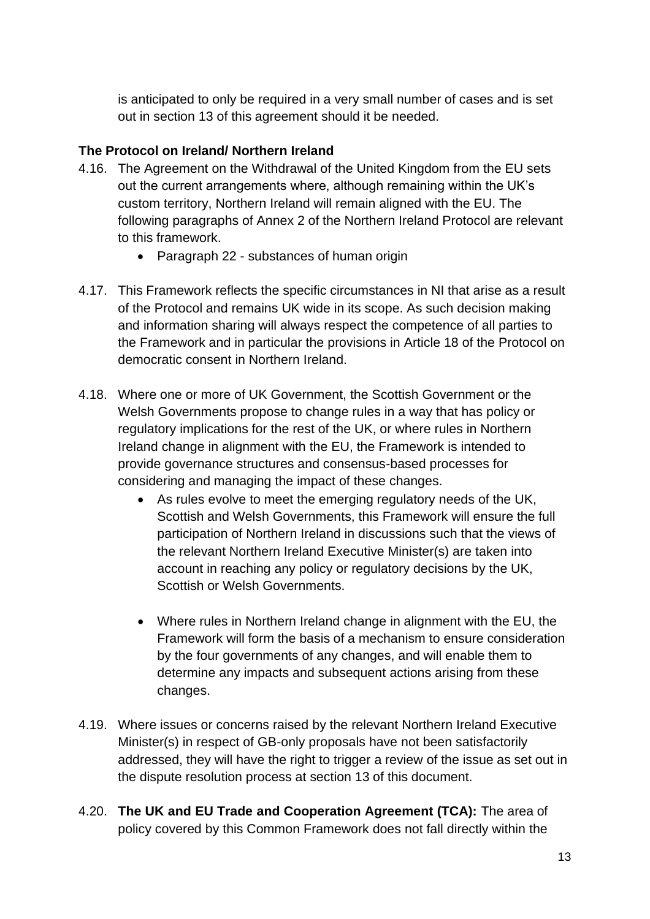is anticipated to only be required in a very small number of cases and is set out in section 13 of this agreement should it be needed.

**The Protocol on Ireland/ Northern Ireland**

4.16. The Agreement on the Withdrawal of the United Kingdom from the EU sets out the current arrangements where, although remaining within the UK's custom territory, Northern Ireland will remain aligned with the EU. The following paragraphs of Annex 2 of the Northern Ireland Protocol are relevant to this framework.

- Paragraph 22 - substances of human origin

4.17. This Framework reflects the specific circumstances in NI that arise as a result of the Protocol and remains UK wide in its scope. As such decision making and information sharing will always respect the competence of all parties to the Framework and in particular the provisions in Article 18 of the Protocol on democratic consent in Northern Ireland.

4.18. Where one or more of UK Government, the Scottish Government or the Welsh Governments propose to change rules in a way that has policy or regulatory implications for the rest of the UK, or where rules in Northern Ireland change in alignment with the EU, the Framework is intended to provide governance structures and consensus-based processes for considering and managing the impact of these changes.

- As rules evolve to meet the emerging regulatory needs of the UK, Scottish and Welsh Governments, this Framework will ensure the full participation of Northern Ireland in discussions such that the views of the relevant Northern Ireland Executive Minister(s) are taken into account in reaching any policy or regulatory decisions by the UK, Scottish or Welsh Governments.

- Where rules in Northern Ireland change in alignment with the EU, the Framework will form the basis of a mechanism to ensure consideration by the four governments of any changes, and will enable them to determine any impacts and subsequent actions arising from these changes.

4.19. Where issues or concerns raised by the relevant Northern Ireland Executive Minister(s) in respect of GB-only proposals have not been satisfactorily addressed, they will have the right to trigger a review of the issue as set out in the dispute resolution process at section 13 of this document.

4.20. **The UK and EU Trade and Cooperation Agreement (TCA):** The area of policy covered by this Common Framework does not fall directly within the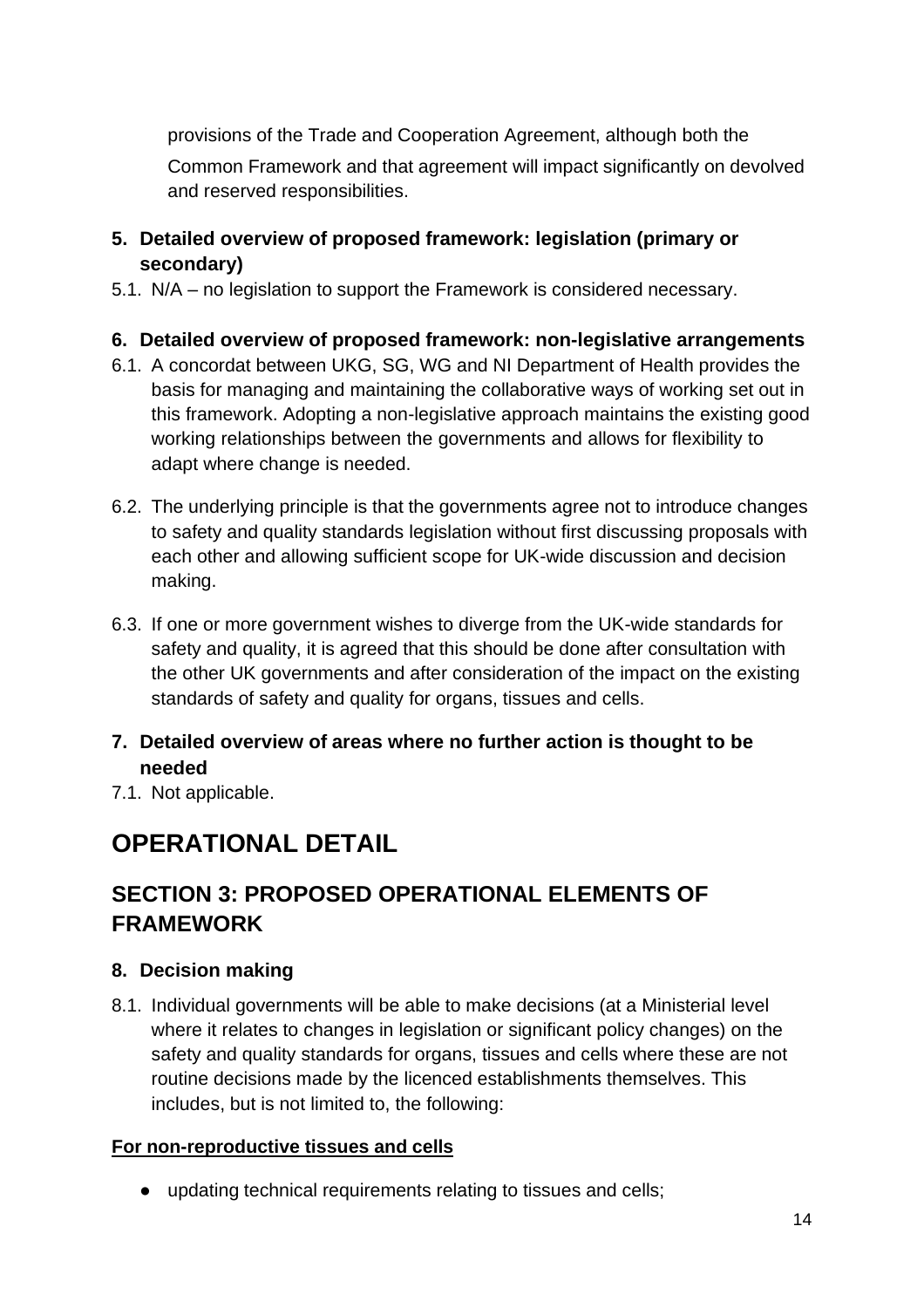provisions of the Trade and Cooperation Agreement, although both the Common Framework and that agreement will impact significantly on devolved and reserved responsibilities.

**5. Detailed overview of proposed framework: legislation (primary or secondary)**

5.1. N/A – no legislation to support the Framework is considered necessary.

**6. Detailed overview of proposed framework: non-legislative arrangements**

6.1. A concordat between UKG, SG, WG and NI Department of Health provides the basis for managing and maintaining the collaborative ways of working set out in this framework. Adopting a non-legislative approach maintains the existing good working relationships between the governments and allows for flexibility to adapt where change is needed.

6.2. The underlying principle is that the governments agree not to introduce changes to safety and quality standards legislation without first discussing proposals with each other and allowing sufficient scope for UK-wide discussion and decision making.

6.3. If one or more government wishes to diverge from the UK-wide standards for safety and quality, it is agreed that this should be done after consultation with the other UK governments and after consideration of the impact on the existing standards of safety and quality for organs, tissues and cells.

**7. Detailed overview of areas where no further action is thought to be needed**

7.1. Not applicable.

# OPERATIONAL DETAIL

## SECTION 3: PROPOSED OPERATIONAL ELEMENTS OF FRAMEWORK

**8. Decision making**

8.1. Individual governments will be able to make decisions (at a Ministerial level where it relates to changes in legislation or significant policy changes) on the safety and quality standards for organs, tissues and cells where these are not routine decisions made by the licenced establishments themselves. This includes, but is not limited to, the following:

**For non-reproductive tissues and cells**

- updating technical requirements relating to tissues and cells;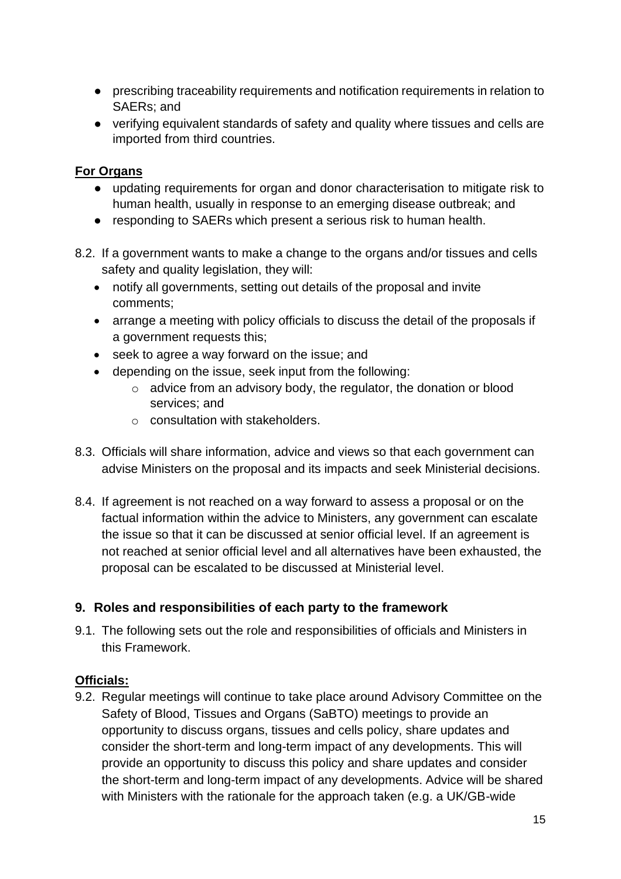- prescribing traceability requirements and notification requirements in relation to SAERs; and
- verifying equivalent standards of safety and quality where tissues and cells are imported from third countries.

**For Organs**

- updating requirements for organ and donor characterisation to mitigate risk to human health, usually in response to an emerging disease outbreak; and
- responding to SAERs which present a serious risk to human health.

8.2. If a government wants to make a change to the organs and/or tissues and cells safety and quality legislation, they will:
   - notify all governments, setting out details of the proposal and invite comments;
   - arrange a meeting with policy officials to discuss the detail of the proposals if a government requests this;
   - seek to agree a way forward on the issue; and
   - depending on the issue, seek input from the following:
     - advice from an advisory body, the regulator, the donation or blood services; and
     - consultation with stakeholders.

8.3. Officials will share information, advice and views so that each government can advise Ministers on the proposal and its impacts and seek Ministerial decisions.

8.4. If agreement is not reached on a way forward to assess a proposal or on the factual information within the advice to Ministers, any government can escalate the issue so that it can be discussed at senior official level. If an agreement is not reached at senior official level and all alternatives have been exhausted, the proposal can be escalated to be discussed at Ministerial level.

## 9. Roles and responsibilities of each party to the framework

9.1. The following sets out the role and responsibilities of officials and Ministers in this Framework.

**Officials:**

9.2. Regular meetings will continue to take place around Advisory Committee on the Safety of Blood, Tissues and Organs (SaBTO) meetings to provide an opportunity to discuss organs, tissues and cells policy, share updates and consider the short-term and long-term impact of any developments. This will provide an opportunity to discuss this policy and share updates and consider the short-term and long-term impact of any developments. Advice will be shared with Ministers with the rationale for the approach taken (e.g. a UK/GB-wide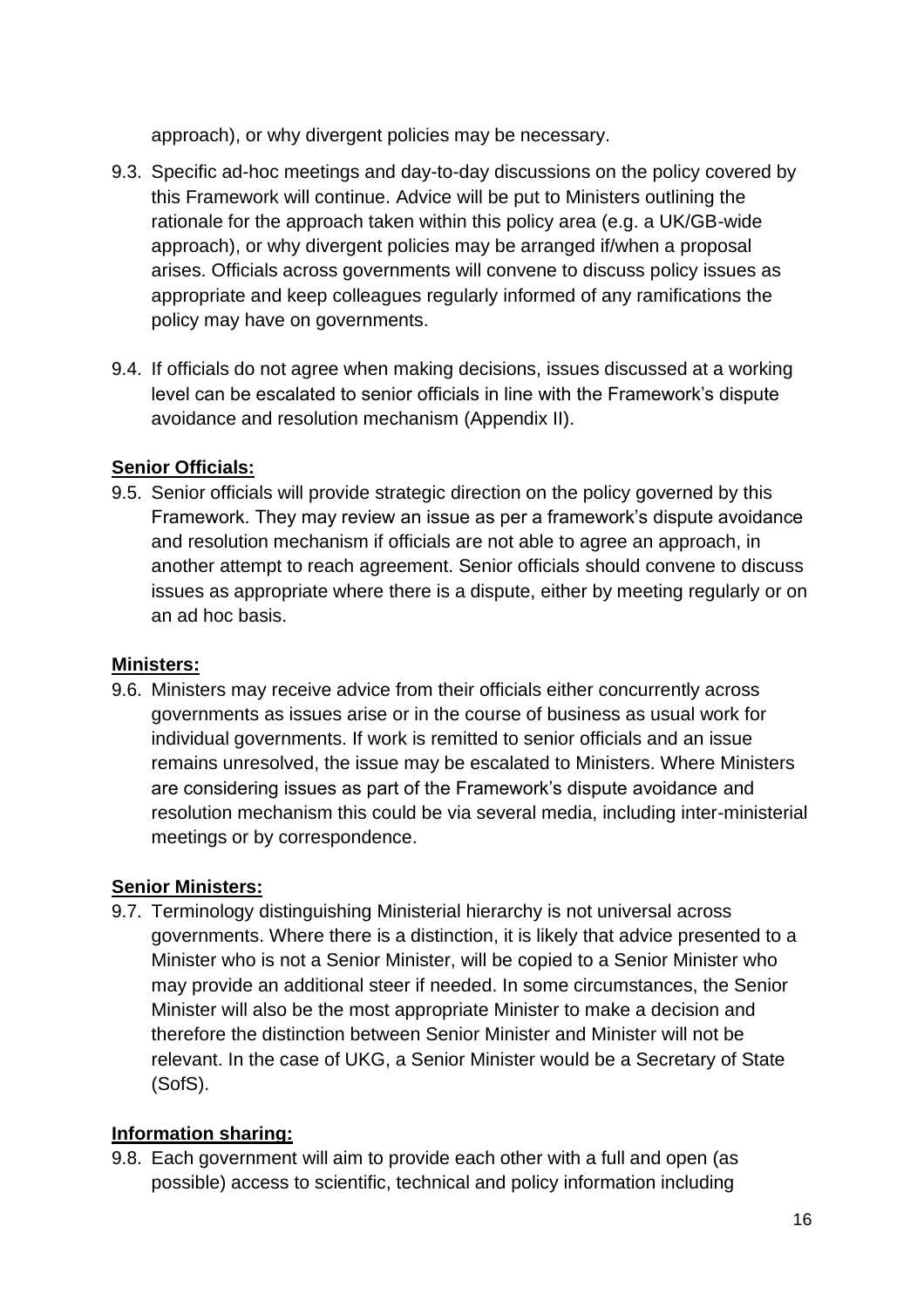approach), or why divergent policies may be necessary.

9.3. Specific ad-hoc meetings and day-to-day discussions on the policy covered by this Framework will continue. Advice will be put to Ministers outlining the rationale for the approach taken within this policy area (e.g. a UK/GB-wide approach), or why divergent policies may be arranged if/when a proposal arises. Officials across governments will convene to discuss policy issues as appropriate and keep colleagues regularly informed of any ramifications the policy may have on governments.

9.4. If officials do not agree when making decisions, issues discussed at a working level can be escalated to senior officials in line with the Framework's dispute avoidance and resolution mechanism (Appendix II).

**Senior Officials:**

9.5. Senior officials will provide strategic direction on the policy governed by this Framework. They may review an issue as per a framework's dispute avoidance and resolution mechanism if officials are not able to agree an approach, in another attempt to reach agreement. Senior officials should convene to discuss issues as appropriate where there is a dispute, either by meeting regularly or on an ad hoc basis.

**Ministers:**

9.6. Ministers may receive advice from their officials either concurrently across governments as issues arise or in the course of business as usual work for individual governments. If work is remitted to senior officials and an issue remains unresolved, the issue may be escalated to Ministers. Where Ministers are considering issues as part of the Framework's dispute avoidance and resolution mechanism this could be via several media, including inter-ministerial meetings or by correspondence.

**Senior Ministers:**

9.7. Terminology distinguishing Ministerial hierarchy is not universal across governments. Where there is a distinction, it is likely that advice presented to a Minister who is not a Senior Minister, will be copied to a Senior Minister who may provide an additional steer if needed. In some circumstances, the Senior Minister will also be the most appropriate Minister to make a decision and therefore the distinction between Senior Minister and Minister will not be relevant. In the case of UKG, a Senior Minister would be a Secretary of State (SofS).

**Information sharing:**

9.8. Each government will aim to provide each other with a full and open (as possible) access to scientific, technical and policy information including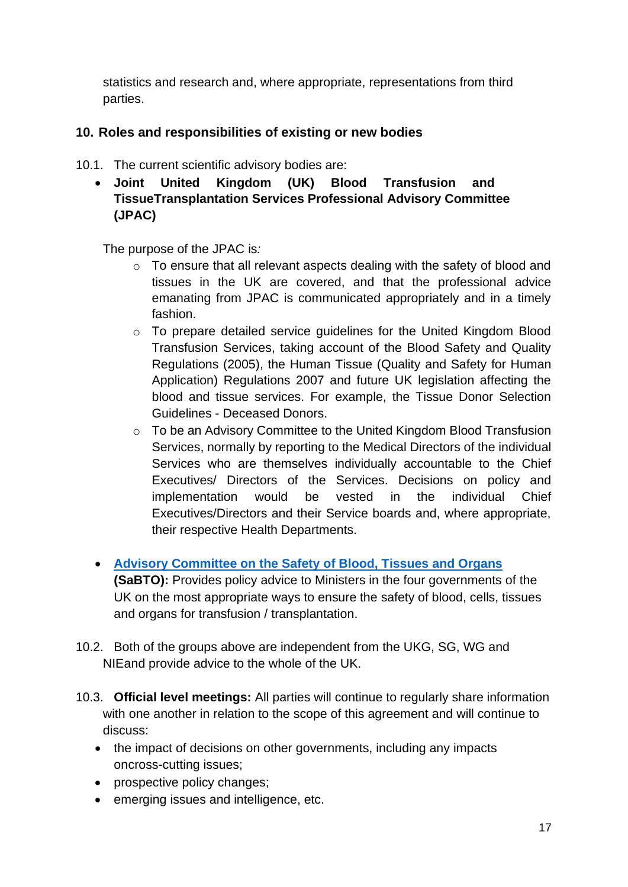statistics and research and, where appropriate, representations from third parties.

## 10. Roles and responsibilities of existing or new bodies

10.1. The current scientific advisory bodies are:

- **Joint United Kingdom (UK) Blood Transfusion and TissueTransplantation Services Professional Advisory Committee (JPAC)**

  The purpose of the JPAC is*:*

  - To ensure that all relevant aspects dealing with the safety of blood and tissues in the UK are covered, and that the professional advice emanating from JPAC is communicated appropriately and in a timely fashion.
  - To prepare detailed service guidelines for the United Kingdom Blood Transfusion Services, taking account of the Blood Safety and Quality Regulations (2005), the Human Tissue (Quality and Safety for Human Application) Regulations 2007 and future UK legislation affecting the blood and tissue services. For example, the Tissue Donor Selection Guidelines - Deceased Donors.
  - To be an Advisory Committee to the United Kingdom Blood Transfusion Services, normally by reporting to the Medical Directors of the individual Services who are themselves individually accountable to the Chief Executives/ Directors of the Services. Decisions on policy and implementation would be vested in the individual Chief Executives/Directors and their Service boards and, where appropriate, their respective Health Departments.

- **Advisory Committee on the Safety of Blood, Tissues and Organs (SaBTO):** Provides policy advice to Ministers in the four governments of the UK on the most appropriate ways to ensure the safety of blood, cells, tissues and organs for transfusion / transplantation.

10.2. Both of the groups above are independent from the UKG, SG, WG and NIEand provide advice to the whole of the UK.

10.3. **Official level meetings:** All parties will continue to regularly share information with one another in relation to the scope of this agreement and will continue to discuss:

- the impact of decisions on other governments, including any impacts oncross-cutting issues;
- prospective policy changes;
- emerging issues and intelligence, etc.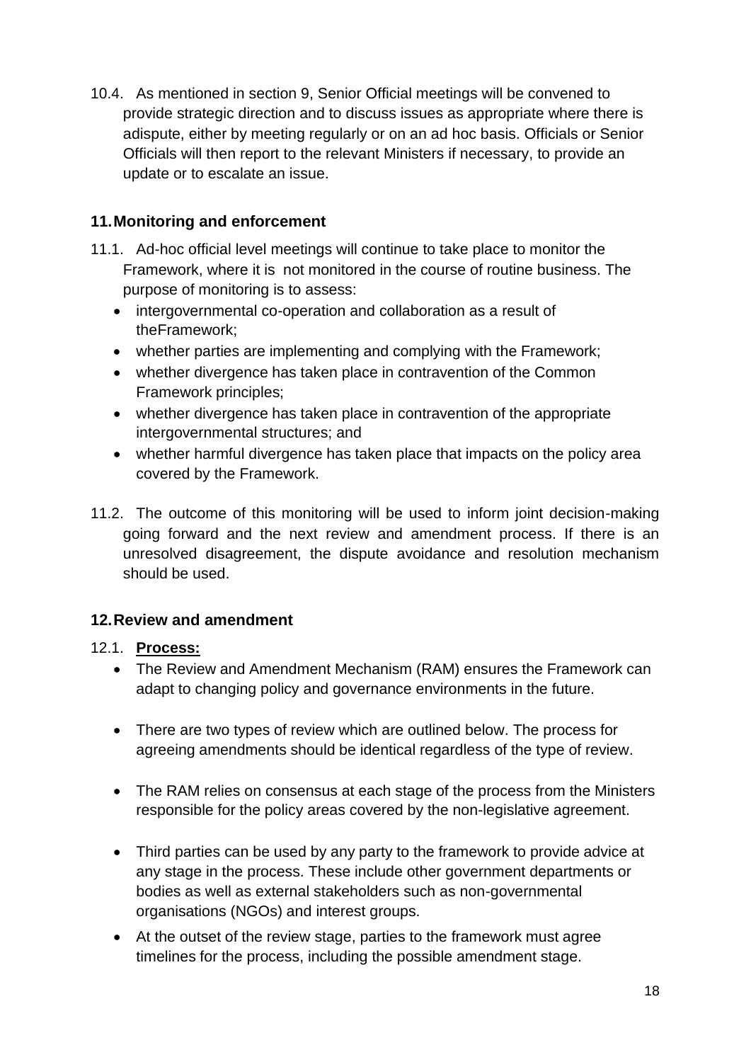10.4. As mentioned in section 9, Senior Official meetings will be convened to provide strategic direction and to discuss issues as appropriate where there is adispute, either by meeting regularly or on an ad hoc basis. Officials or Senior Officials will then report to the relevant Ministers if necessary, to provide an update or to escalate an issue.

## 11. Monitoring and enforcement

11.1. Ad-hoc official level meetings will continue to take place to monitor the Framework, where it is not monitored in the course of routine business. The purpose of monitoring is to assess:

- intergovernmental co-operation and collaboration as a result of theFramework;
- whether parties are implementing and complying with the Framework;
- whether divergence has taken place in contravention of the Common Framework principles;
- whether divergence has taken place in contravention of the appropriate intergovernmental structures; and
- whether harmful divergence has taken place that impacts on the policy area covered by the Framework.

11.2. The outcome of this monitoring will be used to inform joint decision-making going forward and the next review and amendment process. If there is an unresolved disagreement, the dispute avoidance and resolution mechanism should be used.

## 12. Review and amendment

12.1. **Process:**

- The Review and Amendment Mechanism (RAM) ensures the Framework can adapt to changing policy and governance environments in the future.
- There are two types of review which are outlined below. The process for agreeing amendments should be identical regardless of the type of review.
- The RAM relies on consensus at each stage of the process from the Ministers responsible for the policy areas covered by the non-legislative agreement.
- Third parties can be used by any party to the framework to provide advice at any stage in the process. These include other government departments or bodies as well as external stakeholders such as non-governmental organisations (NGOs) and interest groups.
- At the outset of the review stage, parties to the framework must agree timelines for the process, including the possible amendment stage.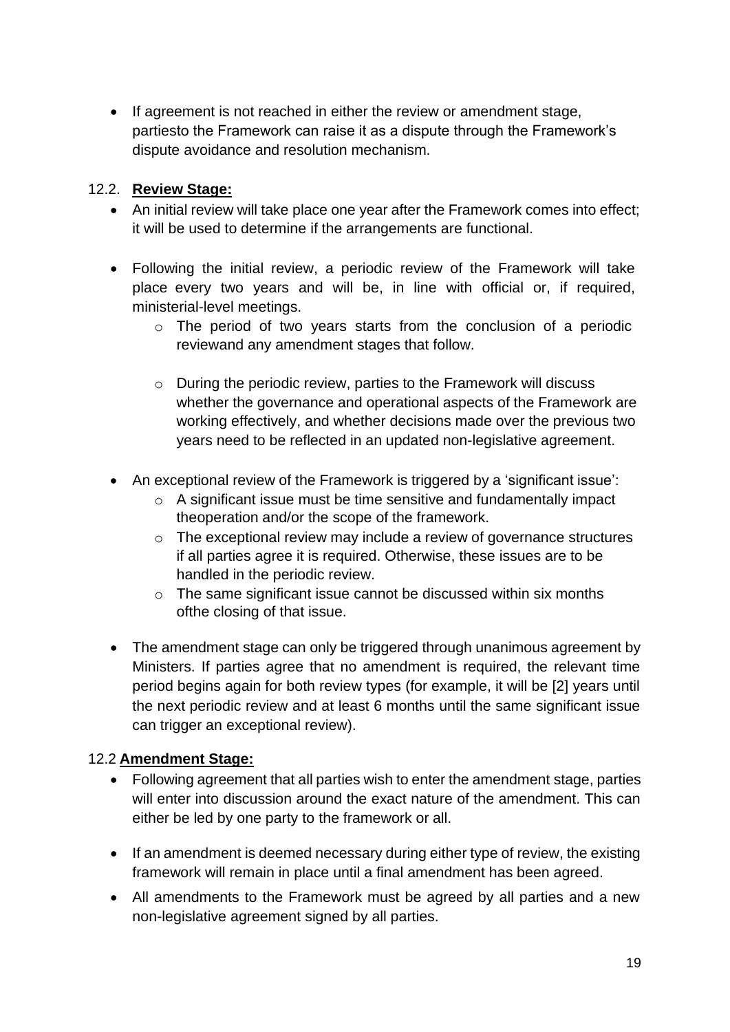- If agreement is not reached in either the review or amendment stage, partiesto the Framework can raise it as a dispute through the Framework's dispute avoidance and resolution mechanism.

12.2. **Review Stage:**

- An initial review will take place one year after the Framework comes into effect; it will be used to determine if the arrangements are functional.
- Following the initial review, a periodic review of the Framework will take place every two years and will be, in line with official or, if required, ministerial-level meetings.
  - The period of two years starts from the conclusion of a periodic reviewand any amendment stages that follow.
  - During the periodic review, parties to the Framework will discuss whether the governance and operational aspects of the Framework are working effectively, and whether decisions made over the previous two years need to be reflected in an updated non-legislative agreement.
- An exceptional review of the Framework is triggered by a 'significant issue':
  - A significant issue must be time sensitive and fundamentally impact theoperation and/or the scope of the framework.
  - The exceptional review may include a review of governance structures if all parties agree it is required. Otherwise, these issues are to be handled in the periodic review.
  - The same significant issue cannot be discussed within six months ofthe closing of that issue.
- The amendment stage can only be triggered through unanimous agreement by Ministers. If parties agree that no amendment is required, the relevant time period begins again for both review types (for example, it will be [2] years until the next periodic review and at least 6 months until the same significant issue can trigger an exceptional review).

12.2 **Amendment Stage:**

- Following agreement that all parties wish to enter the amendment stage, parties will enter into discussion around the exact nature of the amendment. This can either be led by one party to the framework or all.
- If an amendment is deemed necessary during either type of review, the existing framework will remain in place until a final amendment has been agreed.
- All amendments to the Framework must be agreed by all parties and a new non-legislative agreement signed by all parties.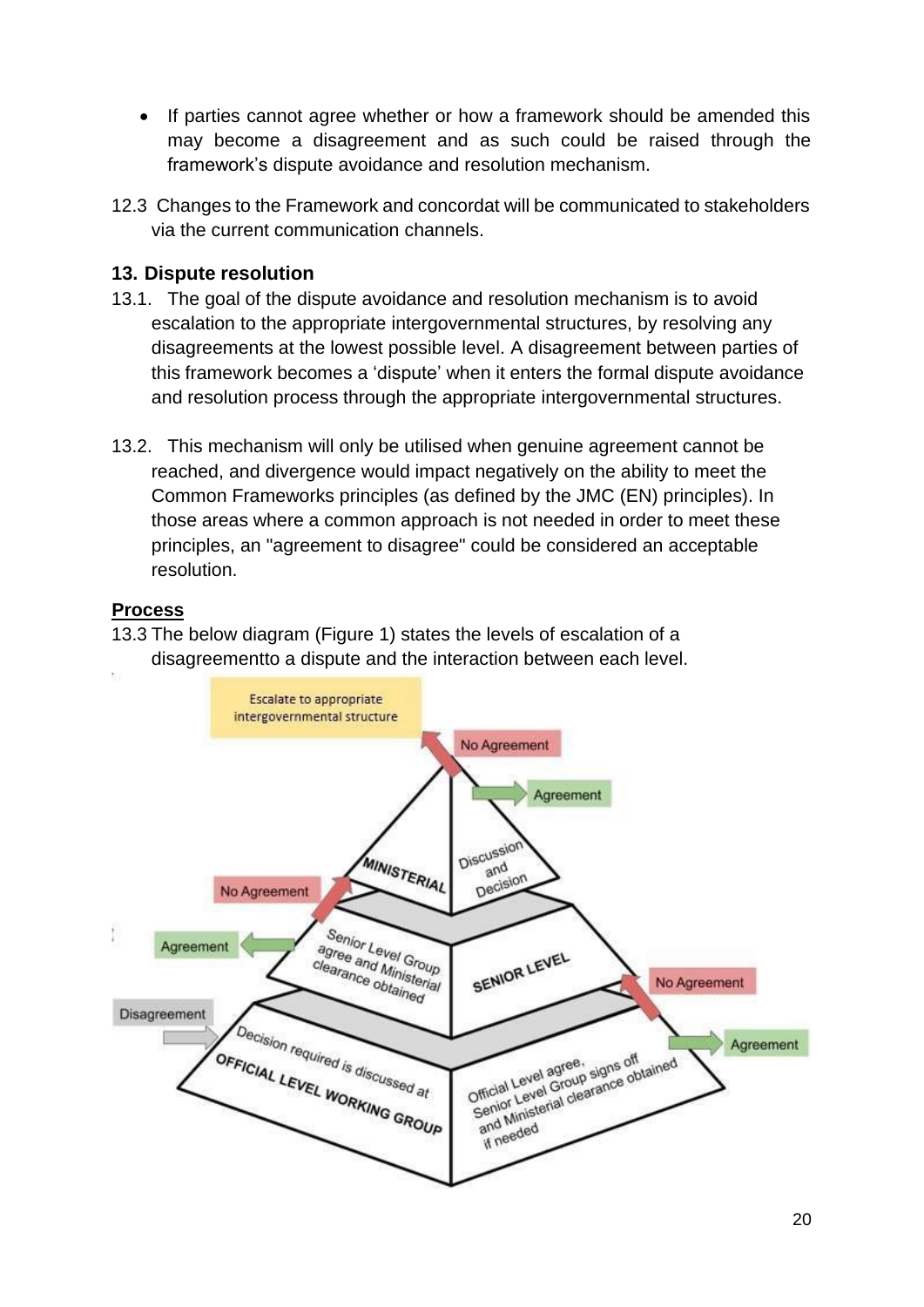- If parties cannot agree whether or how a framework should be amended this may become a disagreement and as such could be raised through the framework's dispute avoidance and resolution mechanism.

12.3 Changes to the Framework and concordat will be communicated to stakeholders via the current communication channels.

## 13. Dispute resolution

13.1. The goal of the dispute avoidance and resolution mechanism is to avoid escalation to the appropriate intergovernmental structures, by resolving any disagreements at the lowest possible level. A disagreement between parties of this framework becomes a 'dispute' when it enters the formal dispute avoidance and resolution process through the appropriate intergovernmental structures.

13.2. This mechanism will only be utilised when genuine agreement cannot be reached, and divergence would impact negatively on the ability to meet the Common Frameworks principles (as defined by the JMC (EN) principles). In those areas where a common approach is not needed in order to meet these principles, an "agreement to disagree" could be considered an acceptable resolution.

**<u>Process</u>**

13.3 The below diagram (Figure 1) states the levels of escalation of a disagreementto a dispute and the interaction between each level.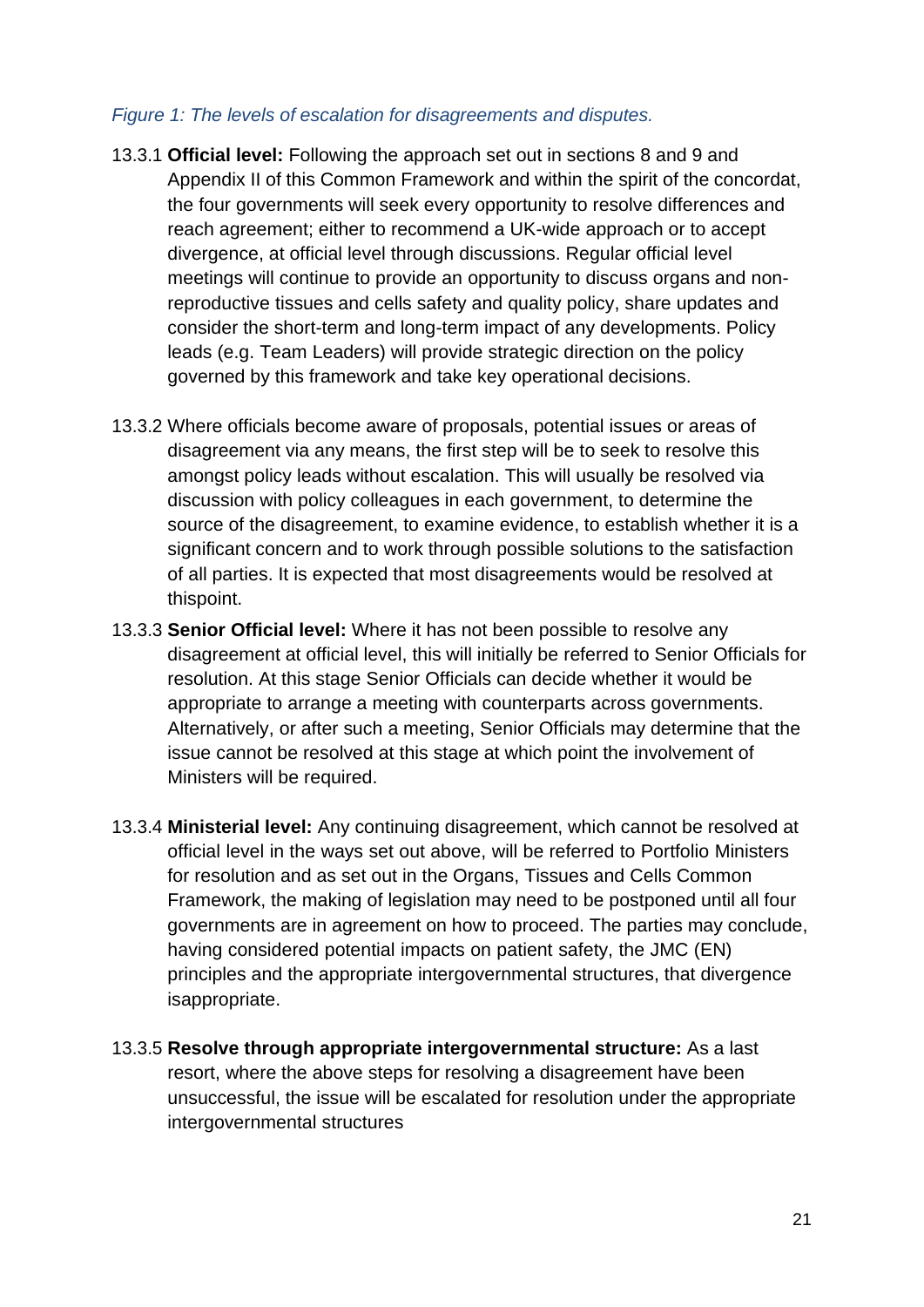*Figure 1: The levels of escalation for disagreements and disputes.*

13.3.1 **Official level:** Following the approach set out in sections 8 and 9 and Appendix II of this Common Framework and within the spirit of the concordat, the four governments will seek every opportunity to resolve differences and reach agreement; either to recommend a UK-wide approach or to accept divergence, at official level through discussions. Regular official level meetings will continue to provide an opportunity to discuss organs and non-reproductive tissues and cells safety and quality policy, share updates and consider the short-term and long-term impact of any developments. Policy leads (e.g. Team Leaders) will provide strategic direction on the policy governed by this framework and take key operational decisions.

13.3.2 Where officials become aware of proposals, potential issues or areas of disagreement via any means, the first step will be to seek to resolve this amongst policy leads without escalation. This will usually be resolved via discussion with policy colleagues in each government, to determine the source of the disagreement, to examine evidence, to establish whether it is a significant concern and to work through possible solutions to the satisfaction of all parties. It is expected that most disagreements would be resolved at thispoint.

13.3.3 **Senior Official level:** Where it has not been possible to resolve any disagreement at official level, this will initially be referred to Senior Officials for resolution. At this stage Senior Officials can decide whether it would be appropriate to arrange a meeting with counterparts across governments. Alternatively, or after such a meeting, Senior Officials may determine that the issue cannot be resolved at this stage at which point the involvement of Ministers will be required.

13.3.4 **Ministerial level:** Any continuing disagreement, which cannot be resolved at official level in the ways set out above, will be referred to Portfolio Ministers for resolution and as set out in the Organs, Tissues and Cells Common Framework, the making of legislation may need to be postponed until all four governments are in agreement on how to proceed. The parties may conclude, having considered potential impacts on patient safety, the JMC (EN) principles and the appropriate intergovernmental structures, that divergence isappropriate.

13.3.5 **Resolve through appropriate intergovernmental structure:** As a last resort, where the above steps for resolving a disagreement have been unsuccessful, the issue will be escalated for resolution under the appropriate intergovernmental structures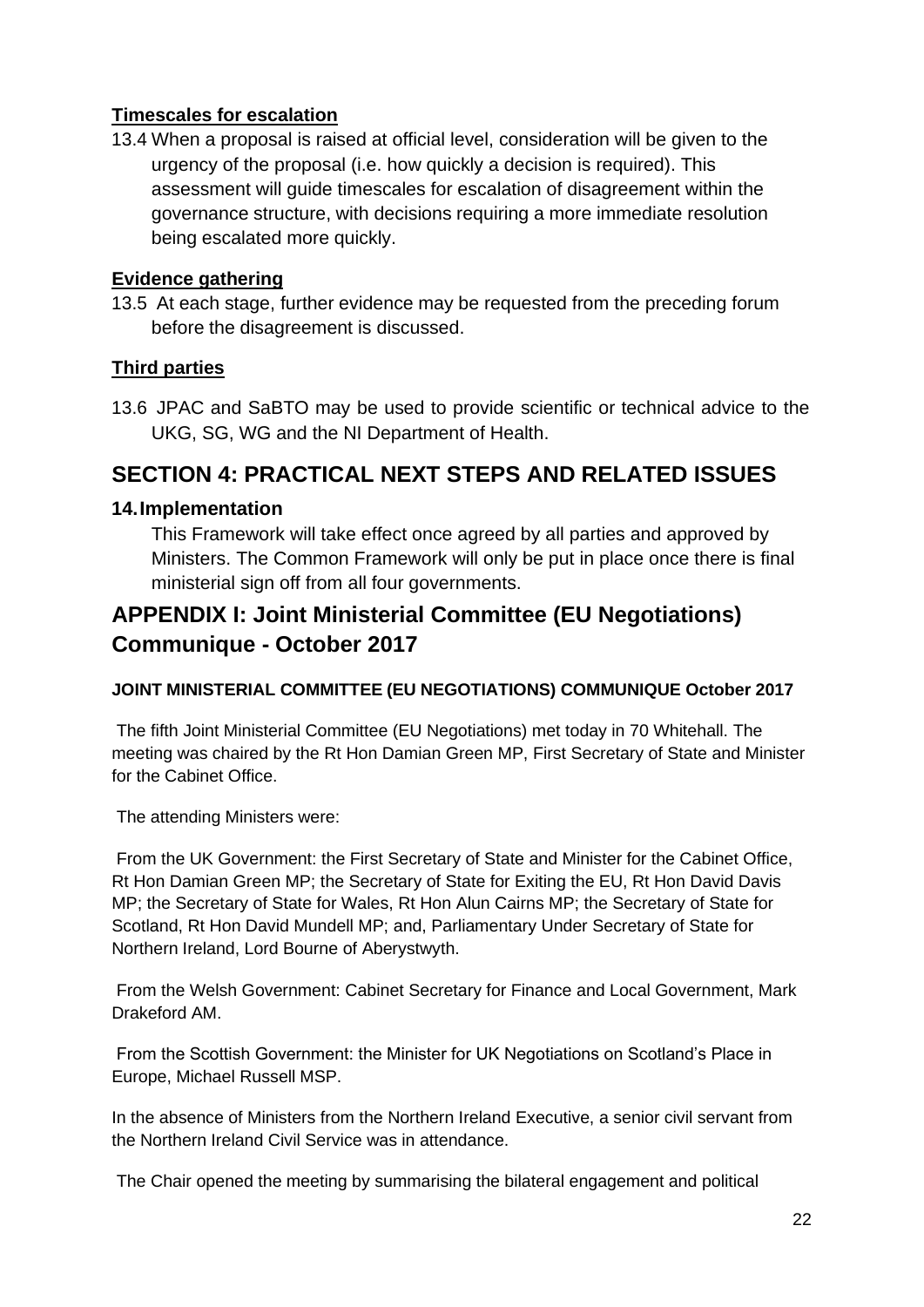#### Timescales for escalation

13.4 When a proposal is raised at official level, consideration will be given to the urgency of the proposal (i.e. how quickly a decision is required). This assessment will guide timescales for escalation of disagreement within the governance structure, with decisions requiring a more immediate resolution being escalated more quickly.

#### Evidence gathering

13.5 At each stage, further evidence may be requested from the preceding forum before the disagreement is discussed.

#### Third parties

13.6 JPAC and SaBTO may be used to provide scientific or technical advice to the UKG, SG, WG and the NI Department of Health.

## SECTION 4: PRACTICAL NEXT STEPS AND RELATED ISSUES

### 14. Implementation

This Framework will take effect once agreed by all parties and approved by Ministers. The Common Framework will only be put in place once there is final ministerial sign off from all four governments.

## APPENDIX I: Joint Ministerial Committee (EU Negotiations) Communique - October 2017

**JOINT MINISTERIAL COMMITTEE (EU NEGOTIATIONS) COMMUNIQUE October 2017**

The fifth Joint Ministerial Committee (EU Negotiations) met today in 70 Whitehall. The meeting was chaired by the Rt Hon Damian Green MP, First Secretary of State and Minister for the Cabinet Office.

The attending Ministers were:

From the UK Government: the First Secretary of State and Minister for the Cabinet Office, Rt Hon Damian Green MP; the Secretary of State for Exiting the EU, Rt Hon David Davis MP; the Secretary of State for Wales, Rt Hon Alun Cairns MP; the Secretary of State for Scotland, Rt Hon David Mundell MP; and, Parliamentary Under Secretary of State for Northern Ireland, Lord Bourne of Aberystwyth.

From the Welsh Government: Cabinet Secretary for Finance and Local Government, Mark Drakeford AM.

From the Scottish Government: the Minister for UK Negotiations on Scotland's Place in Europe, Michael Russell MSP.

In the absence of Ministers from the Northern Ireland Executive, a senior civil servant from the Northern Ireland Civil Service was in attendance.

The Chair opened the meeting by summarising the bilateral engagement and political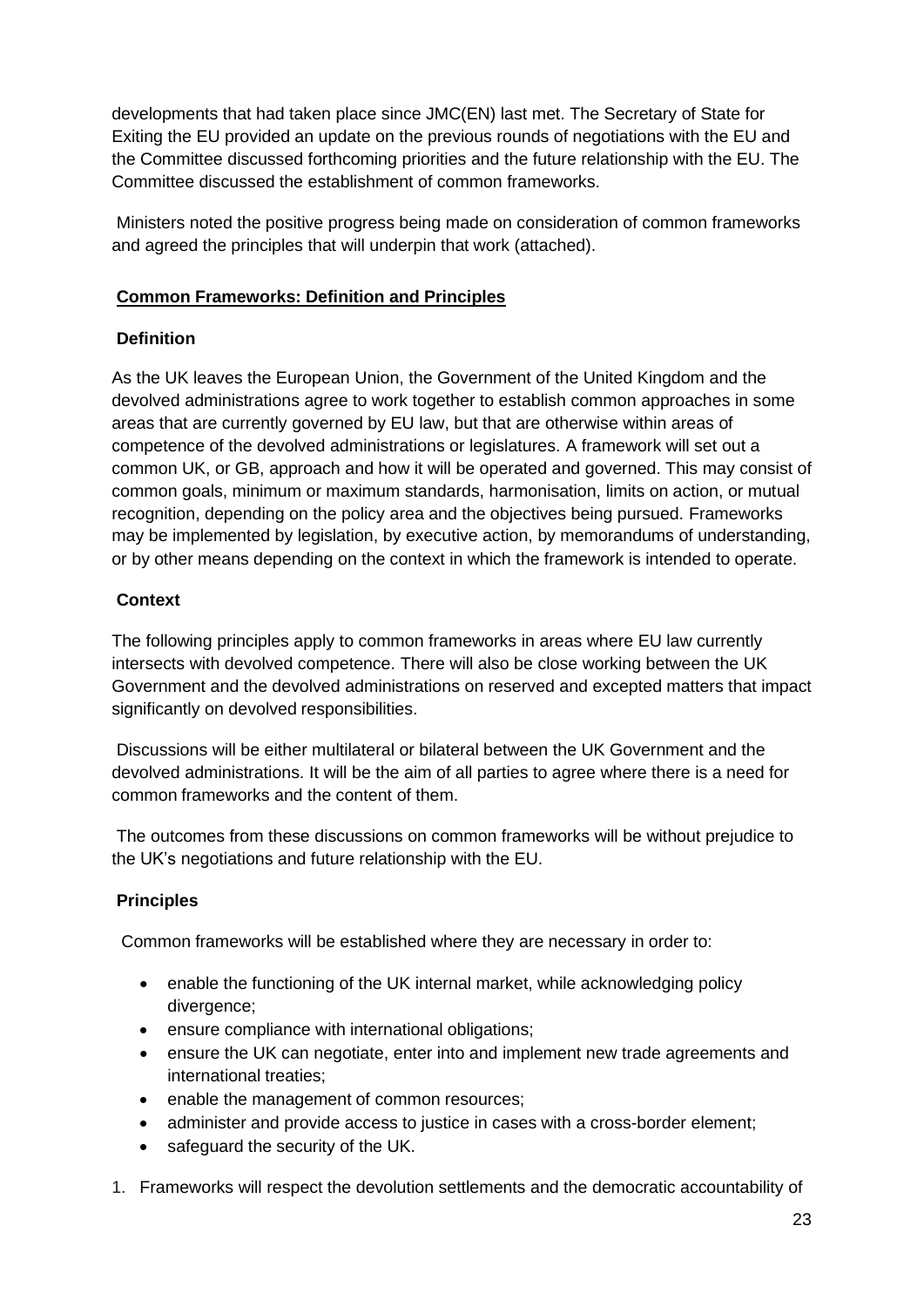developments that had taken place since JMC(EN) last met. The Secretary of State for Exiting the EU provided an update on the previous rounds of negotiations with the EU and the Committee discussed forthcoming priorities and the future relationship with the EU. The Committee discussed the establishment of common frameworks.

Ministers noted the positive progress being made on consideration of common frameworks and agreed the principles that will underpin that work (attached).

**Common Frameworks: Definition and Principles**

**Definition**

As the UK leaves the European Union, the Government of the United Kingdom and the devolved administrations agree to work together to establish common approaches in some areas that are currently governed by EU law, but that are otherwise within areas of competence of the devolved administrations or legislatures. A framework will set out a common UK, or GB, approach and how it will be operated and governed. This may consist of common goals, minimum or maximum standards, harmonisation, limits on action, or mutual recognition, depending on the policy area and the objectives being pursued. Frameworks may be implemented by legislation, by executive action, by memorandums of understanding, or by other means depending on the context in which the framework is intended to operate.

**Context**

The following principles apply to common frameworks in areas where EU law currently intersects with devolved competence. There will also be close working between the UK Government and the devolved administrations on reserved and excepted matters that impact significantly on devolved responsibilities.

Discussions will be either multilateral or bilateral between the UK Government and the devolved administrations. It will be the aim of all parties to agree where there is a need for common frameworks and the content of them.

The outcomes from these discussions on common frameworks will be without prejudice to the UK's negotiations and future relationship with the EU.

**Principles**

Common frameworks will be established where they are necessary in order to:

- enable the functioning of the UK internal market, while acknowledging policy divergence;
- ensure compliance with international obligations;
- ensure the UK can negotiate, enter into and implement new trade agreements and international treaties;
- enable the management of common resources;
- administer and provide access to justice in cases with a cross-border element;
- safeguard the security of the UK.

1. Frameworks will respect the devolution settlements and the democratic accountability of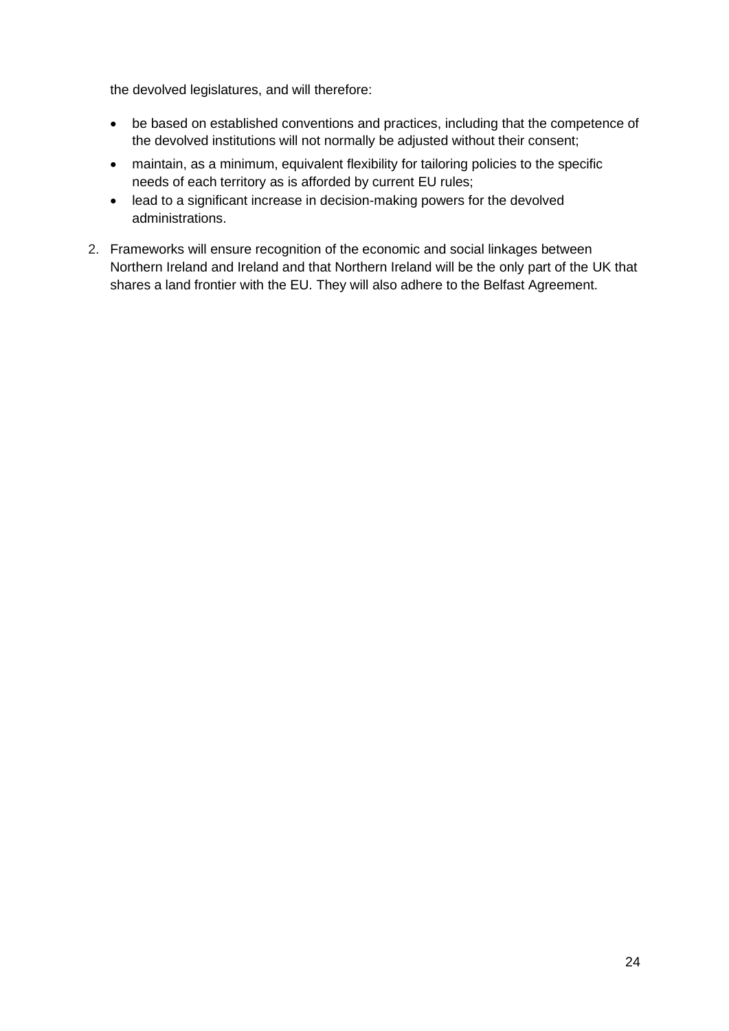the devolved legislatures, and will therefore:

- be based on established conventions and practices, including that the competence of the devolved institutions will not normally be adjusted without their consent;
- maintain, as a minimum, equivalent flexibility for tailoring policies to the specific needs of each territory as is afforded by current EU rules;
- lead to a significant increase in decision-making powers for the devolved administrations.

2. Frameworks will ensure recognition of the economic and social linkages between Northern Ireland and Ireland and that Northern Ireland will be the only part of the UK that shares a land frontier with the EU. They will also adhere to the Belfast Agreement.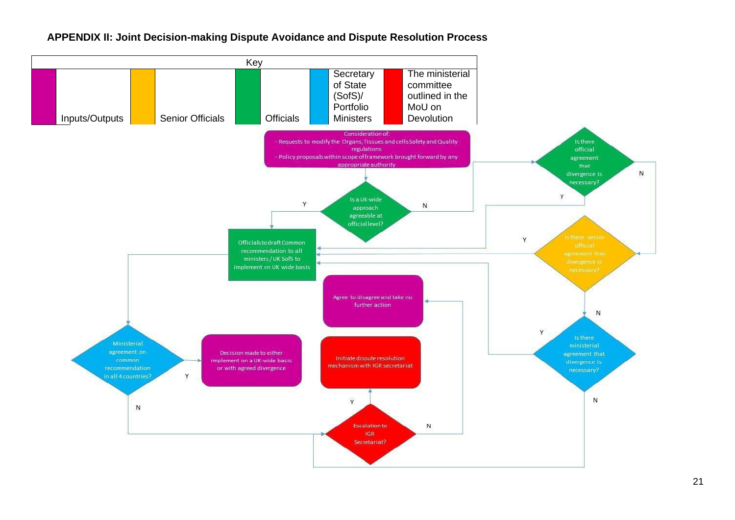**APPENDIX II: Joint Decision-making Dispute Avoidance and Dispute Resolution Process**

| Key | | | | | | | | | |
|---|---|---|---|---|---|---|---|---|---|
| | Inputs/Outputs | | Senior Officials | | Officials | | Secretary of State (SofS)/ Portfolio Ministers | | The ministerial committee outlined in the MoU on Devolution |

Consideration of:
- Requests to modify the Organs, Tissues and cells Safety and Quality regulations
- Policy proposals within scope of framework brought forward by any appropriate authority

Is a UK-wide approach agreeable at official level?

Is there official agreement that divergence is necessary?

Is there senior official agreement that divergence is necessary?

Officials to draft Common recommendation to all ministers / UK SofS to implement on UK wide basis

Agree to disagree and take no further action

Is there ministerial agreement that divergence is necessary?

Ministerial agreement on common recommendation in all 4 countries?

Decision made to either implement on a UK-wide basis or with agreed divergence

Initiate dispute resolution mechanism with IGR secretariat

Escalation to IGR Secretariat?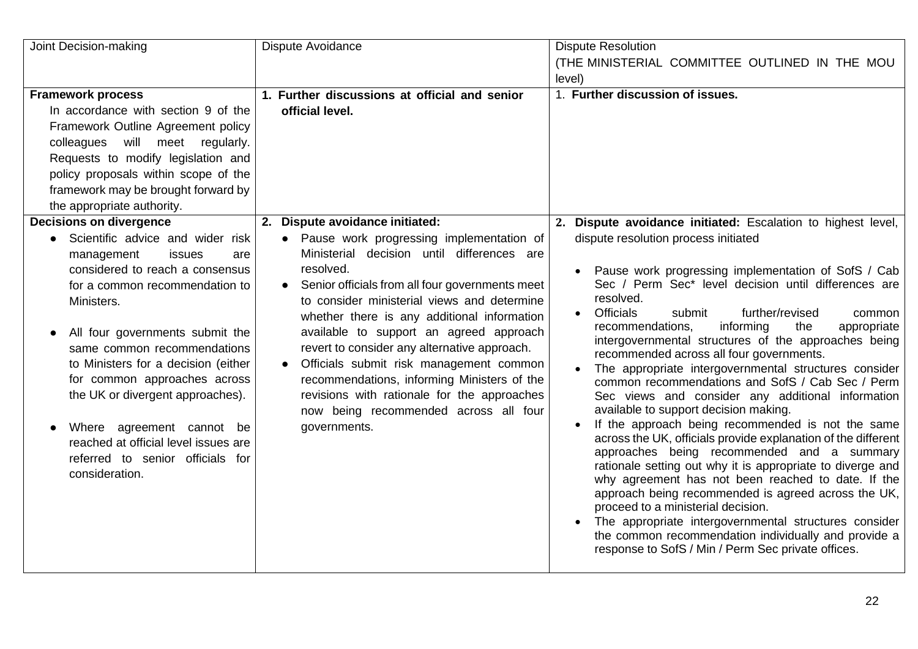| Joint Decision-making | Dispute Avoidance | Dispute Resolution (THE MINISTERIAL COMMITTEE OUTLINED IN THE MOU level) |
|---|---|---|
| **Framework process** In accordance with section 9 of the Framework Outline Agreement policy colleagues will meet regularly. Requests to modify legislation and policy proposals within scope of the framework may be brought forward by the appropriate authority. | **1. Further discussions at official and senior official level.** | 1. **Further discussion of issues.** |
| **Decisions on divergence** <br>● Scientific advice and wider risk management issues are considered to reach a consensus for a common recommendation to Ministers. <br>● All four governments submit the same common recommendations to Ministers for a decision (either for common approaches across the UK or divergent approaches). <br>● Where agreement cannot be reached at official level issues are referred to senior officials for consideration. | **2. Dispute avoidance initiated:** <br>● Pause work progressing implementation of Ministerial decision until differences are resolved. <br>● Senior officials from all four governments meet to consider ministerial views and determine whether there is any additional information available to support an agreed approach revert to consider any alternative approach. <br>● Officials submit risk management common recommendations, informing Ministers of the revisions with rationale for the approaches now being recommended across all four governments. | **2. Dispute avoidance initiated:** Escalation to highest level, dispute resolution process initiated <br>• Pause work progressing implementation of SofS / Cab Sec / Perm Sec* level decision until differences are resolved. <br>• Officials submit further/revised common recommendations, informing the appropriate intergovernmental structures of the approaches being recommended across all four governments. <br>• The appropriate intergovernmental structures consider common recommendations and SofS / Cab Sec / Perm Sec views and consider any additional information available to support decision making. <br>• If the approach being recommended is not the same across the UK, officials provide explanation of the different approaches being recommended and a summary rationale setting out why it is appropriate to diverge and why agreement has not been reached to date. If the approach being recommended is agreed across the UK, proceed to a ministerial decision. <br>• The appropriate intergovernmental structures consider the common recommendation individually and provide a response to SofS / Min / Perm Sec private offices. |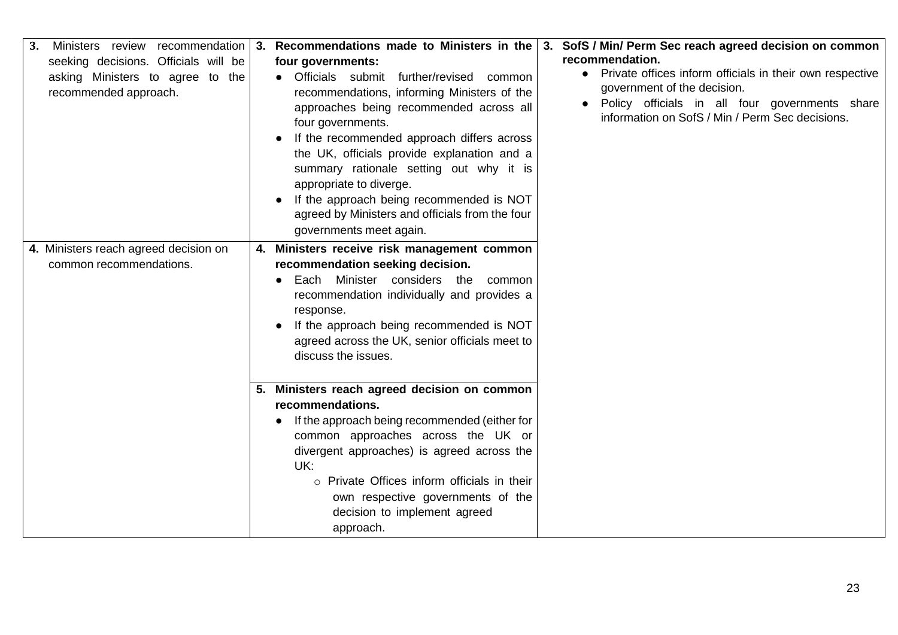| | | |
|---|---|---|
| **3.** Ministers review recommendation seeking decisions. Officials will be asking Ministers to agree to the recommended approach. | **3. Recommendations made to Ministers in the four governments:**<br>● Officials submit further/revised common recommendations, informing Ministers of the approaches being recommended across all four governments.<br>● If the recommended approach differs across the UK, officials provide explanation and a summary rationale setting out why it is appropriate to diverge.<br>● If the approach being recommended is NOT agreed by Ministers and officials from the four governments meet again. | **3. SofS / Min/ Perm Sec reach agreed decision on common recommendation.**<br>● Private offices inform officials in their own respective government of the decision.<br>● Policy officials in all four governments share information on SofS / Min / Perm Sec decisions. |
| **4.** Ministers reach agreed decision on common recommendations. | **4. Ministers receive risk management common recommendation seeking decision.**<br>● Each Minister considers the common recommendation individually and provides a response.<br>● If the approach being recommended is NOT agreed across the UK, senior officials meet to discuss the issues. | |
| | **5. Ministers reach agreed decision on common recommendations.**<br>● If the approach being recommended (either for common approaches across the UK or divergent approaches) is agreed across the UK:<br>○ Private Offices inform officials in their own respective governments of the decision to implement agreed approach. | |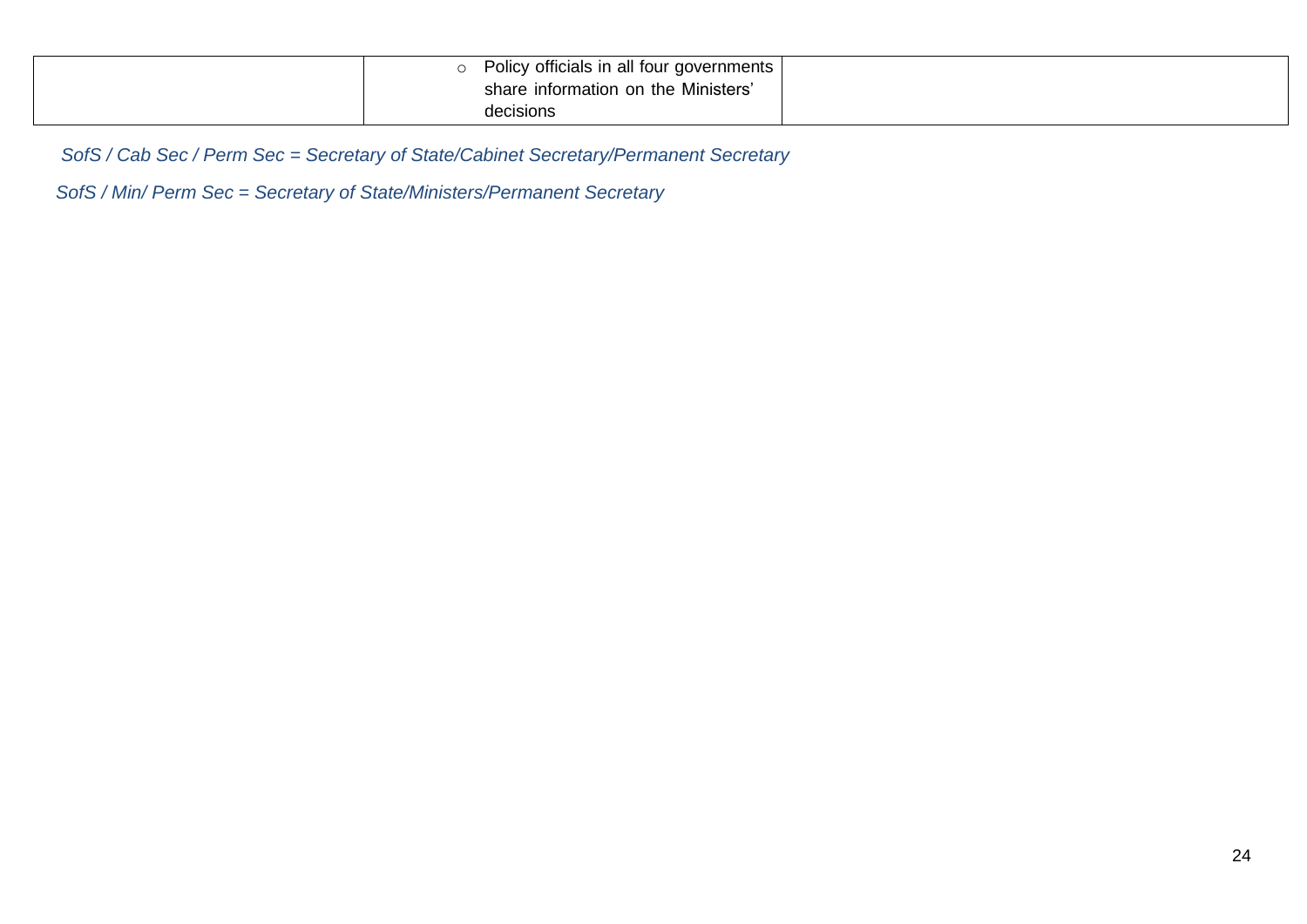| | | |
|---|---|---|
| | ○ Policy officials in all four governments share information on the Ministers' decisions | |

*SofS / Cab Sec / Perm Sec = Secretary of State/Cabinet Secretary/Permanent Secretary*

*SofS / Min/ Perm Sec = Secretary of State/Ministers/Permanent Secretary*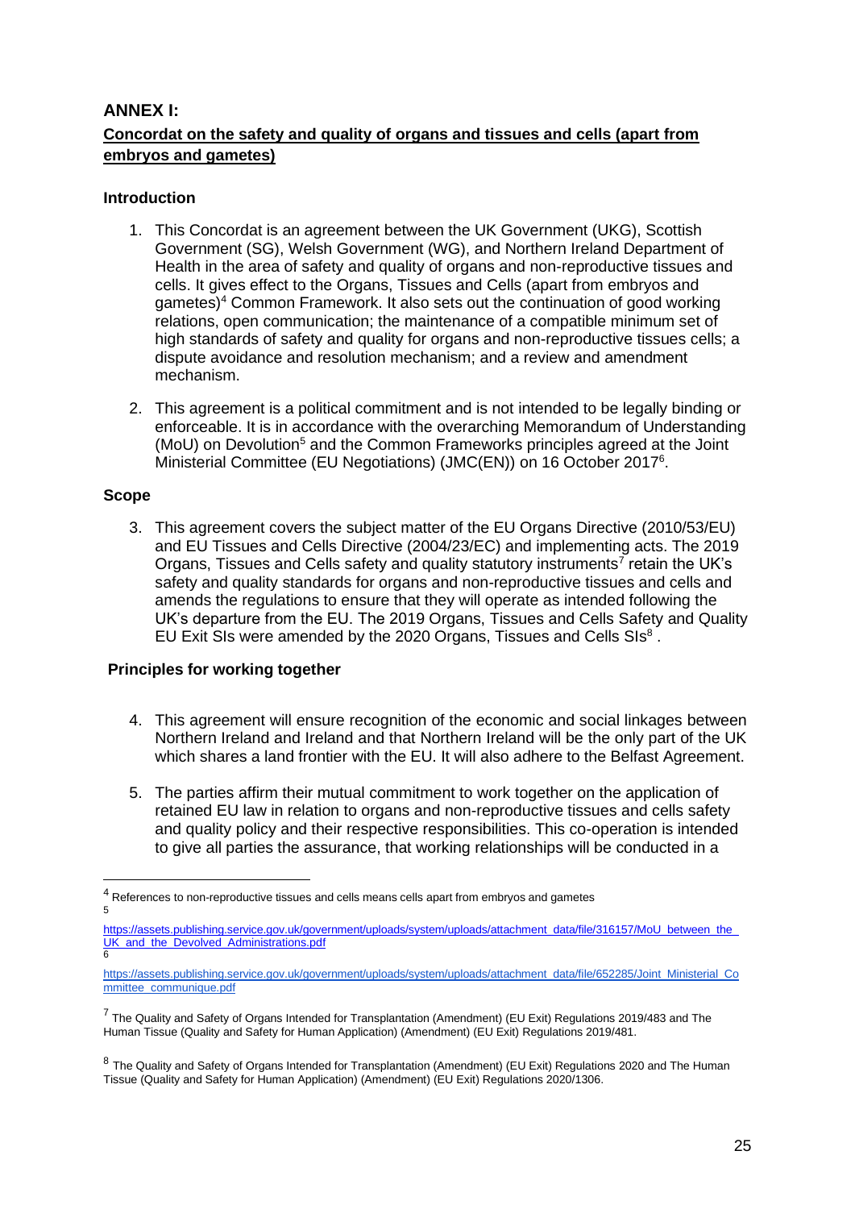## ANNEX I:

### Concordat on the safety and quality of organs and tissues and cells (apart from embryos and gametes)

#### Introduction

1. This Concordat is an agreement between the UK Government (UKG), Scottish Government (SG), Welsh Government (WG), and Northern Ireland Department of Health in the area of safety and quality of organs and non-reproductive tissues and cells. It gives effect to the Organs, Tissues and Cells (apart from embryos and gametes)[4] Common Framework. It also sets out the continuation of good working relations, open communication; the maintenance of a compatible minimum set of high standards of safety and quality for organs and non-reproductive tissues cells; a dispute avoidance and resolution mechanism; and a review and amendment mechanism.

2. This agreement is a political commitment and is not intended to be legally binding or enforceable. It is in accordance with the overarching Memorandum of Understanding (MoU) on Devolution[5] and the Common Frameworks principles agreed at the Joint Ministerial Committee (EU Negotiations) (JMC(EN)) on 16 October 2017[6].

#### Scope

3. This agreement covers the subject matter of the EU Organs Directive (2010/53/EU) and EU Tissues and Cells Directive (2004/23/EC) and implementing acts. The 2019 Organs, Tissues and Cells safety and quality statutory instruments[7] retain the UK's safety and quality standards for organs and non-reproductive tissues and cells and amends the regulations to ensure that they will operate as intended following the UK's departure from the EU. The 2019 Organs, Tissues and Cells Safety and Quality EU Exit SIs were amended by the 2020 Organs, Tissues and Cells SIs[8] .

#### Principles for working together

4. This agreement will ensure recognition of the economic and social linkages between Northern Ireland and Ireland and that Northern Ireland will be the only part of the UK which shares a land frontier with the EU. It will also adhere to the Belfast Agreement.

5. The parties affirm their mutual commitment to work together on the application of retained EU law in relation to organs and non-reproductive tissues and cells safety and quality policy and their respective responsibilities. This co-operation is intended to give all parties the assurance, that working relationships will be conducted in a

---

[4] References to non-reproductive tissues and cells means cells apart from embryos and gametes

[5] https://assets.publishing.service.gov.uk/government/uploads/system/uploads/attachment_data/file/316157/MoU_between_the_UK_and_the_Devolved_Administrations.pdf

[6] https://assets.publishing.service.gov.uk/government/uploads/system/uploads/attachment_data/file/652285/Joint_Ministerial_Committee_communique.pdf

[7] The Quality and Safety of Organs Intended for Transplantation (Amendment) (EU Exit) Regulations 2019/483 and The Human Tissue (Quality and Safety for Human Application) (Amendment) (EU Exit) Regulations 2019/481.

[8] The Quality and Safety of Organs Intended for Transplantation (Amendment) (EU Exit) Regulations 2020 and The Human Tissue (Quality and Safety for Human Application) (Amendment) (EU Exit) Regulations 2020/1306.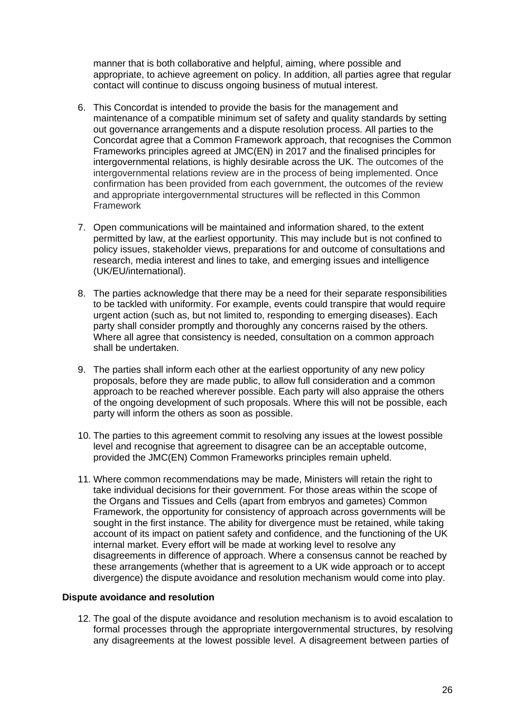manner that is both collaborative and helpful, aiming, where possible and appropriate, to achieve agreement on policy. In addition, all parties agree that regular contact will continue to discuss ongoing business of mutual interest.

6. This Concordat is intended to provide the basis for the management and maintenance of a compatible minimum set of safety and quality standards by setting out governance arrangements and a dispute resolution process. All parties to the Concordat agree that a Common Framework approach, that recognises the Common Frameworks principles agreed at JMC(EN) in 2017 and the finalised principles for intergovernmental relations, is highly desirable across the UK. The outcomes of the intergovernmental relations review are in the process of being implemented. Once confirmation has been provided from each government, the outcomes of the review and appropriate intergovernmental structures will be reflected in this Common Framework

7. Open communications will be maintained and information shared, to the extent permitted by law, at the earliest opportunity. This may include but is not confined to policy issues, stakeholder views, preparations for and outcome of consultations and research, media interest and lines to take, and emerging issues and intelligence (UK/EU/international).

8. The parties acknowledge that there may be a need for their separate responsibilities to be tackled with uniformity. For example, events could transpire that would require urgent action (such as, but not limited to, responding to emerging diseases). Each party shall consider promptly and thoroughly any concerns raised by the others. Where all agree that consistency is needed, consultation on a common approach shall be undertaken.

9. The parties shall inform each other at the earliest opportunity of any new policy proposals, before they are made public, to allow full consideration and a common approach to be reached wherever possible. Each party will also appraise the others of the ongoing development of such proposals. Where this will not be possible, each party will inform the others as soon as possible.

10. The parties to this agreement commit to resolving any issues at the lowest possible level and recognise that agreement to disagree can be an acceptable outcome, provided the JMC(EN) Common Frameworks principles remain upheld.

11. Where common recommendations may be made, Ministers will retain the right to take individual decisions for their government. For those areas within the scope of the Organs and Tissues and Cells (apart from embryos and gametes) Common Framework, the opportunity for consistency of approach across governments will be sought in the first instance. The ability for divergence must be retained, while taking account of its impact on patient safety and confidence, and the functioning of the UK internal market. Every effort will be made at working level to resolve any disagreements in difference of approach. Where a consensus cannot be reached by these arrangements (whether that is agreement to a UK wide approach or to accept divergence) the dispute avoidance and resolution mechanism would come into play.

**Dispute avoidance and resolution**

12. The goal of the dispute avoidance and resolution mechanism is to avoid escalation to formal processes through the appropriate intergovernmental structures, by resolving any disagreements at the lowest possible level. A disagreement between parties of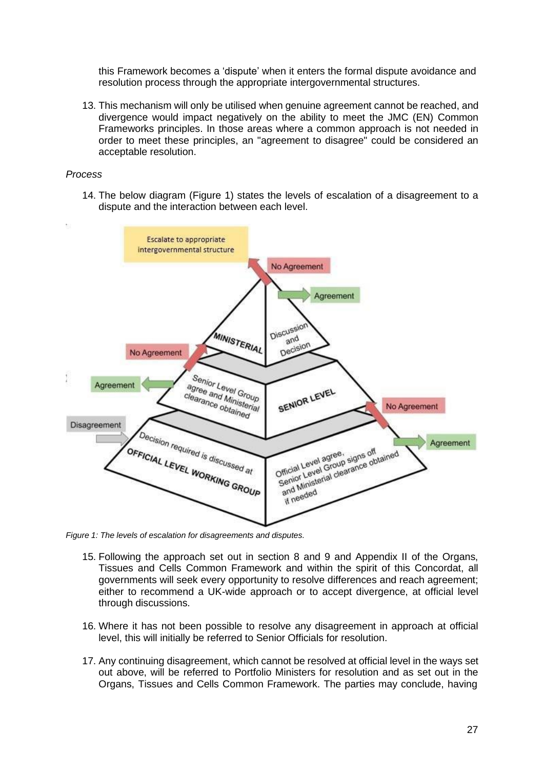this Framework becomes a 'dispute' when it enters the formal dispute avoidance and resolution process through the appropriate intergovernmental structures.

13. This mechanism will only be utilised when genuine agreement cannot be reached, and divergence would impact negatively on the ability to meet the JMC (EN) Common Frameworks principles. In those areas where a common approach is not needed in order to meet these principles, an "agreement to disagree" could be considered an acceptable resolution.

*Process*

14. The below diagram (Figure 1) states the levels of escalation of a disagreement to a dispute and the interaction between each level.

Escalate to appropriate intergovernmental structure

No Agreement

Agreement

MINISTERIAL

Discussion and Decision

No Agreement

Agreement

Senior Level Group agree and Ministerial clearance obtained

SENIOR LEVEL

No Agreement

Disagreement

Agreement

Decision required is discussed at OFFICIAL LEVEL WORKING GROUP

Official Level agree, Senior Level Group signs off and Ministerial clearance obtained if needed

*Figure 1: The levels of escalation for disagreements and disputes.*

15. Following the approach set out in section 8 and 9 and Appendix II of the Organs, Tissues and Cells Common Framework and within the spirit of this Concordat, all governments will seek every opportunity to resolve differences and reach agreement; either to recommend a UK-wide approach or to accept divergence, at official level through discussions.

16. Where it has not been possible to resolve any disagreement in approach at official level, this will initially be referred to Senior Officials for resolution.

17. Any continuing disagreement, which cannot be resolved at official level in the ways set out above, will be referred to Portfolio Ministers for resolution and as set out in the Organs, Tissues and Cells Common Framework. The parties may conclude, having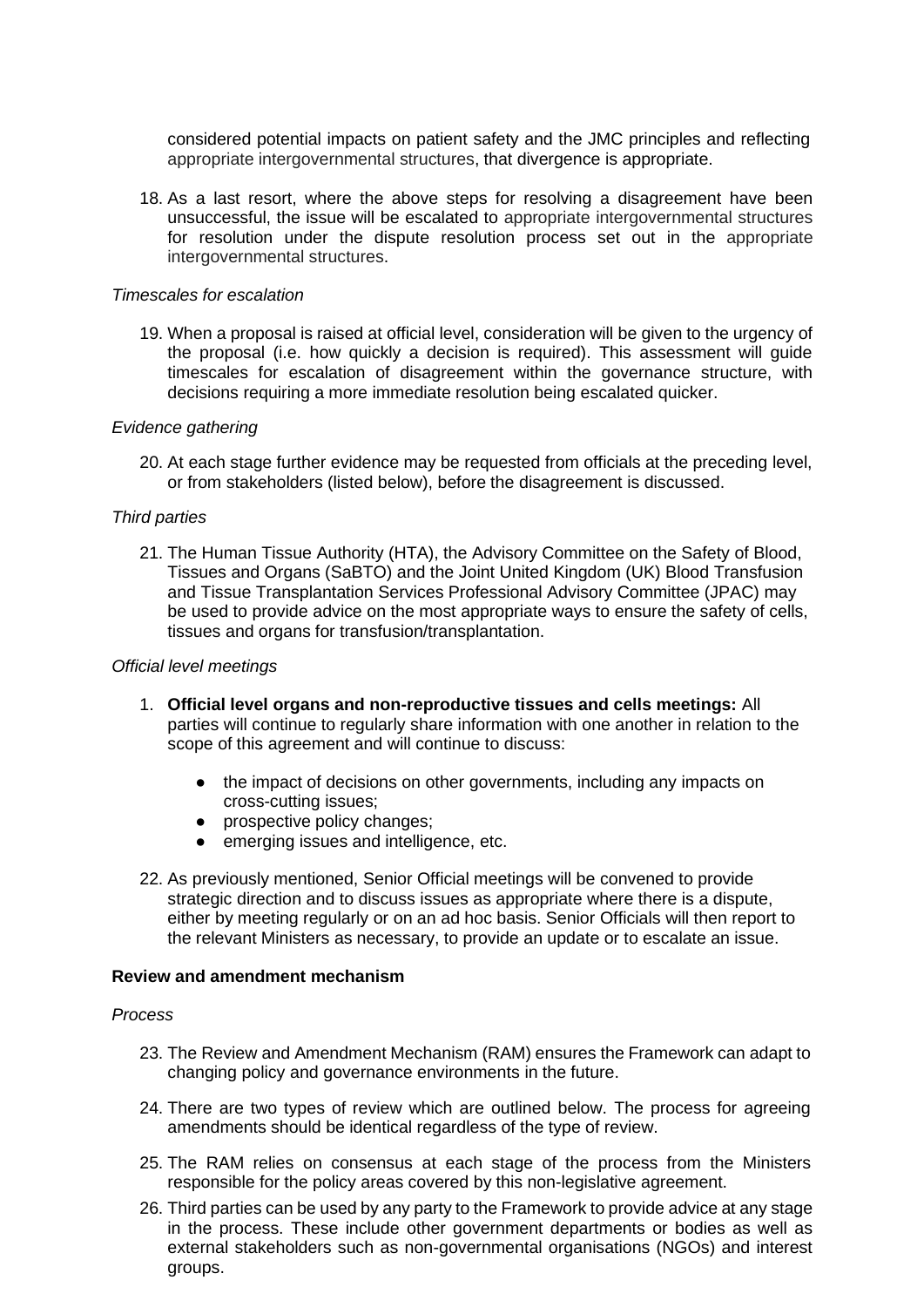considered potential impacts on patient safety and the JMC principles and reflecting appropriate intergovernmental structures, that divergence is appropriate.

18. As a last resort, where the above steps for resolving a disagreement have been unsuccessful, the issue will be escalated to appropriate intergovernmental structures for resolution under the dispute resolution process set out in the appropriate intergovernmental structures.

*Timescales for escalation*

19. When a proposal is raised at official level, consideration will be given to the urgency of the proposal (i.e. how quickly a decision is required). This assessment will guide timescales for escalation of disagreement within the governance structure, with decisions requiring a more immediate resolution being escalated quicker.

*Evidence gathering*

20. At each stage further evidence may be requested from officials at the preceding level, or from stakeholders (listed below), before the disagreement is discussed.

*Third parties*

21. The Human Tissue Authority (HTA), the Advisory Committee on the Safety of Blood, Tissues and Organs (SaBTO) and the Joint United Kingdom (UK) Blood Transfusion and Tissue Transplantation Services Professional Advisory Committee (JPAC) may be used to provide advice on the most appropriate ways to ensure the safety of cells, tissues and organs for transfusion/transplantation.

*Official level meetings*

1. **Official level organs and non-reproductive tissues and cells meetings:** All parties will continue to regularly share information with one another in relation to the scope of this agreement and will continue to discuss:
    - the impact of decisions on other governments, including any impacts on cross-cutting issues;
    - prospective policy changes;
    - emerging issues and intelligence, etc.

22. As previously mentioned, Senior Official meetings will be convened to provide strategic direction and to discuss issues as appropriate where there is a dispute, either by meeting regularly or on an ad hoc basis. Senior Officials will then report to the relevant Ministers as necessary, to provide an update or to escalate an issue.

**Review and amendment mechanism**

*Process*

23. The Review and Amendment Mechanism (RAM) ensures the Framework can adapt to changing policy and governance environments in the future.

24. There are two types of review which are outlined below. The process for agreeing amendments should be identical regardless of the type of review.

25. The RAM relies on consensus at each stage of the process from the Ministers responsible for the policy areas covered by this non-legislative agreement.

26. Third parties can be used by any party to the Framework to provide advice at any stage in the process. These include other government departments or bodies as well as external stakeholders such as non-governmental organisations (NGOs) and interest groups.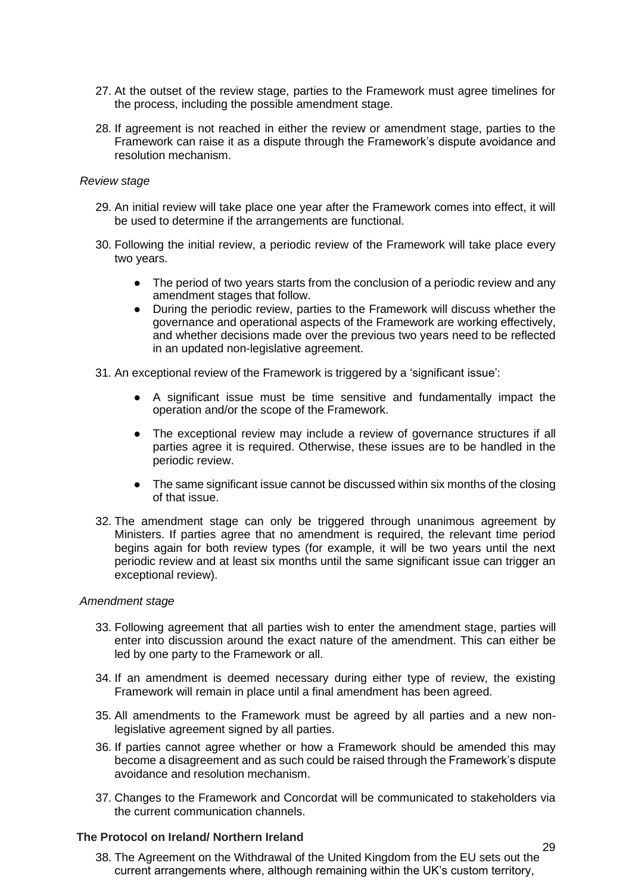27. At the outset of the review stage, parties to the Framework must agree timelines for the process, including the possible amendment stage.

28. If agreement is not reached in either the review or amendment stage, parties to the Framework can raise it as a dispute through the Framework's dispute avoidance and resolution mechanism.

*Review stage*

29. An initial review will take place one year after the Framework comes into effect, it will be used to determine if the arrangements are functional.

30. Following the initial review, a periodic review of the Framework will take place every two years.

    - The period of two years starts from the conclusion of a periodic review and any amendment stages that follow.
    - During the periodic review, parties to the Framework will discuss whether the governance and operational aspects of the Framework are working effectively, and whether decisions made over the previous two years need to be reflected in an updated non-legislative agreement.

31. An exceptional review of the Framework is triggered by a 'significant issue':

    - A significant issue must be time sensitive and fundamentally impact the operation and/or the scope of the Framework.
    - The exceptional review may include a review of governance structures if all parties agree it is required. Otherwise, these issues are to be handled in the periodic review.
    - The same significant issue cannot be discussed within six months of the closing of that issue.

32. The amendment stage can only be triggered through unanimous agreement by Ministers. If parties agree that no amendment is required, the relevant time period begins again for both review types (for example, it will be two years until the next periodic review and at least six months until the same significant issue can trigger an exceptional review).

*Amendment stage*

33. Following agreement that all parties wish to enter the amendment stage, parties will enter into discussion around the exact nature of the amendment. This can either be led by one party to the Framework or all.

34. If an amendment is deemed necessary during either type of review, the existing Framework will remain in place until a final amendment has been agreed.

35. All amendments to the Framework must be agreed by all parties and a new non-legislative agreement signed by all parties.

36. If parties cannot agree whether or how a Framework should be amended this may become a disagreement and as such could be raised through the Framework's dispute avoidance and resolution mechanism.

37. Changes to the Framework and Concordat will be communicated to stakeholders via the current communication channels.

**The Protocol on Ireland/ Northern Ireland**

38. The Agreement on the Withdrawal of the United Kingdom from the EU sets out the current arrangements where, although remaining within the UK's custom territory,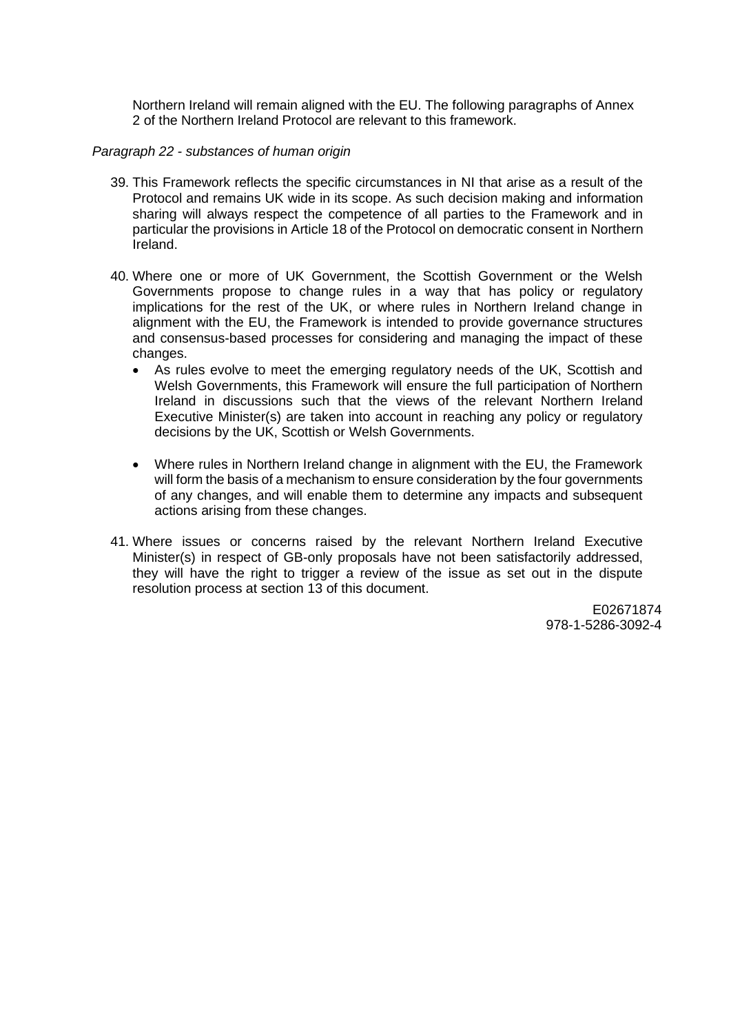Northern Ireland will remain aligned with the EU. The following paragraphs of Annex 2 of the Northern Ireland Protocol are relevant to this framework.

*Paragraph 22 - substances of human origin*

39. This Framework reflects the specific circumstances in NI that arise as a result of the Protocol and remains UK wide in its scope. As such decision making and information sharing will always respect the competence of all parties to the Framework and in particular the provisions in Article 18 of the Protocol on democratic consent in Northern Ireland.

40. Where one or more of UK Government, the Scottish Government or the Welsh Governments propose to change rules in a way that has policy or regulatory implications for the rest of the UK, or where rules in Northern Ireland change in alignment with the EU, the Framework is intended to provide governance structures and consensus-based processes for considering and managing the impact of these changes.
    - As rules evolve to meet the emerging regulatory needs of the UK, Scottish and Welsh Governments, this Framework will ensure the full participation of Northern Ireland in discussions such that the views of the relevant Northern Ireland Executive Minister(s) are taken into account in reaching any policy or regulatory decisions by the UK, Scottish or Welsh Governments.
    - Where rules in Northern Ireland change in alignment with the EU, the Framework will form the basis of a mechanism to ensure consideration by the four governments of any changes, and will enable them to determine any impacts and subsequent actions arising from these changes.

41. Where issues or concerns raised by the relevant Northern Ireland Executive Minister(s) in respect of GB-only proposals have not been satisfactorily addressed, they will have the right to trigger a review of the issue as set out in the dispute resolution process at section 13 of this document.

E02671874
978-1-5286-3092-4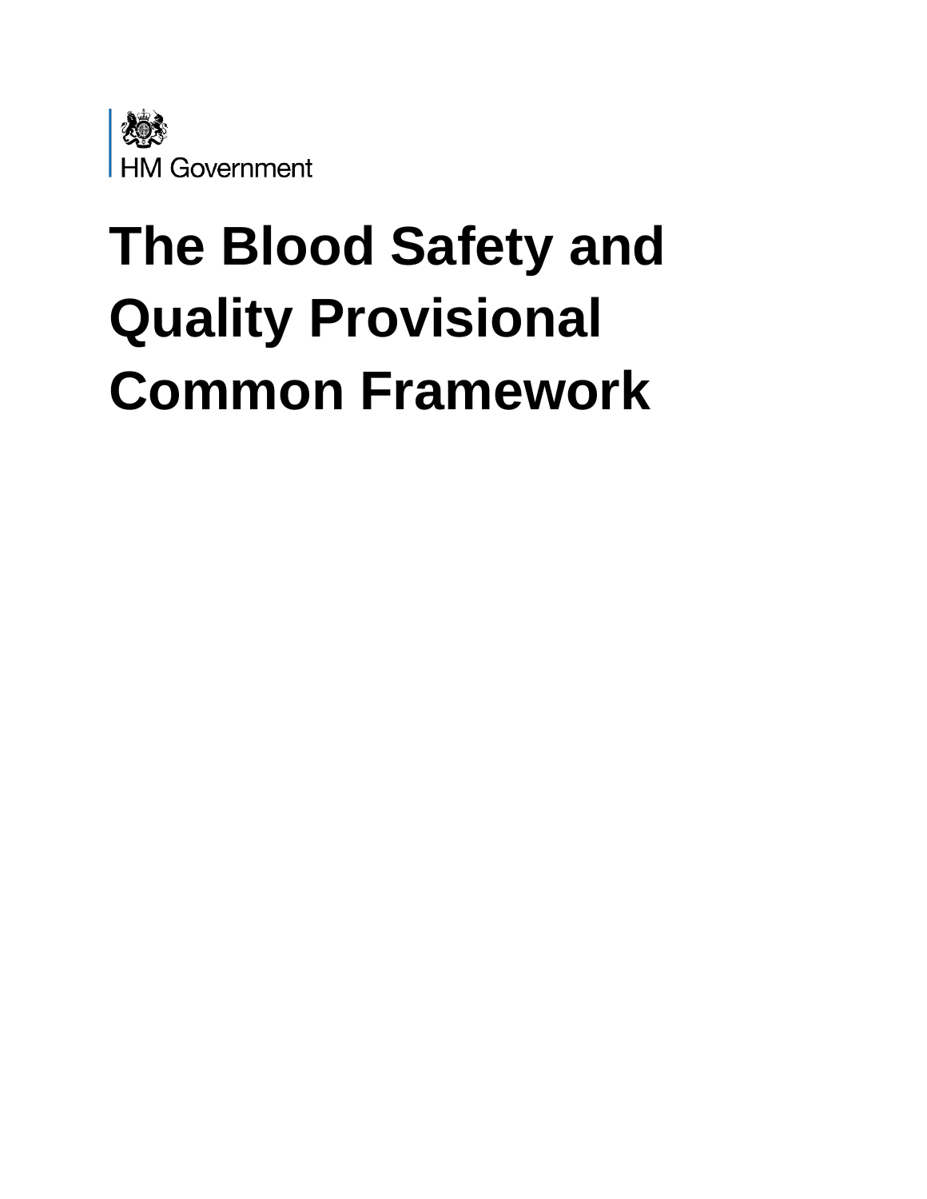HM Government

# The Blood Safety and Quality Provisional Common Framework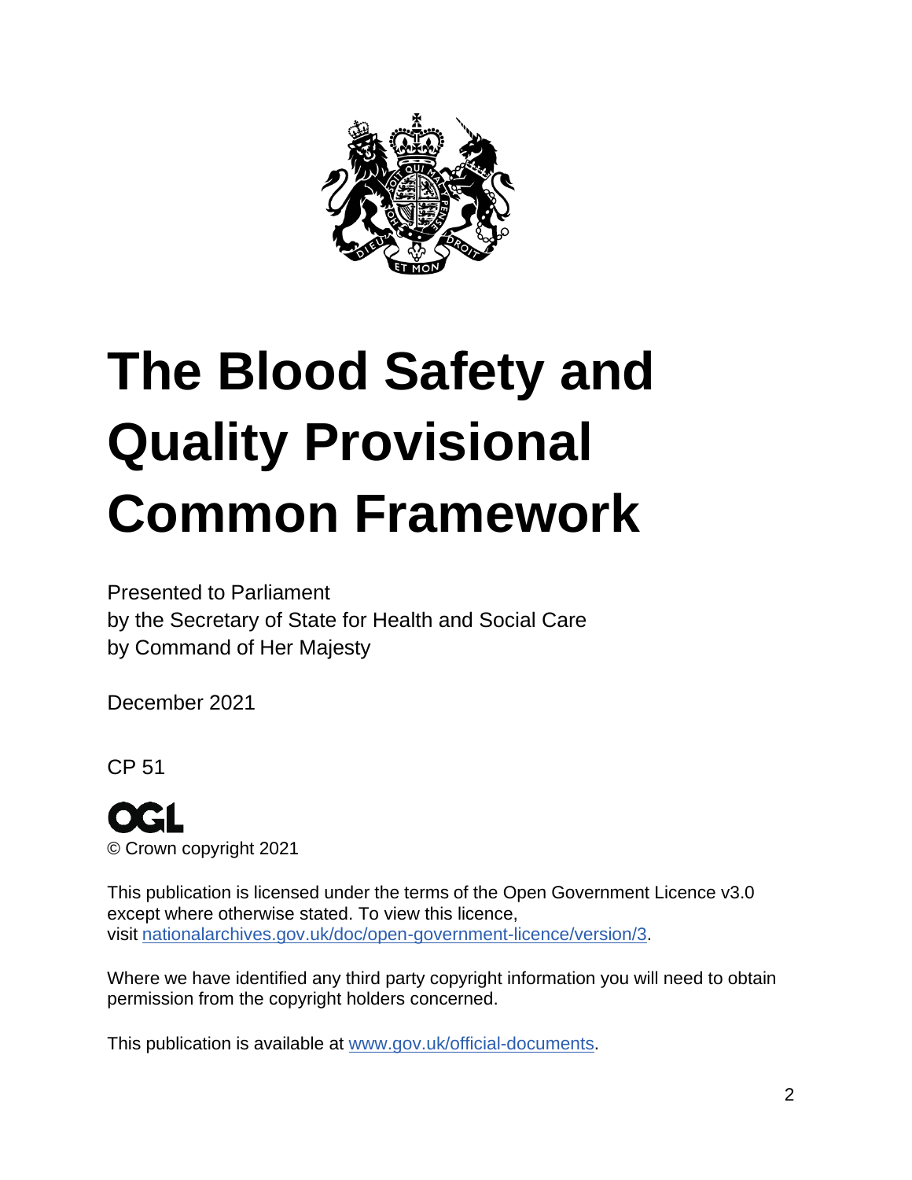# The Blood Safety and Quality Provisional Common Framework

Presented to Parliament
by the Secretary of State for Health and Social Care
by Command of Her Majesty

December 2021

CP 51

OGL

© Crown copyright 2021

This publication is licensed under the terms of the Open Government Licence v3.0 except where otherwise stated. To view this licence, visit nationalarchives.gov.uk/doc/open-government-licence/version/3.

Where we have identified any third party copyright information you will need to obtain permission from the copyright holders concerned.

This publication is available at www.gov.uk/official-documents.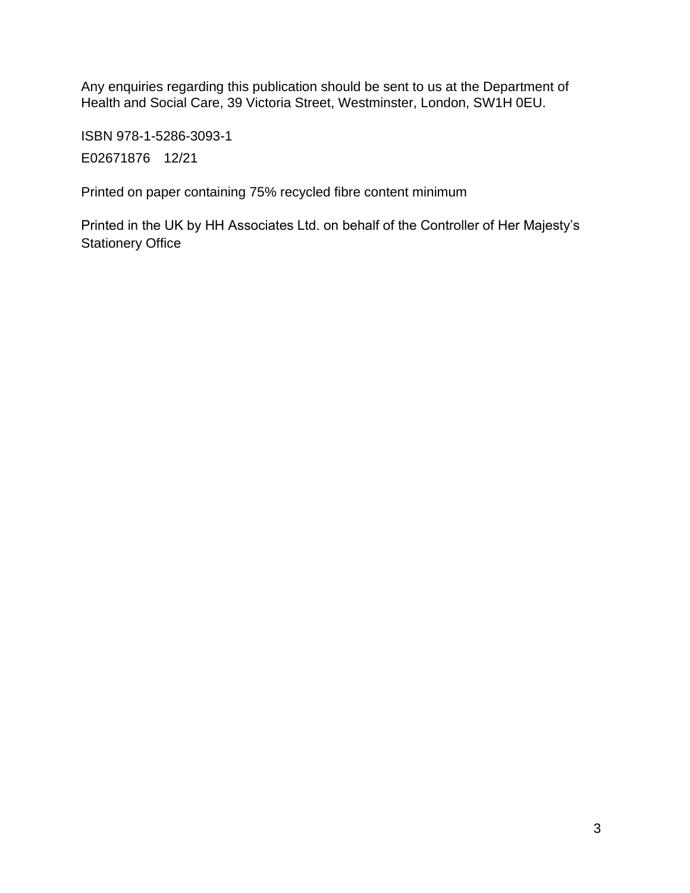Any enquiries regarding this publication should be sent to us at the Department of Health and Social Care, 39 Victoria Street, Westminster, London, SW1H 0EU.

ISBN 978-1-5286-3093-1

E02671876 12/21

Printed on paper containing 75% recycled fibre content minimum

Printed in the UK by HH Associates Ltd. on behalf of the Controller of Her Majesty's Stationery Office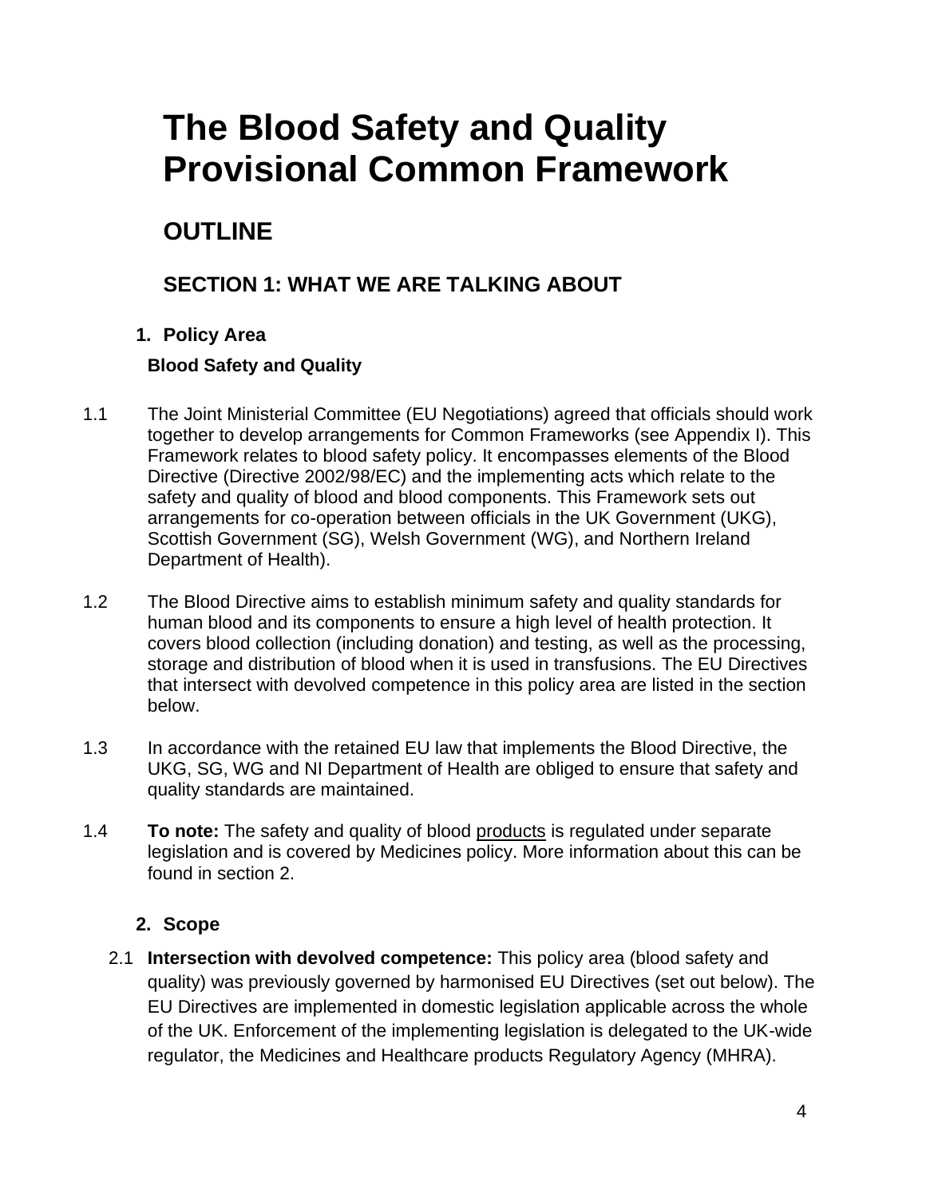# The Blood Safety and Quality Provisional Common Framework

## OUTLINE

### SECTION 1: WHAT WE ARE TALKING ABOUT

#### 1. Policy Area

**Blood Safety and Quality**

1.1 The Joint Ministerial Committee (EU Negotiations) agreed that officials should work together to develop arrangements for Common Frameworks (see Appendix I). This Framework relates to blood safety policy. It encompasses elements of the Blood Directive (Directive 2002/98/EC) and the implementing acts which relate to the safety and quality of blood and blood components. This Framework sets out arrangements for co-operation between officials in the UK Government (UKG), Scottish Government (SG), Welsh Government (WG), and Northern Ireland Department of Health).

1.2 The Blood Directive aims to establish minimum safety and quality standards for human blood and its components to ensure a high level of health protection. It covers blood collection (including donation) and testing, as well as the processing, storage and distribution of blood when it is used in transfusions. The EU Directives that intersect with devolved competence in this policy area are listed in the section below.

1.3 In accordance with the retained EU law that implements the Blood Directive, the UKG, SG, WG and NI Department of Health are obliged to ensure that safety and quality standards are maintained.

1.4 **To note:** The safety and quality of blood products is regulated under separate legislation and is covered by Medicines policy. More information about this can be found in section 2.

#### 2. Scope

2.1 **Intersection with devolved competence:** This policy area (blood safety and quality) was previously governed by harmonised EU Directives (set out below). The EU Directives are implemented in domestic legislation applicable across the whole of the UK. Enforcement of the implementing legislation is delegated to the UK-wide regulator, the Medicines and Healthcare products Regulatory Agency (MHRA).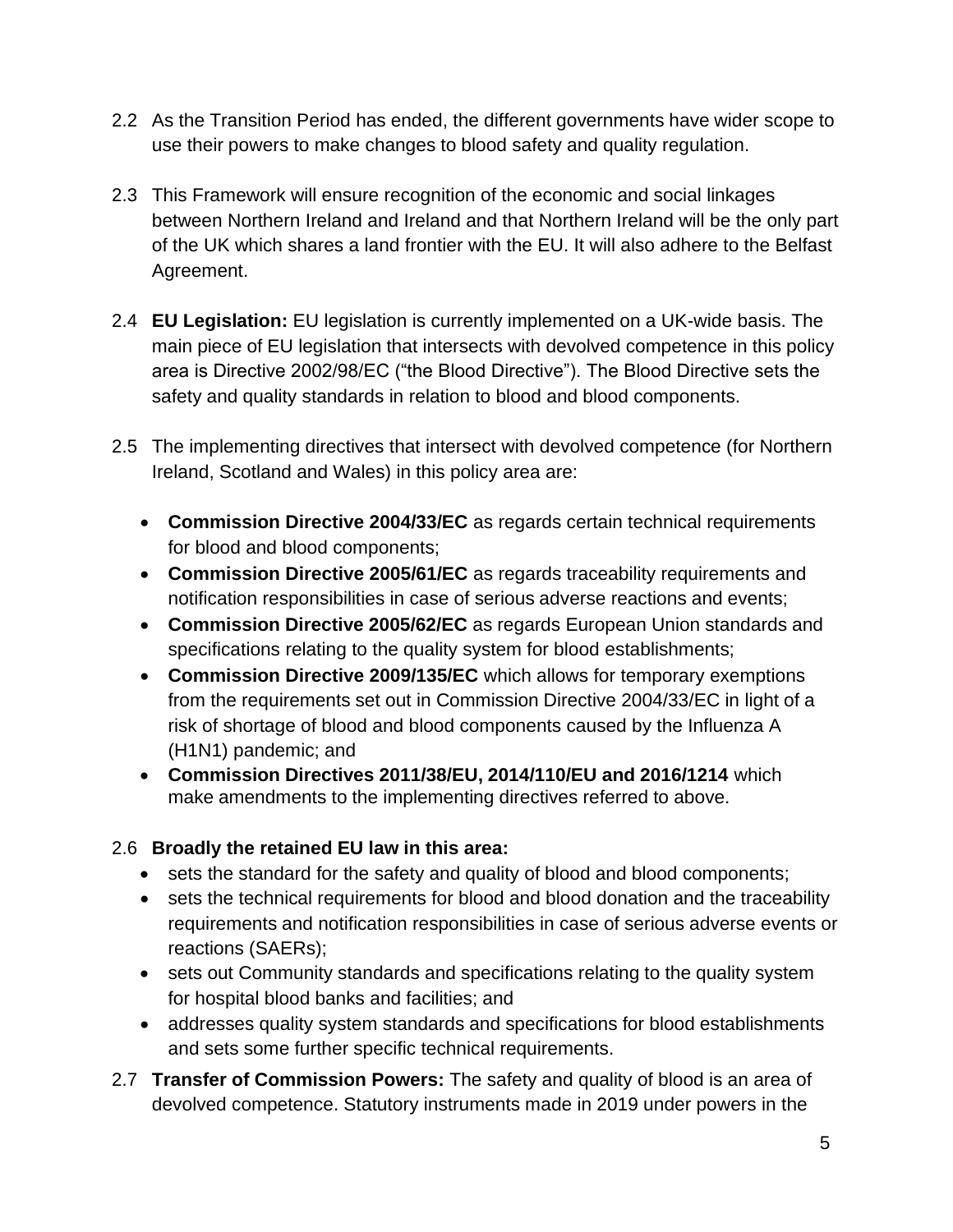2.2 As the Transition Period has ended, the different governments have wider scope to use their powers to make changes to blood safety and quality regulation.

2.3 This Framework will ensure recognition of the economic and social linkages between Northern Ireland and Ireland and that Northern Ireland will be the only part of the UK which shares a land frontier with the EU. It will also adhere to the Belfast Agreement.

2.4 **EU Legislation:** EU legislation is currently implemented on a UK-wide basis. The main piece of EU legislation that intersects with devolved competence in this policy area is Directive 2002/98/EC ("the Blood Directive"). The Blood Directive sets the safety and quality standards in relation to blood and blood components.

2.5 The implementing directives that intersect with devolved competence (for Northern Ireland, Scotland and Wales) in this policy area are:

- **Commission Directive 2004/33/EC** as regards certain technical requirements for blood and blood components;
- **Commission Directive 2005/61/EC** as regards traceability requirements and notification responsibilities in case of serious adverse reactions and events;
- **Commission Directive 2005/62/EC** as regards European Union standards and specifications relating to the quality system for blood establishments;
- **Commission Directive 2009/135/EC** which allows for temporary exemptions from the requirements set out in Commission Directive 2004/33/EC in light of a risk of shortage of blood and blood components caused by the Influenza A (H1N1) pandemic; and
- **Commission Directives 2011/38/EU, 2014/110/EU and 2016/1214** which make amendments to the implementing directives referred to above.

2.6 **Broadly the retained EU law in this area:**

- sets the standard for the safety and quality of blood and blood components;
- sets the technical requirements for blood and blood donation and the traceability requirements and notification responsibilities in case of serious adverse events or reactions (SAERs);
- sets out Community standards and specifications relating to the quality system for hospital blood banks and facilities; and
- addresses quality system standards and specifications for blood establishments and sets some further specific technical requirements.

2.7 **Transfer of Commission Powers:** The safety and quality of blood is an area of devolved competence. Statutory instruments made in 2019 under powers in the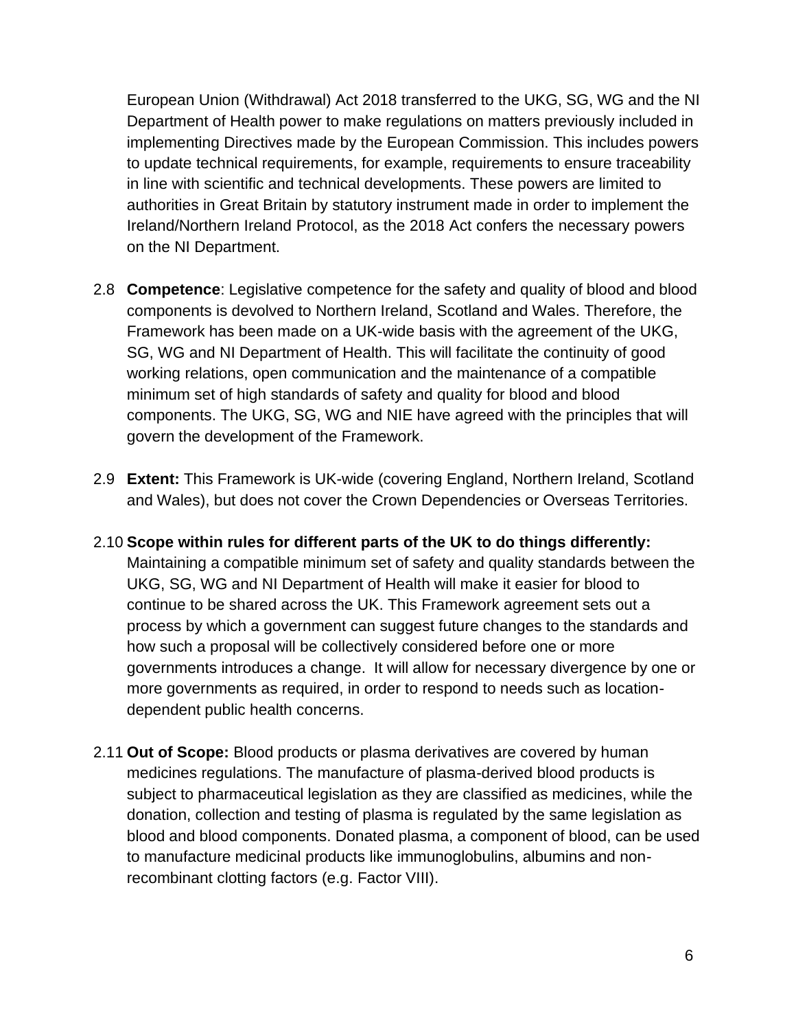European Union (Withdrawal) Act 2018 transferred to the UKG, SG, WG and the NI Department of Health power to make regulations on matters previously included in implementing Directives made by the European Commission. This includes powers to update technical requirements, for example, requirements to ensure traceability in line with scientific and technical developments. These powers are limited to authorities in Great Britain by statutory instrument made in order to implement the Ireland/Northern Ireland Protocol, as the 2018 Act confers the necessary powers on the NI Department.

2.8 **Competence**: Legislative competence for the safety and quality of blood and blood components is devolved to Northern Ireland, Scotland and Wales. Therefore, the Framework has been made on a UK-wide basis with the agreement of the UKG, SG, WG and NI Department of Health. This will facilitate the continuity of good working relations, open communication and the maintenance of a compatible minimum set of high standards of safety and quality for blood and blood components. The UKG, SG, WG and NIE have agreed with the principles that will govern the development of the Framework.

2.9 **Extent:** This Framework is UK-wide (covering England, Northern Ireland, Scotland and Wales), but does not cover the Crown Dependencies or Overseas Territories.

2.10 **Scope within rules for different parts of the UK to do things differently:** Maintaining a compatible minimum set of safety and quality standards between the UKG, SG, WG and NI Department of Health will make it easier for blood to continue to be shared across the UK. This Framework agreement sets out a process by which a government can suggest future changes to the standards and how such a proposal will be collectively considered before one or more governments introduces a change. It will allow for necessary divergence by one or more governments as required, in order to respond to needs such as location-dependent public health concerns.

2.11 **Out of Scope:** Blood products or plasma derivatives are covered by human medicines regulations. The manufacture of plasma-derived blood products is subject to pharmaceutical legislation as they are classified as medicines, while the donation, collection and testing of plasma is regulated by the same legislation as blood and blood components. Donated plasma, a component of blood, can be used to manufacture medicinal products like immunoglobulins, albumins and non-recombinant clotting factors (e.g. Factor VIII).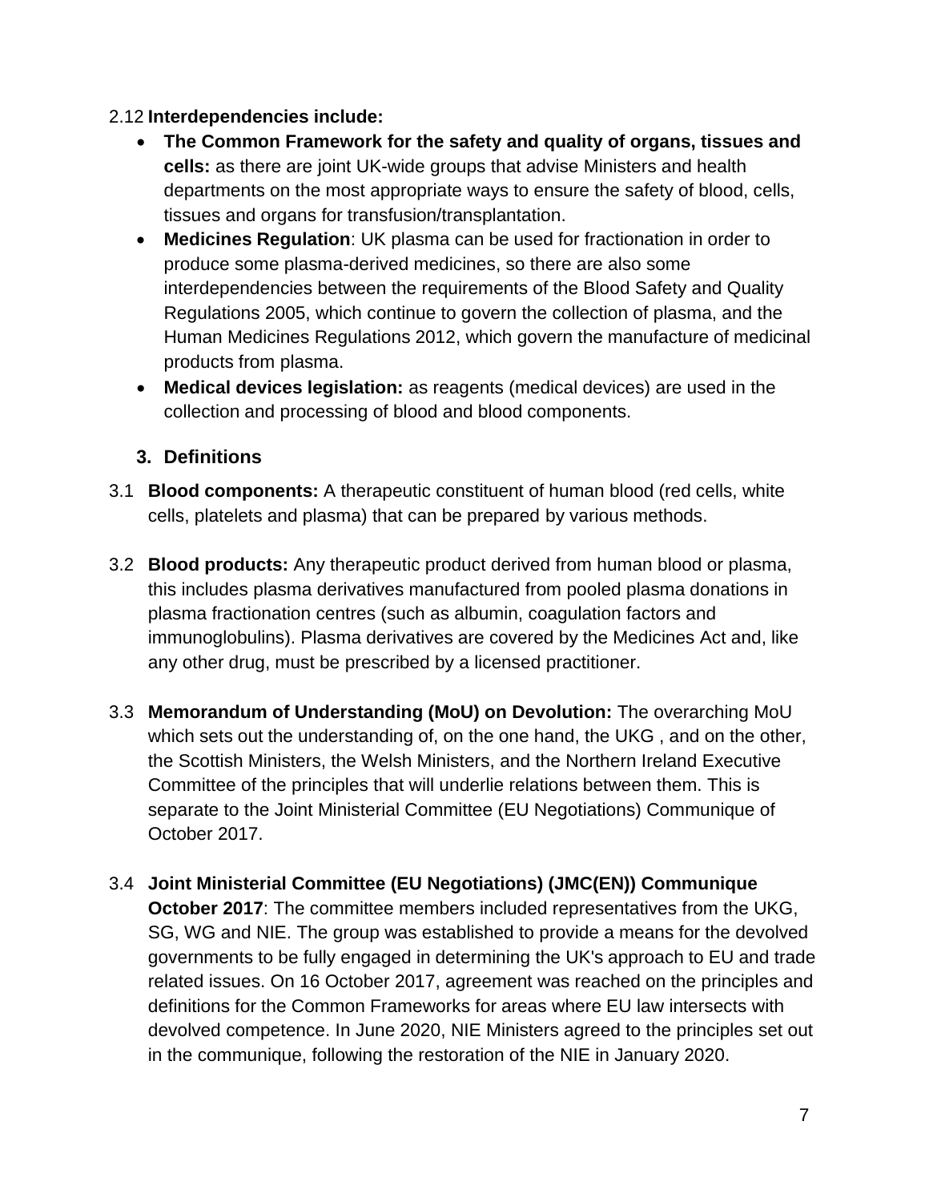2.12 **Interdependencies include:**

- **The Common Framework for the safety and quality of organs, tissues and cells:** as there are joint UK-wide groups that advise Ministers and health departments on the most appropriate ways to ensure the safety of blood, cells, tissues and organs for transfusion/transplantation.
- **Medicines Regulation**: UK plasma can be used for fractionation in order to produce some plasma-derived medicines, so there are also some interdependencies between the requirements of the Blood Safety and Quality Regulations 2005, which continue to govern the collection of plasma, and the Human Medicines Regulations 2012, which govern the manufacture of medicinal products from plasma.
- **Medical devices legislation:** as reagents (medical devices) are used in the collection and processing of blood and blood components.

## 3. Definitions

3.1 **Blood components:** A therapeutic constituent of human blood (red cells, white cells, platelets and plasma) that can be prepared by various methods.

3.2 **Blood products:** Any therapeutic product derived from human blood or plasma, this includes plasma derivatives manufactured from pooled plasma donations in plasma fractionation centres (such as albumin, coagulation factors and immunoglobulins). Plasma derivatives are covered by the Medicines Act and, like any other drug, must be prescribed by a licensed practitioner.

3.3 **Memorandum of Understanding (MoU) on Devolution:** The overarching MoU which sets out the understanding of, on the one hand, the UKG , and on the other, the Scottish Ministers, the Welsh Ministers, and the Northern Ireland Executive Committee of the principles that will underlie relations between them. This is separate to the Joint Ministerial Committee (EU Negotiations) Communique of October 2017.

3.4 **Joint Ministerial Committee (EU Negotiations) (JMC(EN)) Communique October 2017**: The committee members included representatives from the UKG, SG, WG and NIE. The group was established to provide a means for the devolved governments to be fully engaged in determining the UK's approach to EU and trade related issues. On 16 October 2017, agreement was reached on the principles and definitions for the Common Frameworks for areas where EU law intersects with devolved competence. In June 2020, NIE Ministers agreed to the principles set out in the communique, following the restoration of the NIE in January 2020.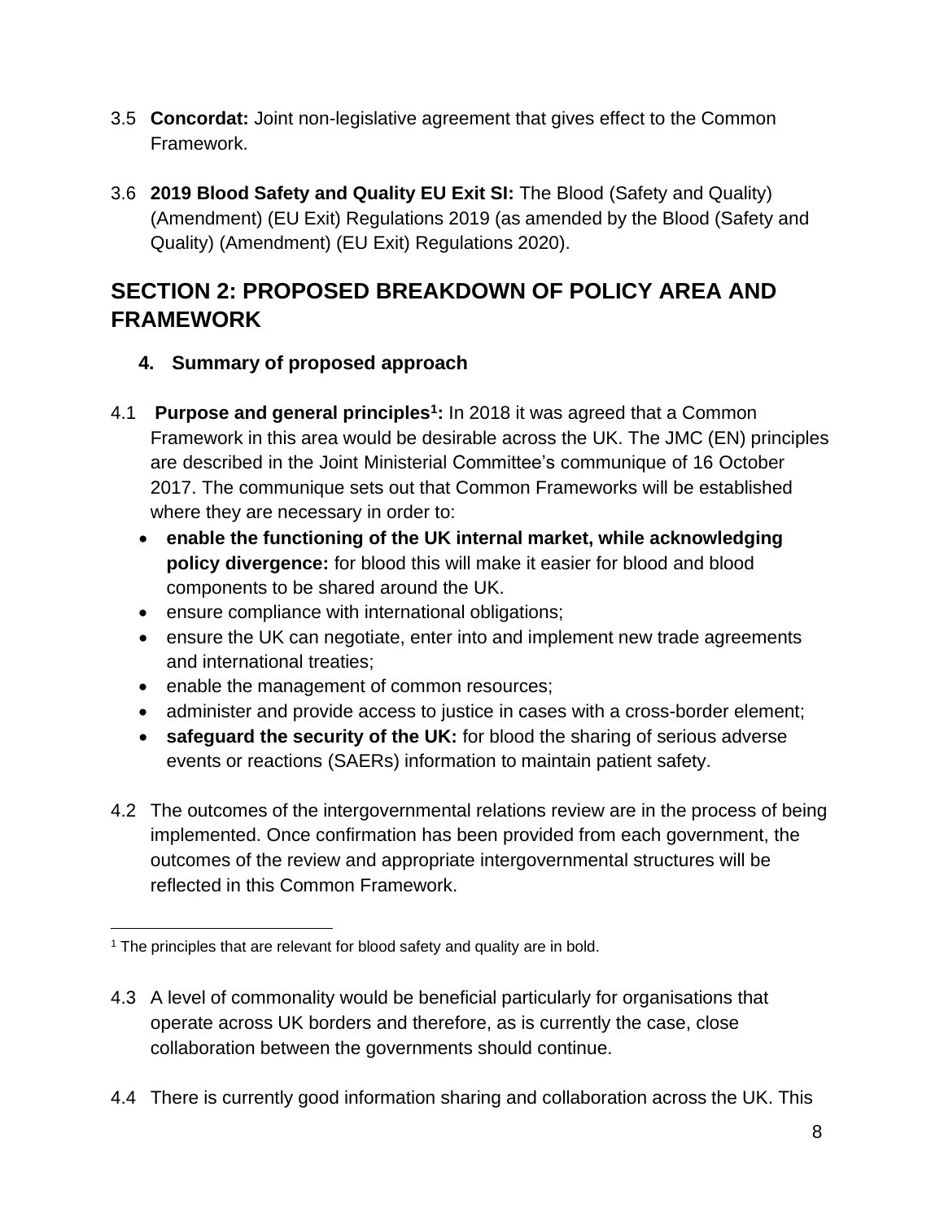3.5 **Concordat:** Joint non-legislative agreement that gives effect to the Common Framework.

3.6 **2019 Blood Safety and Quality EU Exit SI:** The Blood (Safety and Quality) (Amendment) (EU Exit) Regulations 2019 (as amended by the Blood (Safety and Quality) (Amendment) (EU Exit) Regulations 2020).

## SECTION 2: PROPOSED BREAKDOWN OF POLICY AREA AND FRAMEWORK

### 4. Summary of proposed approach

4.1 **Purpose and general principles[1]:** In 2018 it was agreed that a Common Framework in this area would be desirable across the UK. The JMC (EN) principles are described in the Joint Ministerial Committee's communique of 16 October 2017. The communique sets out that Common Frameworks will be established where they are necessary in order to:

- **enable the functioning of the UK internal market, while acknowledging policy divergence:** for blood this will make it easier for blood and blood components to be shared around the UK.
- ensure compliance with international obligations;
- ensure the UK can negotiate, enter into and implement new trade agreements and international treaties;
- enable the management of common resources;
- administer and provide access to justice in cases with a cross-border element;
- **safeguard the security of the UK:** for blood the sharing of serious adverse events or reactions (SAERs) information to maintain patient safety.

4.2 The outcomes of the intergovernmental relations review are in the process of being implemented. Once confirmation has been provided from each government, the outcomes of the review and appropriate intergovernmental structures will be reflected in this Common Framework.

[1] The principles that are relevant for blood safety and quality are in bold.

4.3 A level of commonality would be beneficial particularly for organisations that operate across UK borders and therefore, as is currently the case, close collaboration between the governments should continue.

4.4 There is currently good information sharing and collaboration across the UK. This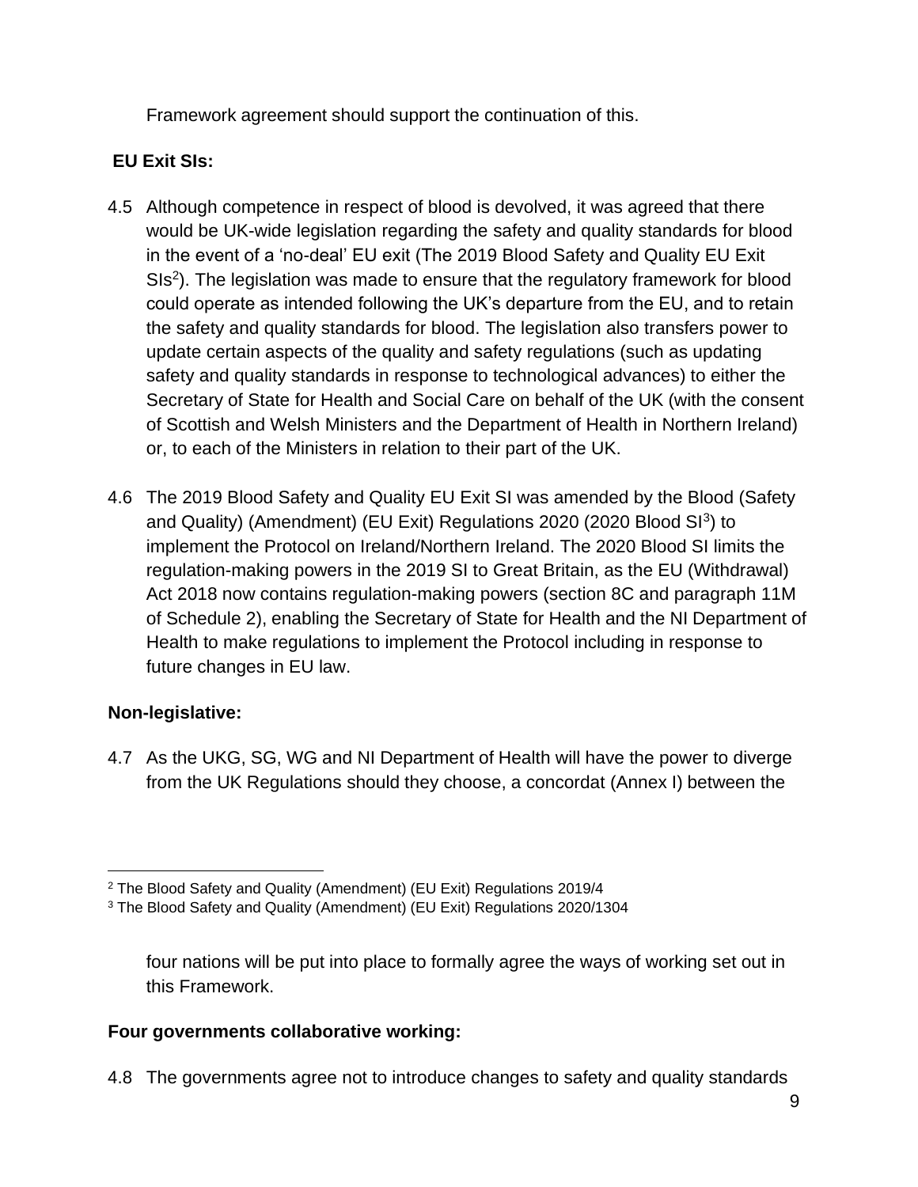Framework agreement should support the continuation of this.

**EU Exit SIs:**

4.5 Although competence in respect of blood is devolved, it was agreed that there would be UK-wide legislation regarding the safety and quality standards for blood in the event of a 'no-deal' EU exit (The 2019 Blood Safety and Quality EU Exit SIs[2]). The legislation was made to ensure that the regulatory framework for blood could operate as intended following the UK's departure from the EU, and to retain the safety and quality standards for blood. The legislation also transfers power to update certain aspects of the quality and safety regulations (such as updating safety and quality standards in response to technological advances) to either the Secretary of State for Health and Social Care on behalf of the UK (with the consent of Scottish and Welsh Ministers and the Department of Health in Northern Ireland) or, to each of the Ministers in relation to their part of the UK.

4.6 The 2019 Blood Safety and Quality EU Exit SI was amended by the Blood (Safety and Quality) (Amendment) (EU Exit) Regulations 2020 (2020 Blood SI[3]) to implement the Protocol on Ireland/Northern Ireland. The 2020 Blood SI limits the regulation-making powers in the 2019 SI to Great Britain, as the EU (Withdrawal) Act 2018 now contains regulation-making powers (section 8C and paragraph 11M of Schedule 2), enabling the Secretary of State for Health and the NI Department of Health to make regulations to implement the Protocol including in response to future changes in EU law.

**Non-legislative:**

4.7 As the UKG, SG, WG and NI Department of Health will have the power to diverge from the UK Regulations should they choose, a concordat (Annex I) between the four nations will be put into place to formally agree the ways of working set out in this Framework.

**Four governments collaborative working:**

4.8 The governments agree not to introduce changes to safety and quality standards

[2] The Blood Safety and Quality (Amendment) (EU Exit) Regulations 2019/4

[3] The Blood Safety and Quality (Amendment) (EU Exit) Regulations 2020/1304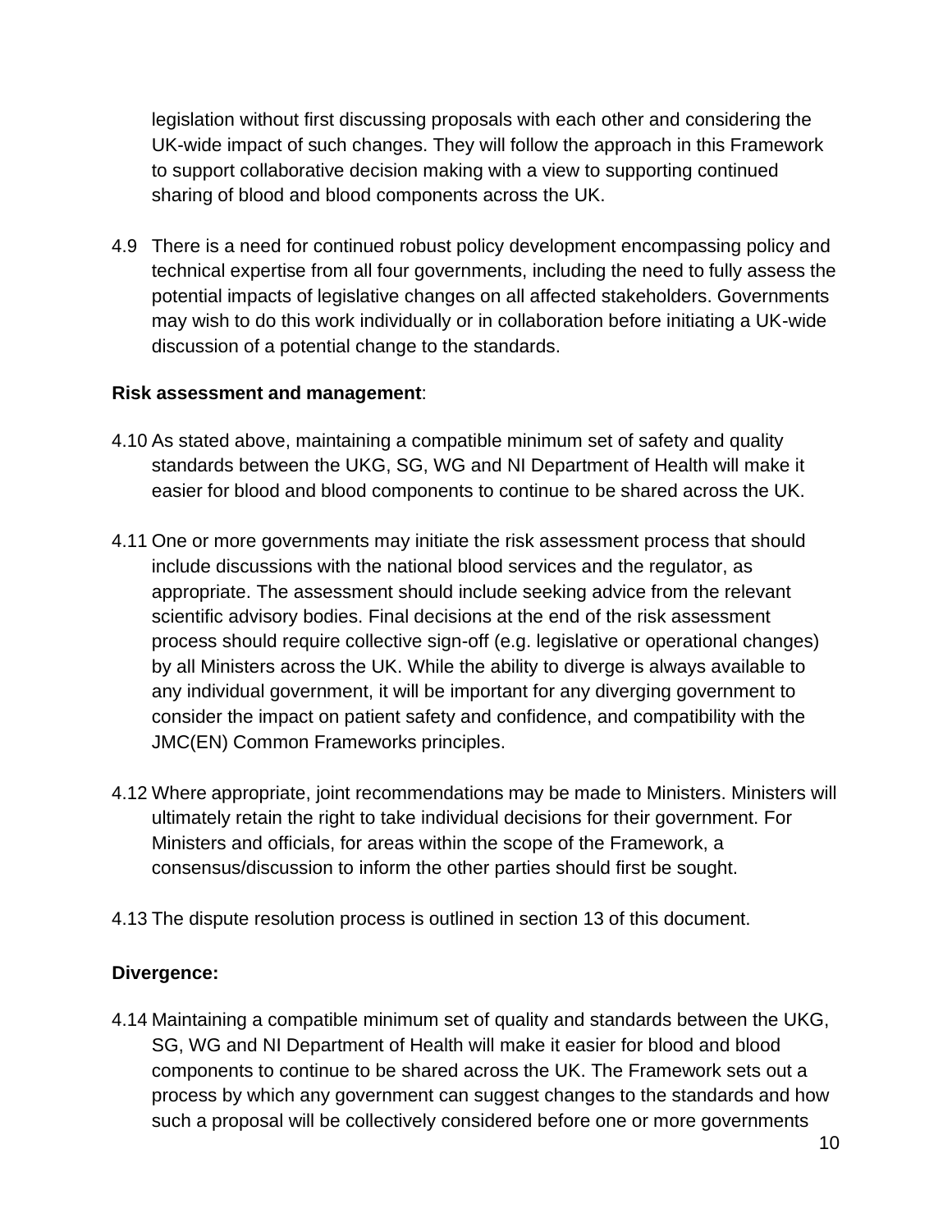legislation without first discussing proposals with each other and considering the UK-wide impact of such changes. They will follow the approach in this Framework to support collaborative decision making with a view to supporting continued sharing of blood and blood components across the UK.

4.9 There is a need for continued robust policy development encompassing policy and technical expertise from all four governments, including the need to fully assess the potential impacts of legislative changes on all affected stakeholders. Governments may wish to do this work individually or in collaboration before initiating a UK-wide discussion of a potential change to the standards.

**Risk assessment and management**:

4.10 As stated above, maintaining a compatible minimum set of safety and quality standards between the UKG, SG, WG and NI Department of Health will make it easier for blood and blood components to continue to be shared across the UK.

4.11 One or more governments may initiate the risk assessment process that should include discussions with the national blood services and the regulator, as appropriate. The assessment should include seeking advice from the relevant scientific advisory bodies. Final decisions at the end of the risk assessment process should require collective sign-off (e.g. legislative or operational changes) by all Ministers across the UK. While the ability to diverge is always available to any individual government, it will be important for any diverging government to consider the impact on patient safety and confidence, and compatibility with the JMC(EN) Common Frameworks principles.

4.12 Where appropriate, joint recommendations may be made to Ministers. Ministers will ultimately retain the right to take individual decisions for their government. For Ministers and officials, for areas within the scope of the Framework, a consensus/discussion to inform the other parties should first be sought.

4.13 The dispute resolution process is outlined in section 13 of this document.

**Divergence:**

4.14 Maintaining a compatible minimum set of quality and standards between the UKG, SG, WG and NI Department of Health will make it easier for blood and blood components to continue to be shared across the UK. The Framework sets out a process by which any government can suggest changes to the standards and how such a proposal will be collectively considered before one or more governments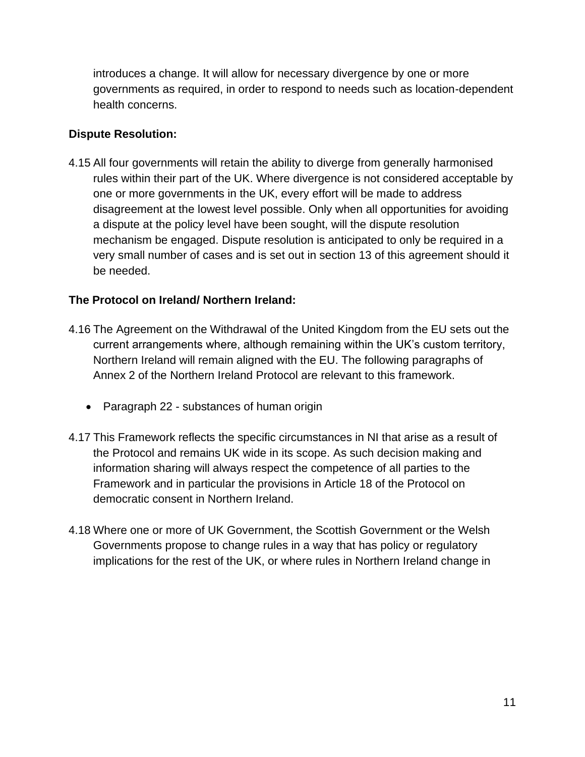introduces a change. It will allow for necessary divergence by one or more governments as required, in order to respond to needs such as location-dependent health concerns.

**Dispute Resolution:**

4.15 All four governments will retain the ability to diverge from generally harmonised rules within their part of the UK. Where divergence is not considered acceptable by one or more governments in the UK, every effort will be made to address disagreement at the lowest level possible. Only when all opportunities for avoiding a dispute at the policy level have been sought, will the dispute resolution mechanism be engaged. Dispute resolution is anticipated to only be required in a very small number of cases and is set out in section 13 of this agreement should it be needed.

**The Protocol on Ireland/ Northern Ireland:**

4.16 The Agreement on the Withdrawal of the United Kingdom from the EU sets out the current arrangements where, although remaining within the UK's custom territory, Northern Ireland will remain aligned with the EU. The following paragraphs of Annex 2 of the Northern Ireland Protocol are relevant to this framework.

- Paragraph 22 - substances of human origin

4.17 This Framework reflects the specific circumstances in NI that arise as a result of the Protocol and remains UK wide in its scope. As such decision making and information sharing will always respect the competence of all parties to the Framework and in particular the provisions in Article 18 of the Protocol on democratic consent in Northern Ireland.

4.18 Where one or more of UK Government, the Scottish Government or the Welsh Governments propose to change rules in a way that has policy or regulatory implications for the rest of the UK, or where rules in Northern Ireland change in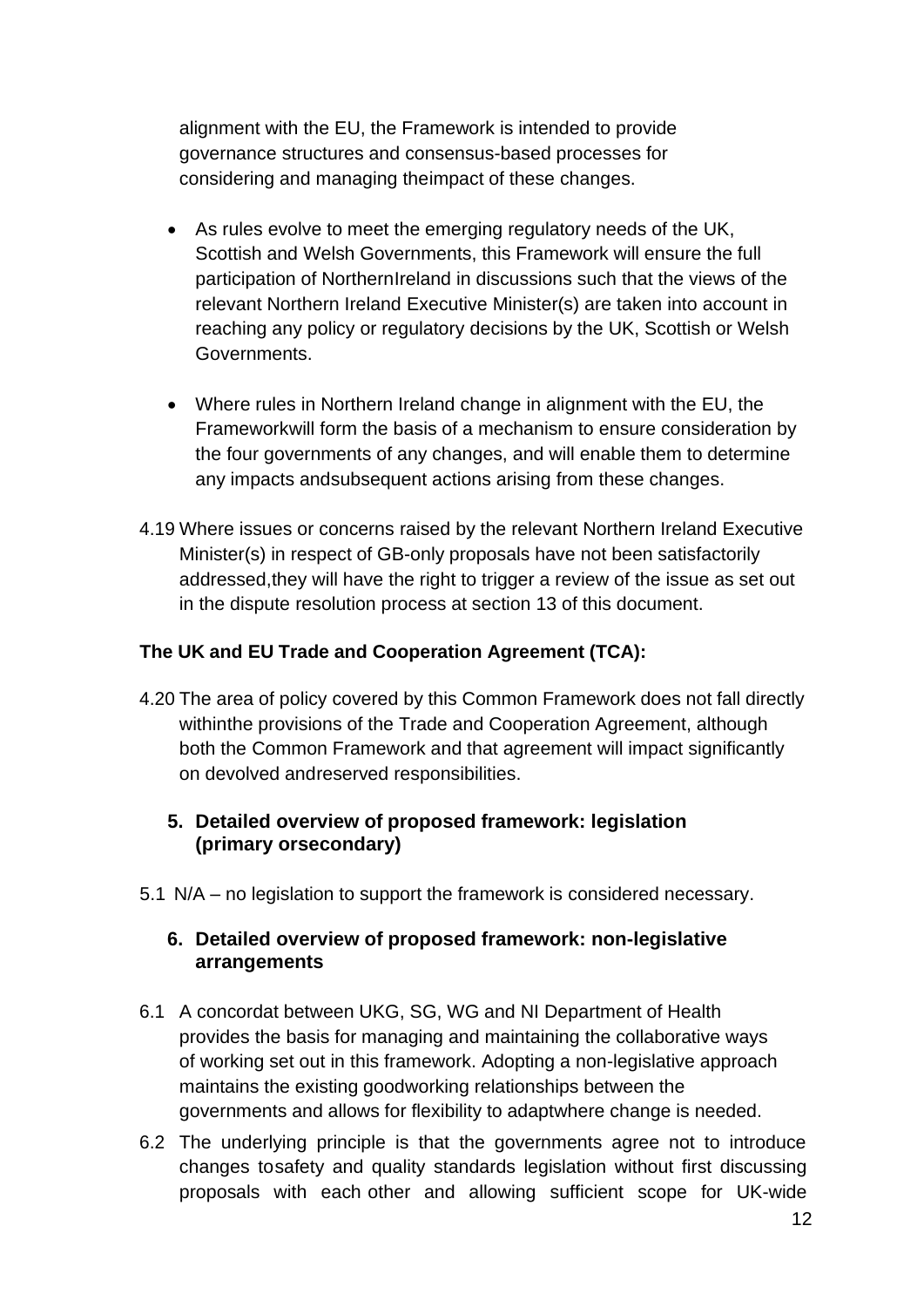alignment with the EU, the Framework is intended to provide governance structures and consensus-based processes for considering and managing theimpact of these changes.

- As rules evolve to meet the emerging regulatory needs of the UK, Scottish and Welsh Governments, this Framework will ensure the full participation of NorthernIreland in discussions such that the views of the relevant Northern Ireland Executive Minister(s) are taken into account in reaching any policy or regulatory decisions by the UK, Scottish or Welsh Governments.
- Where rules in Northern Ireland change in alignment with the EU, the Frameworkwill form the basis of a mechanism to ensure consideration by the four governments of any changes, and will enable them to determine any impacts andsubsequent actions arising from these changes.

4.19 Where issues or concerns raised by the relevant Northern Ireland Executive Minister(s) in respect of GB-only proposals have not been satisfactorily addressed,they will have the right to trigger a review of the issue as set out in the dispute resolution process at section 13 of this document.

**The UK and EU Trade and Cooperation Agreement (TCA):**

4.20 The area of policy covered by this Common Framework does not fall directly withinthe provisions of the Trade and Cooperation Agreement, although both the Common Framework and that agreement will impact significantly on devolved andreserved responsibilities.

## 5. Detailed overview of proposed framework: legislation (primary orsecondary)

5.1 N/A – no legislation to support the framework is considered necessary.

## 6. Detailed overview of proposed framework: non-legislative arrangements

6.1 A concordat between UKG, SG, WG and NI Department of Health provides the basis for managing and maintaining the collaborative ways of working set out in this framework. Adopting a non-legislative approach maintains the existing goodworking relationships between the governments and allows for flexibility to adaptwhere change is needed.

6.2 The underlying principle is that the governments agree not to introduce changes tosafety and quality standards legislation without first discussing proposals with each other and allowing sufficient scope for UK-wide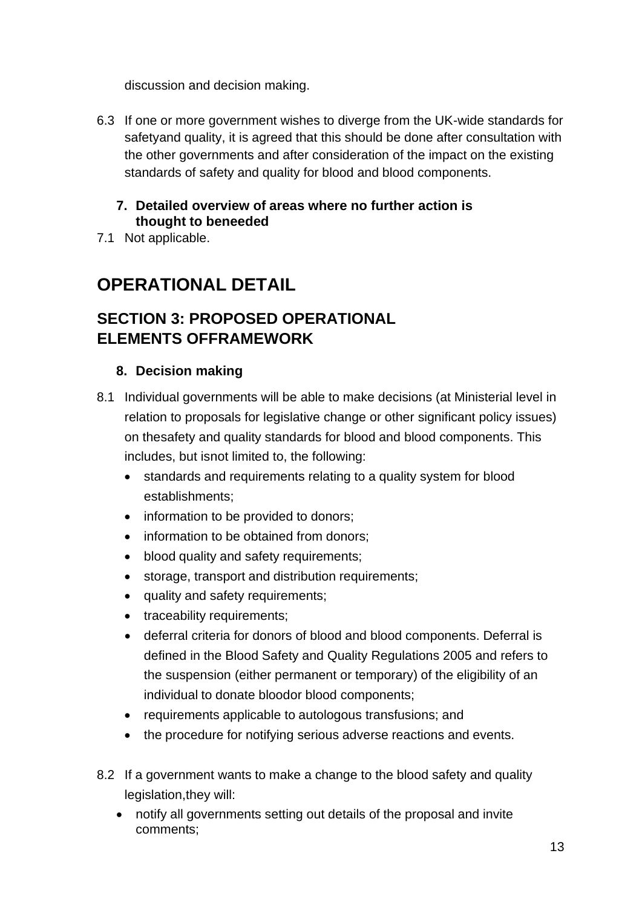discussion and decision making.

6.3 If one or more government wishes to diverge from the UK-wide standards for safetyand quality, it is agreed that this should be done after consultation with the other governments and after consideration of the impact on the existing standards of safety and quality for blood and blood components.

### 7. Detailed overview of areas where no further action is thought to beneeded

7.1 Not applicable.

# OPERATIONAL DETAIL

## SECTION 3: PROPOSED OPERATIONAL ELEMENTS OFFRAMEWORK

### 8. Decision making

8.1 Individual governments will be able to make decisions (at Ministerial level in relation to proposals for legislative change or other significant policy issues) on thesafety and quality standards for blood and blood components. This includes, but isnot limited to, the following:

- standards and requirements relating to a quality system for blood establishments;
- information to be provided to donors;
- information to be obtained from donors;
- blood quality and safety requirements;
- storage, transport and distribution requirements;
- quality and safety requirements;
- traceability requirements;
- deferral criteria for donors of blood and blood components. Deferral is defined in the Blood Safety and Quality Regulations 2005 and refers to the suspension (either permanent or temporary) of the eligibility of an individual to donate bloodor blood components;
- requirements applicable to autologous transfusions; and
- the procedure for notifying serious adverse reactions and events.

8.2 If a government wants to make a change to the blood safety and quality legislation,they will:

- notify all governments setting out details of the proposal and invite comments;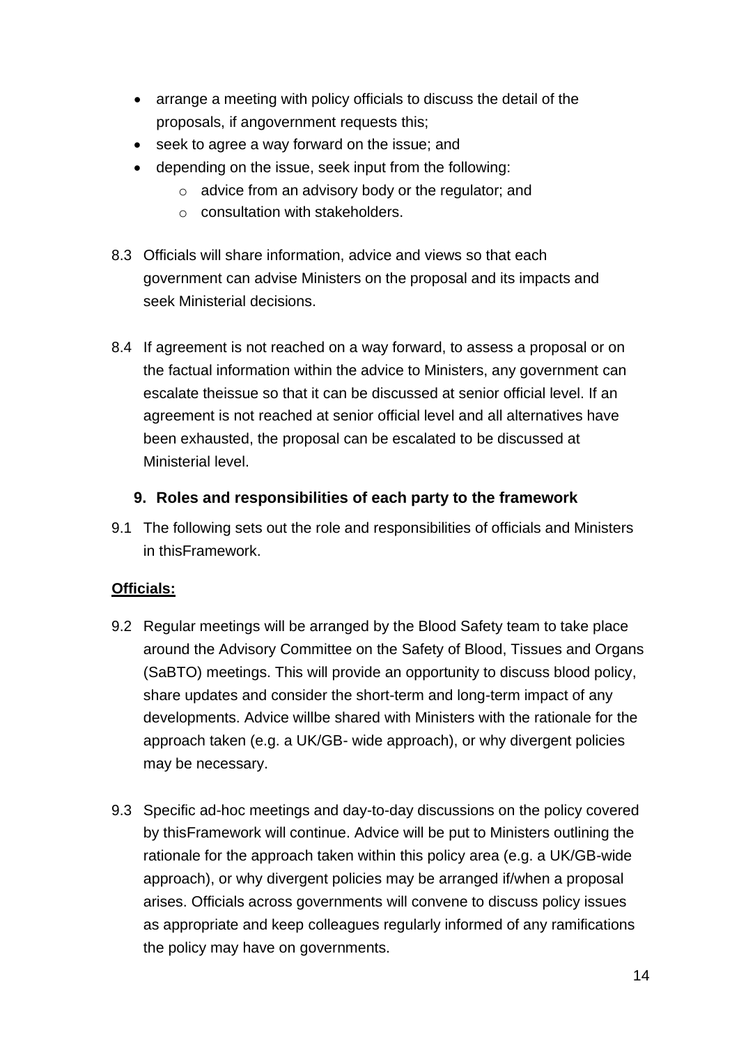- arrange a meeting with policy officials to discuss the detail of the proposals, if angovernment requests this;
- seek to agree a way forward on the issue; and
- depending on the issue, seek input from the following:
    - advice from an advisory body or the regulator; and
    - consultation with stakeholders.

8.3 Officials will share information, advice and views so that each government can advise Ministers on the proposal and its impacts and seek Ministerial decisions.

8.4 If agreement is not reached on a way forward, to assess a proposal or on the factual information within the advice to Ministers, any government can escalate theissue so that it can be discussed at senior official level. If an agreement is not reached at senior official level and all alternatives have been exhausted, the proposal can be escalated to be discussed at Ministerial level.

### 9. Roles and responsibilities of each party to the framework

9.1 The following sets out the role and responsibilities of officials and Ministers in thisFramework.

**Officials:**

9.2 Regular meetings will be arranged by the Blood Safety team to take place around the Advisory Committee on the Safety of Blood, Tissues and Organs (SaBTO) meetings. This will provide an opportunity to discuss blood policy, share updates and consider the short-term and long-term impact of any developments. Advice willbe shared with Ministers with the rationale for the approach taken (e.g. a UK/GB- wide approach), or why divergent policies may be necessary.

9.3 Specific ad-hoc meetings and day-to-day discussions on the policy covered by thisFramework will continue. Advice will be put to Ministers outlining the rationale for the approach taken within this policy area (e.g. a UK/GB-wide approach), or why divergent policies may be arranged if/when a proposal arises. Officials across governments will convene to discuss policy issues as appropriate and keep colleagues regularly informed of any ramifications the policy may have on governments.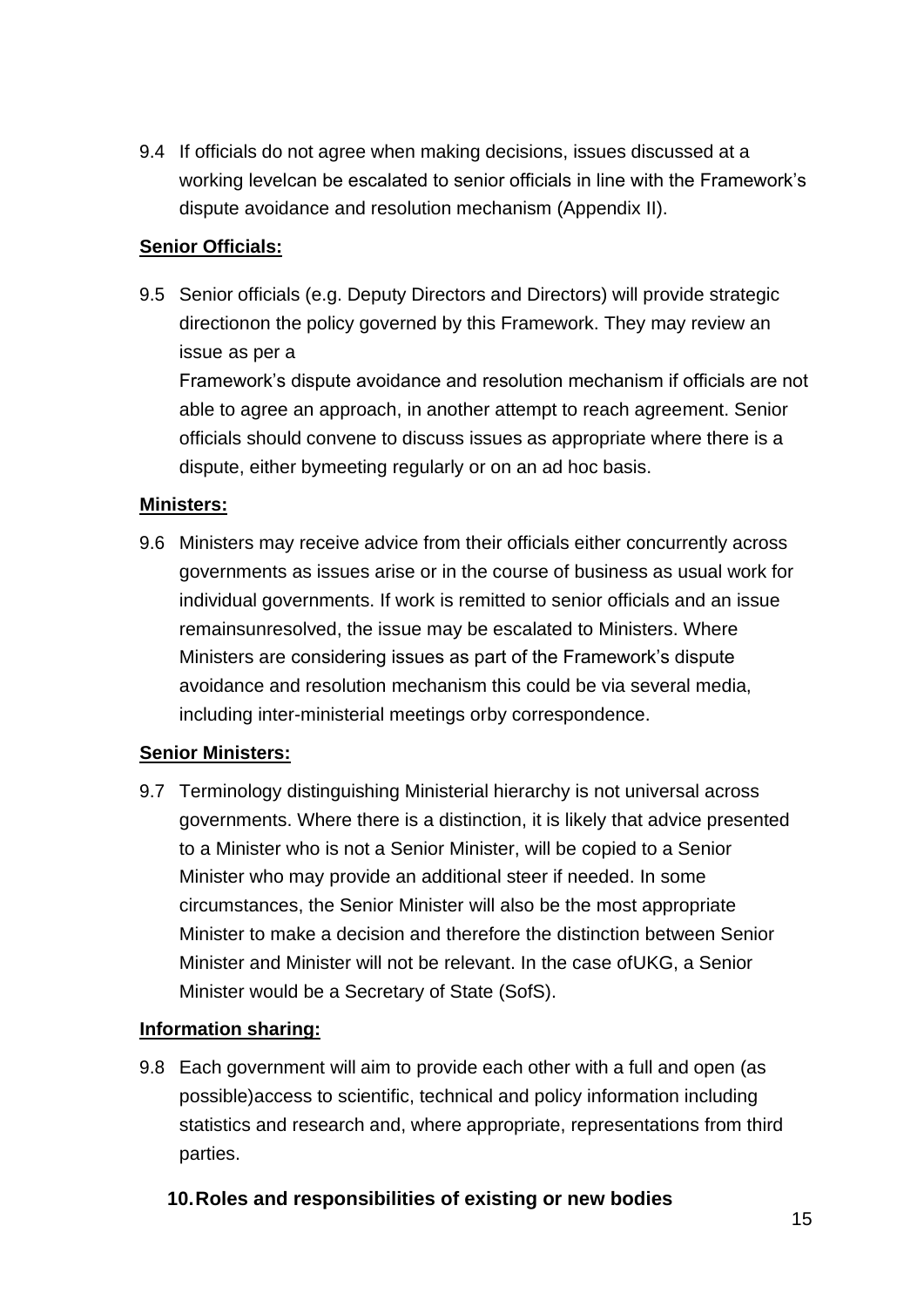9.4 If officials do not agree when making decisions, issues discussed at a working levelcan be escalated to senior officials in line with the Framework's dispute avoidance and resolution mechanism (Appendix II).

**Senior Officials:**

9.5 Senior officials (e.g. Deputy Directors and Directors) will provide strategic directionon the policy governed by this Framework. They may review an issue as per a
Framework's dispute avoidance and resolution mechanism if officials are not able to agree an approach, in another attempt to reach agreement. Senior officials should convene to discuss issues as appropriate where there is a dispute, either bymeeting regularly or on an ad hoc basis.

**Ministers:**

9.6 Ministers may receive advice from their officials either concurrently across governments as issues arise or in the course of business as usual work for individual governments. If work is remitted to senior officials and an issue remainsunresolved, the issue may be escalated to Ministers. Where Ministers are considering issues as part of the Framework's dispute avoidance and resolution mechanism this could be via several media, including inter-ministerial meetings orby correspondence.

**Senior Ministers:**

9.7 Terminology distinguishing Ministerial hierarchy is not universal across governments. Where there is a distinction, it is likely that advice presented to a Minister who is not a Senior Minister, will be copied to a Senior Minister who may provide an additional steer if needed. In some circumstances, the Senior Minister will also be the most appropriate Minister to make a decision and therefore the distinction between Senior Minister and Minister will not be relevant. In the case ofUKG, a Senior Minister would be a Secretary of State (SofS).

**Information sharing:**

9.8 Each government will aim to provide each other with a full and open (as possible)access to scientific, technical and policy information including statistics and research and, where appropriate, representations from third parties.

## 10. Roles and responsibilities of existing or new bodies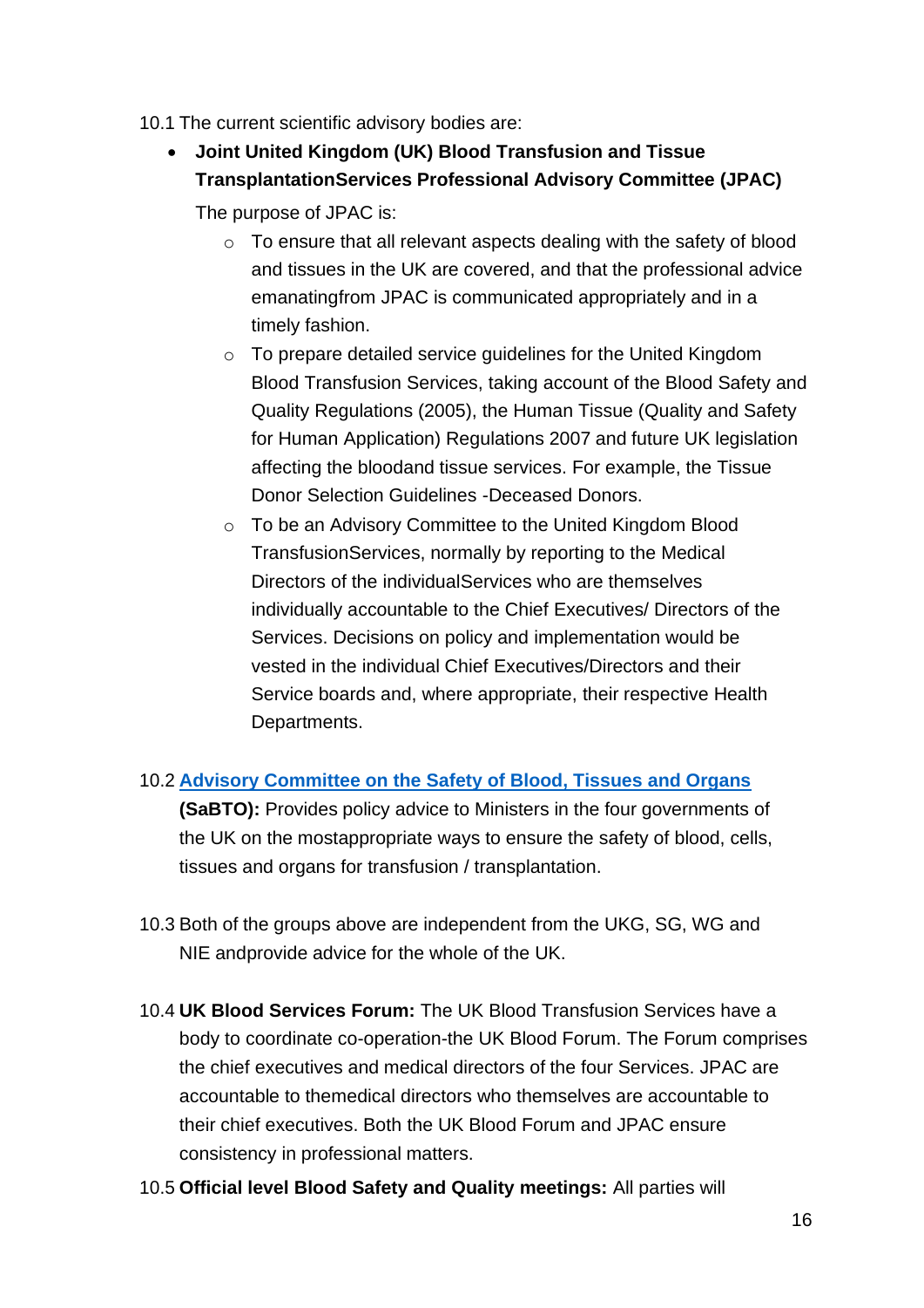10.1 The current scientific advisory bodies are:

- **Joint United Kingdom (UK) Blood Transfusion and Tissue TransplantationServices Professional Advisory Committee (JPAC)**

  The purpose of JPAC is:

  - To ensure that all relevant aspects dealing with the safety of blood and tissues in the UK are covered, and that the professional advice emanatingfrom JPAC is communicated appropriately and in a timely fashion.
  - To prepare detailed service guidelines for the United Kingdom Blood Transfusion Services, taking account of the Blood Safety and Quality Regulations (2005), the Human Tissue (Quality and Safety for Human Application) Regulations 2007 and future UK legislation affecting the bloodand tissue services. For example, the Tissue Donor Selection Guidelines -Deceased Donors.
  - To be an Advisory Committee to the United Kingdom Blood TransfusionServices, normally by reporting to the Medical Directors of the individualServices who are themselves individually accountable to the Chief Executives/ Directors of the Services. Decisions on policy and implementation would be vested in the individual Chief Executives/Directors and their Service boards and, where appropriate, their respective Health Departments.

10.2 **Advisory Committee on the Safety of Blood, Tissues and Organs (SaBTO):** Provides policy advice to Ministers in the four governments of the UK on the mostappropriate ways to ensure the safety of blood, cells, tissues and organs for transfusion / transplantation.

10.3 Both of the groups above are independent from the UKG, SG, WG and NIE andprovide advice for the whole of the UK.

10.4 **UK Blood Services Forum:** The UK Blood Transfusion Services have a body to coordinate co-operation-the UK Blood Forum. The Forum comprises the chief executives and medical directors of the four Services. JPAC are accountable to themedical directors who themselves are accountable to their chief executives. Both the UK Blood Forum and JPAC ensure consistency in professional matters.

10.5 **Official level Blood Safety and Quality meetings:** All parties will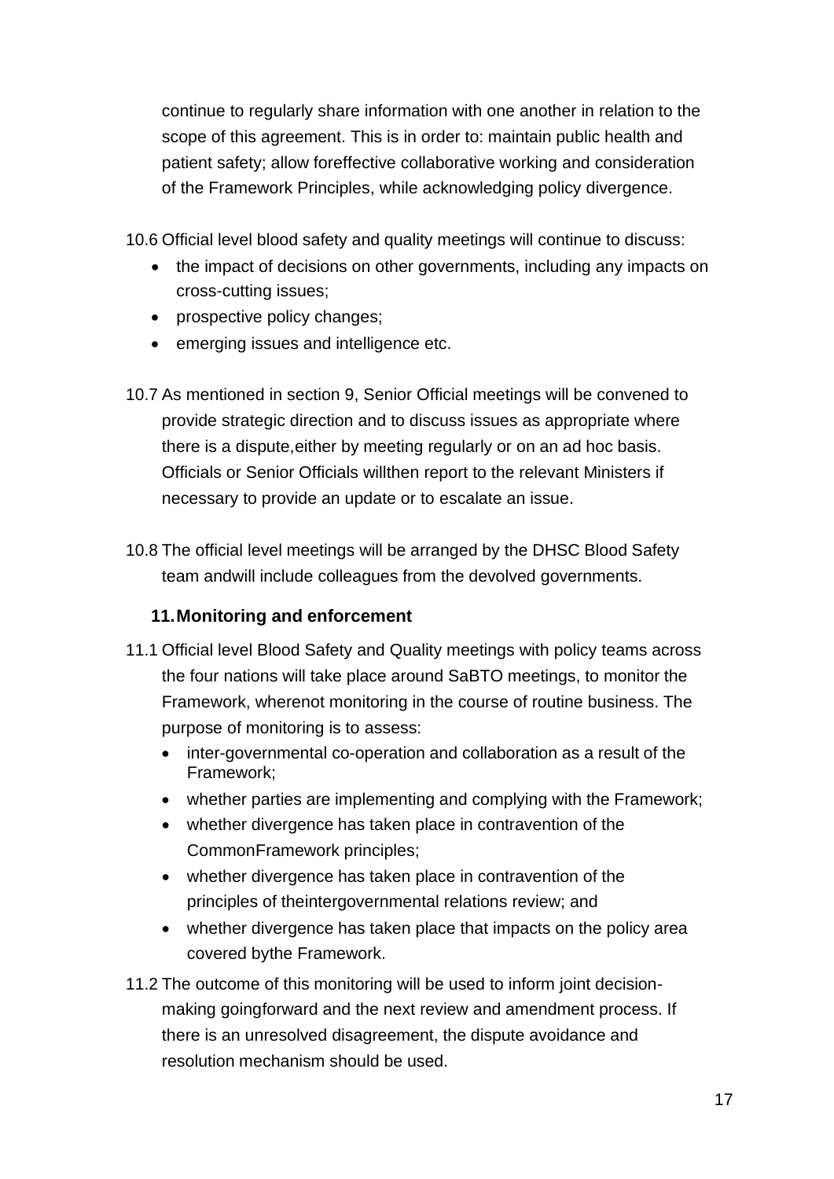continue to regularly share information with one another in relation to the scope of this agreement. This is in order to: maintain public health and patient safety; allow foreffective collaborative working and consideration of the Framework Principles, while acknowledging policy divergence.

10.6 Official level blood safety and quality meetings will continue to discuss:

- the impact of decisions on other governments, including any impacts on cross-cutting issues;
- prospective policy changes;
- emerging issues and intelligence etc.

10.7 As mentioned in section 9, Senior Official meetings will be convened to provide strategic direction and to discuss issues as appropriate where there is a dispute,either by meeting regularly or on an ad hoc basis. Officials or Senior Officials willthen report to the relevant Ministers if necessary to provide an update or to escalate an issue.

10.8 The official level meetings will be arranged by the DHSC Blood Safety team andwill include colleagues from the devolved governments.

## 11. Monitoring and enforcement

11.1 Official level Blood Safety and Quality meetings with policy teams across the four nations will take place around SaBTO meetings, to monitor the Framework, wherenot monitoring in the course of routine business. The purpose of monitoring is to assess:

- inter-governmental co-operation and collaboration as a result of the Framework;
- whether parties are implementing and complying with the Framework;
- whether divergence has taken place in contravention of the CommonFramework principles;
- whether divergence has taken place in contravention of the principles of theintergovernmental relations review; and
- whether divergence has taken place that impacts on the policy area covered bythe Framework.

11.2 The outcome of this monitoring will be used to inform joint decision-making goingforward and the next review and amendment process. If there is an unresolved disagreement, the dispute avoidance and resolution mechanism should be used.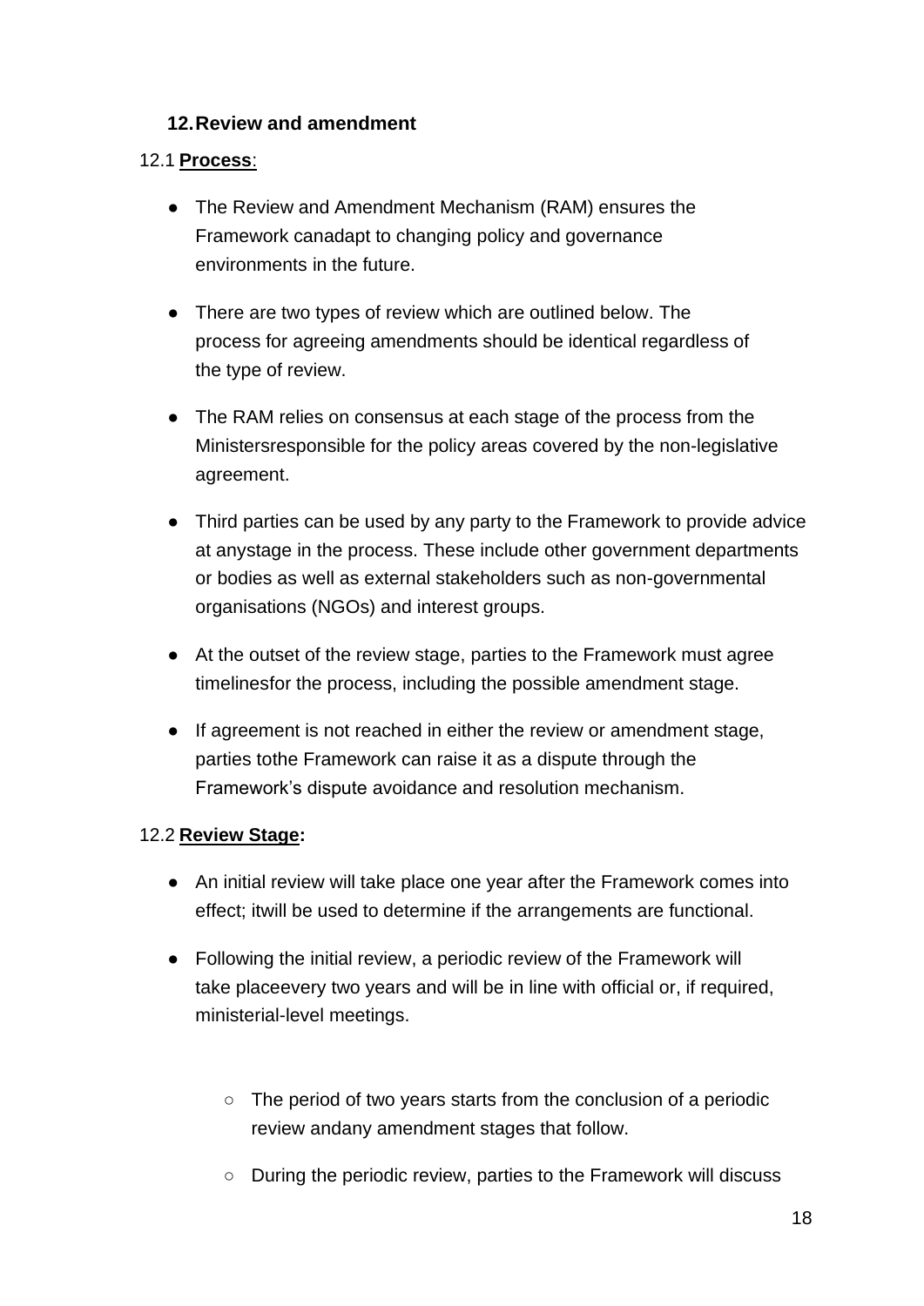## 12. Review and amendment

12.1 **Process**:

- The Review and Amendment Mechanism (RAM) ensures the Framework canadapt to changing policy and governance environments in the future.
- There are two types of review which are outlined below. The process for agreeing amendments should be identical regardless of the type of review.
- The RAM relies on consensus at each stage of the process from the Ministersresponsible for the policy areas covered by the non-legislative agreement.
- Third parties can be used by any party to the Framework to provide advice at anystage in the process. These include other government departments or bodies as well as external stakeholders such as non-governmental organisations (NGOs) and interest groups.
- At the outset of the review stage, parties to the Framework must agree timelinesfor the process, including the possible amendment stage.
- If agreement is not reached in either the review or amendment stage, parties tothe Framework can raise it as a dispute through the Framework's dispute avoidance and resolution mechanism.

12.2 **Review Stage:**

- An initial review will take place one year after the Framework comes into effect; itwill be used to determine if the arrangements are functional.
- Following the initial review, a periodic review of the Framework will take placeevery two years and will be in line with official or, if required, ministerial-level meetings.
    - The period of two years starts from the conclusion of a periodic review andany amendment stages that follow.
    - During the periodic review, parties to the Framework will discuss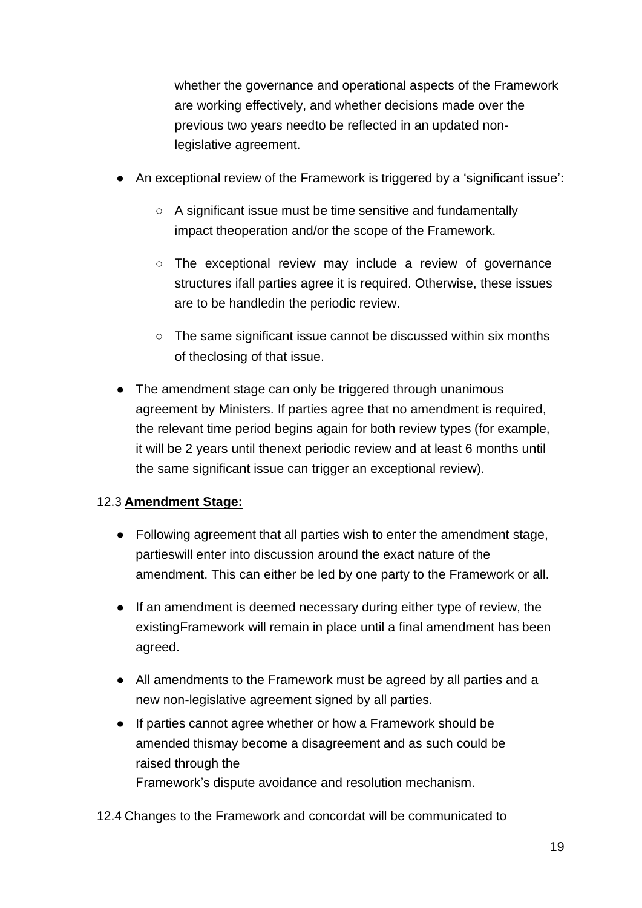whether the governance and operational aspects of the Framework are working effectively, and whether decisions made over the previous two years needto be reflected in an updated non-legislative agreement.

- An exceptional review of the Framework is triggered by a 'significant issue':
  - A significant issue must be time sensitive and fundamentally impact theoperation and/or the scope of the Framework.
  - The exceptional review may include a review of governance structures ifall parties agree it is required. Otherwise, these issues are to be handledin the periodic review.
  - The same significant issue cannot be discussed within six months of theclosing of that issue.
- The amendment stage can only be triggered through unanimous agreement by Ministers. If parties agree that no amendment is required, the relevant time period begins again for both review types (for example, it will be 2 years until thenext periodic review and at least 6 months until the same significant issue can trigger an exceptional review).

12.3 **Amendment Stage:**

- Following agreement that all parties wish to enter the amendment stage, partieswill enter into discussion around the exact nature of the amendment. This can either be led by one party to the Framework or all.
- If an amendment is deemed necessary during either type of review, the existingFramework will remain in place until a final amendment has been agreed.
- All amendments to the Framework must be agreed by all parties and a new non-legislative agreement signed by all parties.
- If parties cannot agree whether or how a Framework should be amended thismay become a disagreement and as such could be raised through the Framework's dispute avoidance and resolution mechanism.

12.4 Changes to the Framework and concordat will be communicated to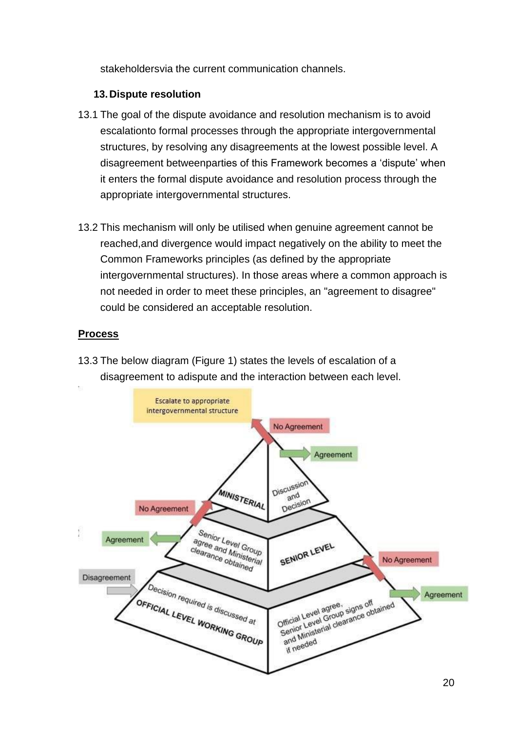stakeholdersvia the current communication channels.

## 13. Dispute resolution

13.1 The goal of the dispute avoidance and resolution mechanism is to avoid escalationto formal processes through the appropriate intergovernmental structures, by resolving any disagreements at the lowest possible level. A disagreement betweenparties of this Framework becomes a 'dispute' when it enters the formal dispute avoidance and resolution process through the appropriate intergovernmental structures.

13.2 This mechanism will only be utilised when genuine agreement cannot be reached,and divergence would impact negatively on the ability to meet the Common Frameworks principles (as defined by the appropriate intergovernmental structures). In those areas where a common approach is not needed in order to meet these principles, an "agreement to disagree" could be considered an acceptable resolution.

### Process

13.3 The below diagram (Figure 1) states the levels of escalation of a disagreement to adispute and the interaction between each level.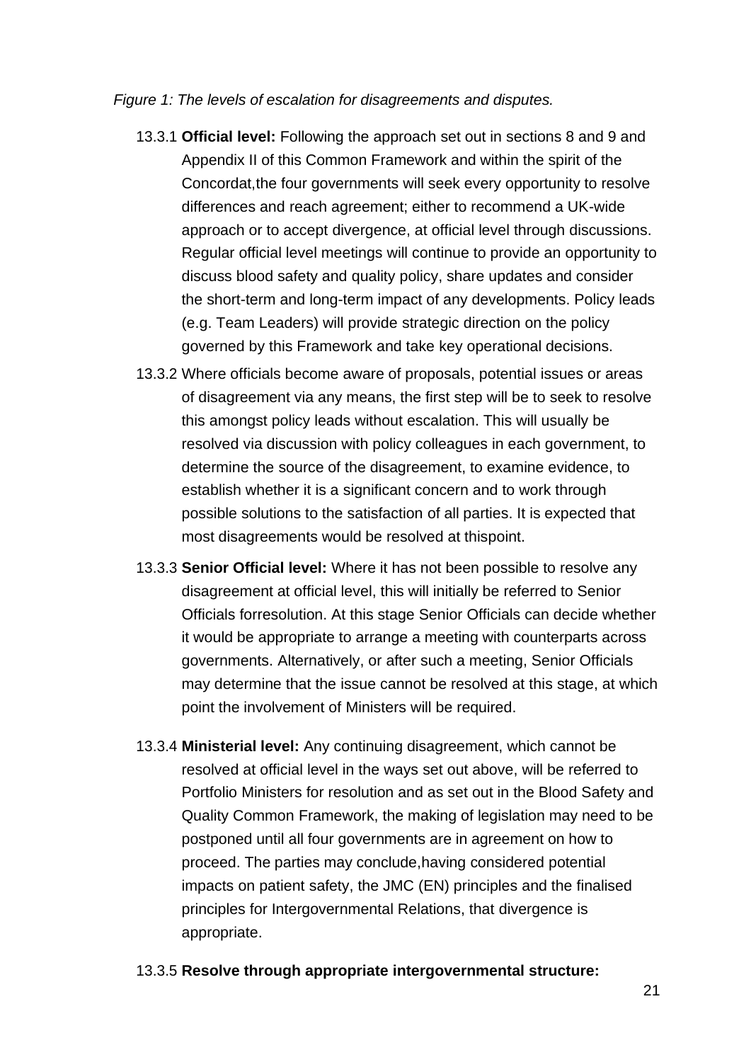*Figure 1: The levels of escalation for disagreements and disputes.*

13.3.1 **Official level:** Following the approach set out in sections 8 and 9 and Appendix II of this Common Framework and within the spirit of the Concordat,the four governments will seek every opportunity to resolve differences and reach agreement; either to recommend a UK-wide approach or to accept divergence, at official level through discussions. Regular official level meetings will continue to provide an opportunity to discuss blood safety and quality policy, share updates and consider the short-term and long-term impact of any developments. Policy leads (e.g. Team Leaders) will provide strategic direction on the policy governed by this Framework and take key operational decisions.

13.3.2 Where officials become aware of proposals, potential issues or areas of disagreement via any means, the first step will be to seek to resolve this amongst policy leads without escalation. This will usually be resolved via discussion with policy colleagues in each government, to determine the source of the disagreement, to examine evidence, to establish whether it is a significant concern and to work through possible solutions to the satisfaction of all parties. It is expected that most disagreements would be resolved at thispoint.

13.3.3 **Senior Official level:** Where it has not been possible to resolve any disagreement at official level, this will initially be referred to Senior Officials forresolution. At this stage Senior Officials can decide whether it would be appropriate to arrange a meeting with counterparts across governments. Alternatively, or after such a meeting, Senior Officials may determine that the issue cannot be resolved at this stage, at which point the involvement of Ministers will be required.

13.3.4 **Ministerial level:** Any continuing disagreement, which cannot be resolved at official level in the ways set out above, will be referred to Portfolio Ministers for resolution and as set out in the Blood Safety and Quality Common Framework, the making of legislation may need to be postponed until all four governments are in agreement on how to proceed. The parties may conclude,having considered potential impacts on patient safety, the JMC (EN) principles and the finalised principles for Intergovernmental Relations, that divergence is appropriate.

13.3.5 **Resolve through appropriate intergovernmental structure:**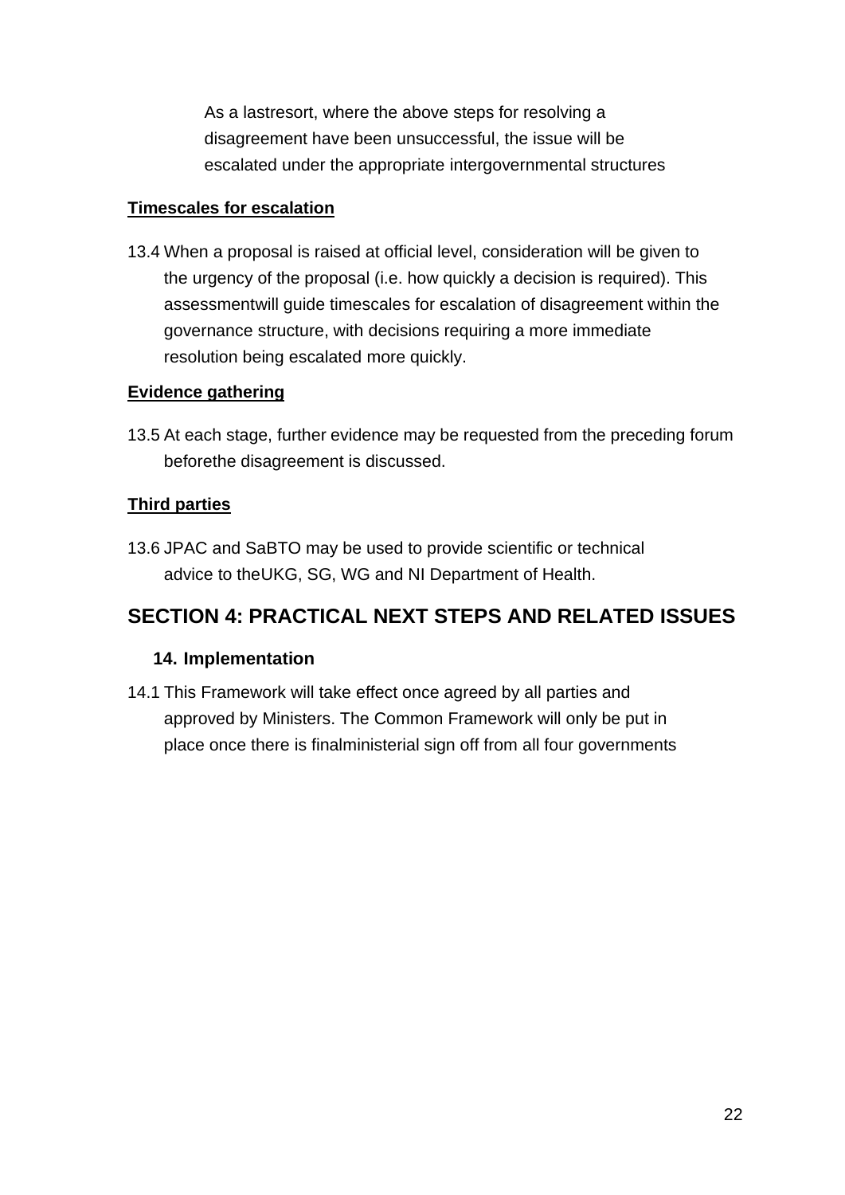As a lastresort, where the above steps for resolving a disagreement have been unsuccessful, the issue will be escalated under the appropriate intergovernmental structures

**Timescales for escalation**

13.4 When a proposal is raised at official level, consideration will be given to the urgency of the proposal (i.e. how quickly a decision is required). This assessmentwill guide timescales for escalation of disagreement within the governance structure, with decisions requiring a more immediate resolution being escalated more quickly.

**Evidence gathering**

13.5 At each stage, further evidence may be requested from the preceding forum beforethe disagreement is discussed.

**Third parties**

13.6 JPAC and SaBTO may be used to provide scientific or technical advice to theUKG, SG, WG and NI Department of Health.

## SECTION 4: PRACTICAL NEXT STEPS AND RELATED ISSUES

### 14. Implementation

14.1 This Framework will take effect once agreed by all parties and approved by Ministers. The Common Framework will only be put in place once there is finalministerial sign off from all four governments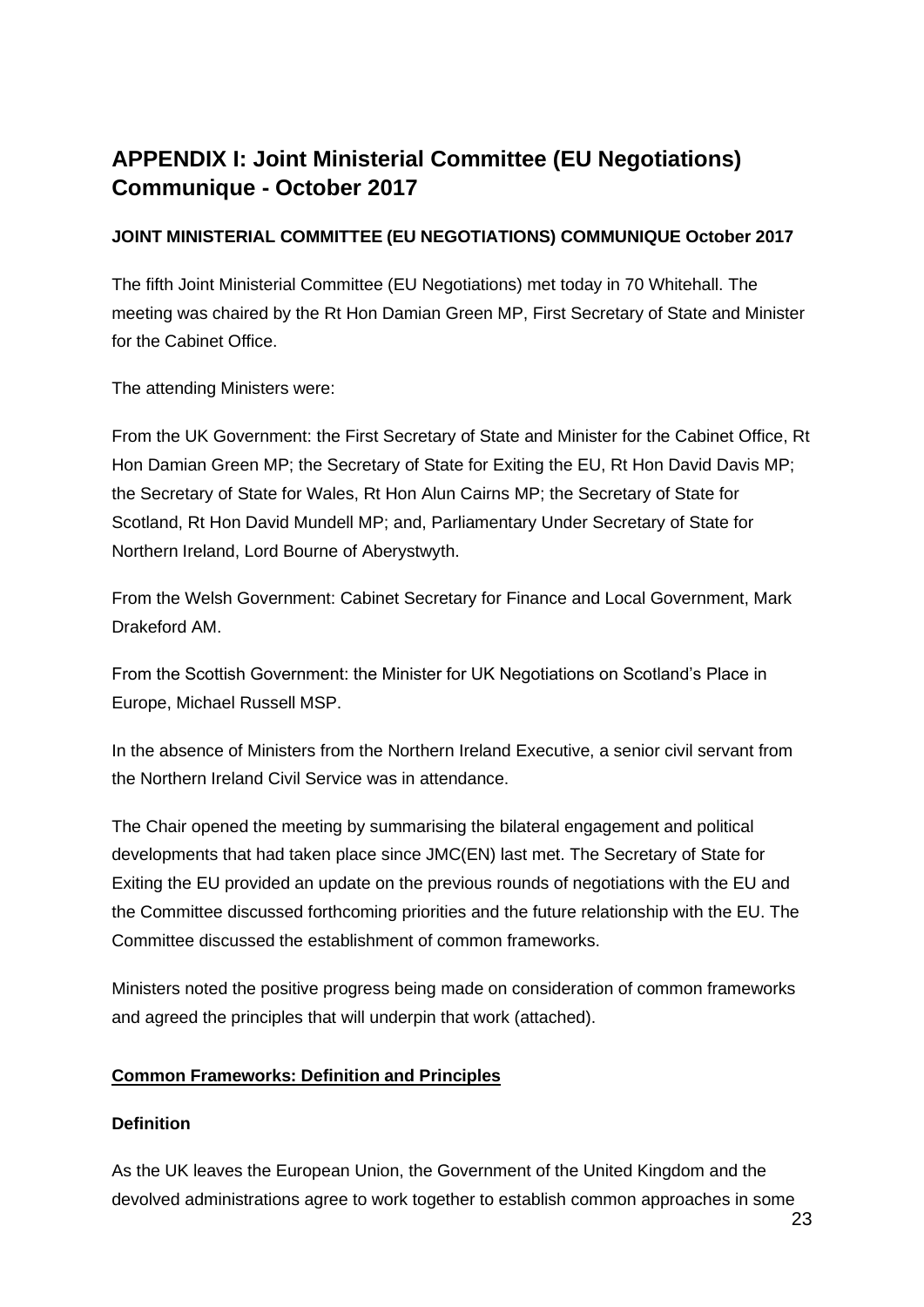# APPENDIX I: Joint Ministerial Committee (EU Negotiations) Communique - October 2017

**JOINT MINISTERIAL COMMITTEE (EU NEGOTIATIONS) COMMUNIQUE October 2017**

The fifth Joint Ministerial Committee (EU Negotiations) met today in 70 Whitehall. The meeting was chaired by the Rt Hon Damian Green MP, First Secretary of State and Minister for the Cabinet Office.

The attending Ministers were:

From the UK Government: the First Secretary of State and Minister for the Cabinet Office, Rt Hon Damian Green MP; the Secretary of State for Exiting the EU, Rt Hon David Davis MP; the Secretary of State for Wales, Rt Hon Alun Cairns MP; the Secretary of State for Scotland, Rt Hon David Mundell MP; and, Parliamentary Under Secretary of State for Northern Ireland, Lord Bourne of Aberystwyth.

From the Welsh Government: Cabinet Secretary for Finance and Local Government, Mark Drakeford AM.

From the Scottish Government: the Minister for UK Negotiations on Scotland's Place in Europe, Michael Russell MSP.

In the absence of Ministers from the Northern Ireland Executive, a senior civil servant from the Northern Ireland Civil Service was in attendance.

The Chair opened the meeting by summarising the bilateral engagement and political developments that had taken place since JMC(EN) last met. The Secretary of State for Exiting the EU provided an update on the previous rounds of negotiations with the EU and the Committee discussed forthcoming priorities and the future relationship with the EU. The Committee discussed the establishment of common frameworks.

Ministers noted the positive progress being made on consideration of common frameworks and agreed the principles that will underpin that work (attached).

**Common Frameworks: Definition and Principles**

**Definition**

As the UK leaves the European Union, the Government of the United Kingdom and the devolved administrations agree to work together to establish common approaches in some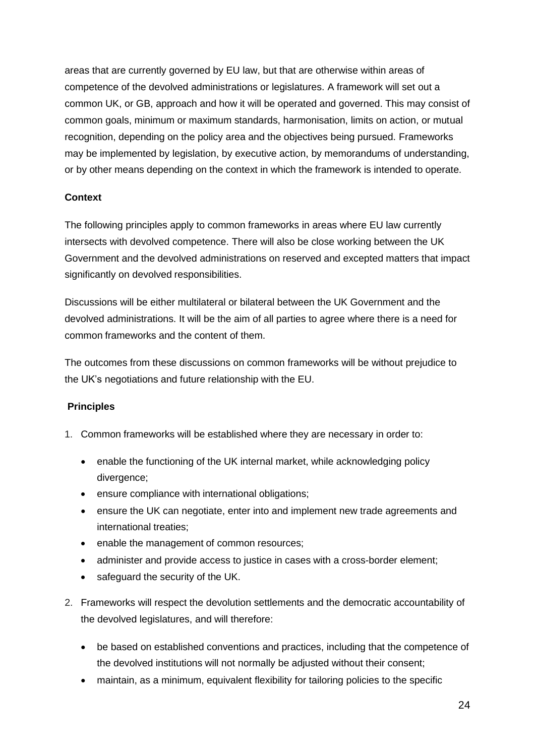areas that are currently governed by EU law, but that are otherwise within areas of competence of the devolved administrations or legislatures. A framework will set out a common UK, or GB, approach and how it will be operated and governed. This may consist of common goals, minimum or maximum standards, harmonisation, limits on action, or mutual recognition, depending on the policy area and the objectives being pursued. Frameworks may be implemented by legislation, by executive action, by memorandums of understanding, or by other means depending on the context in which the framework is intended to operate.

**Context**

The following principles apply to common frameworks in areas where EU law currently intersects with devolved competence. There will also be close working between the UK Government and the devolved administrations on reserved and excepted matters that impact significantly on devolved responsibilities.

Discussions will be either multilateral or bilateral between the UK Government and the devolved administrations. It will be the aim of all parties to agree where there is a need for common frameworks and the content of them.

The outcomes from these discussions on common frameworks will be without prejudice to the UK's negotiations and future relationship with the EU.

**Principles**

1. Common frameworks will be established where they are necessary in order to:
    - enable the functioning of the UK internal market, while acknowledging policy divergence;
    - ensure compliance with international obligations;
    - ensure the UK can negotiate, enter into and implement new trade agreements and international treaties;
    - enable the management of common resources;
    - administer and provide access to justice in cases with a cross-border element;
    - safeguard the security of the UK.
2. Frameworks will respect the devolution settlements and the democratic accountability of the devolved legislatures, and will therefore:
    - be based on established conventions and practices, including that the competence of the devolved institutions will not normally be adjusted without their consent;
    - maintain, as a minimum, equivalent flexibility for tailoring policies to the specific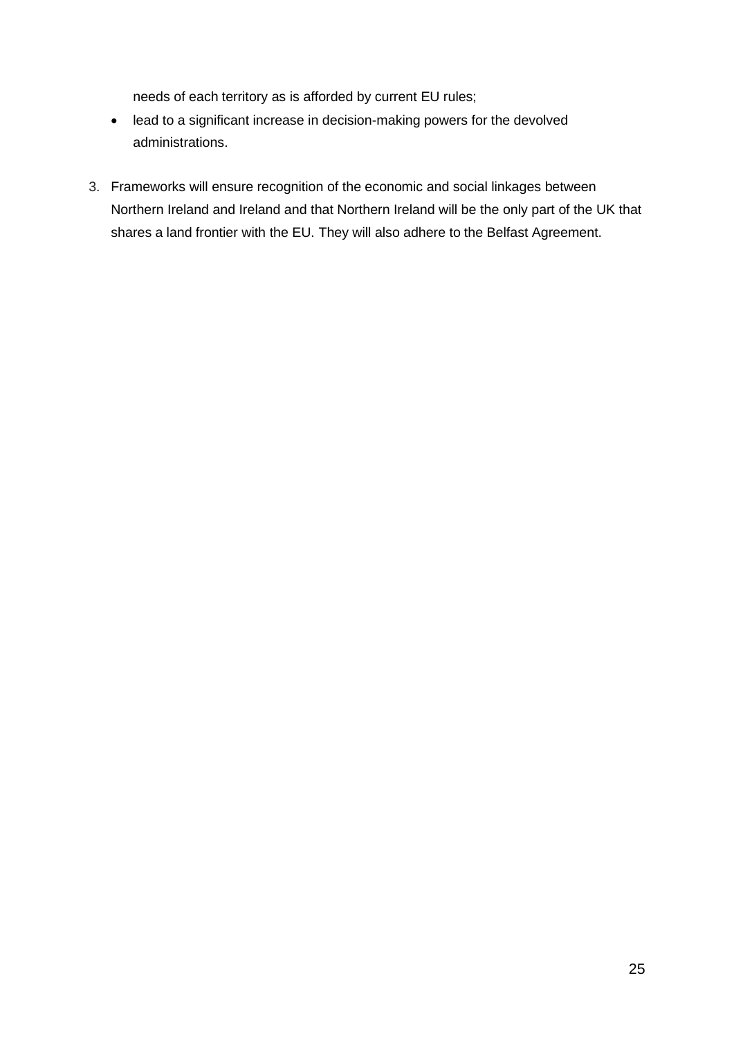needs of each territory as is afforded by current EU rules;

- lead to a significant increase in decision-making powers for the devolved administrations.

3. Frameworks will ensure recognition of the economic and social linkages between Northern Ireland and Ireland and that Northern Ireland will be the only part of the UK that shares a land frontier with the EU. They will also adhere to the Belfast Agreement.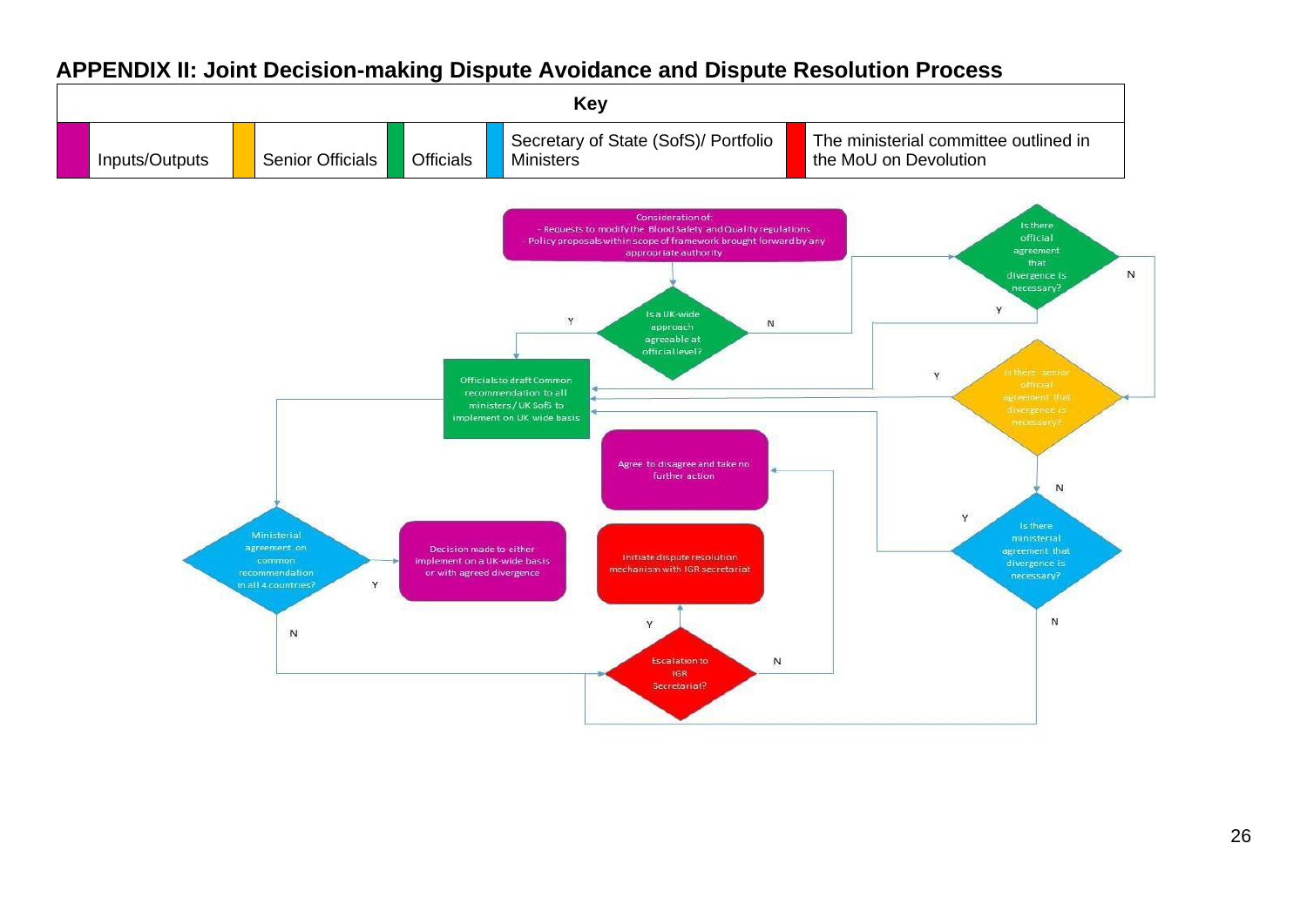## APPENDIX II: Joint Decision-making Dispute Avoidance and Dispute Resolution Process

| Key | | | | | | | | | |
|---|---|---|---|---|---|---|---|---|---|
| | Inputs/Outputs | | Senior Officials | | Officials | | Secretary of State (SofS)/ Portfolio Ministers | | The ministerial committee outlined in the MoU on Devolution |

Consideration of:
- Requests to modify the Blood Safety and Quality regulations
- Policy proposals within scope of framework brought forward by any appropriate authority

Is a UK-wide approach agreeable at official level?

Is there official agreement that divergence is necessary?

Officials to draft Common recommendation to all ministers / UK SofS to implement on UK wide basis

Is there senior official agreement that divergence is necessary?

Agree to disagree and take no further action

Is there ministerial agreement that divergence is necessary?

Ministerial agreement on common recommendation in all 4 countries?

Decision made to either implement on a UK-wide basis or with agreed divergence

Initiate dispute resolution mechanism with IGR secretariat

Escalation to IGR Secretariat?

Y N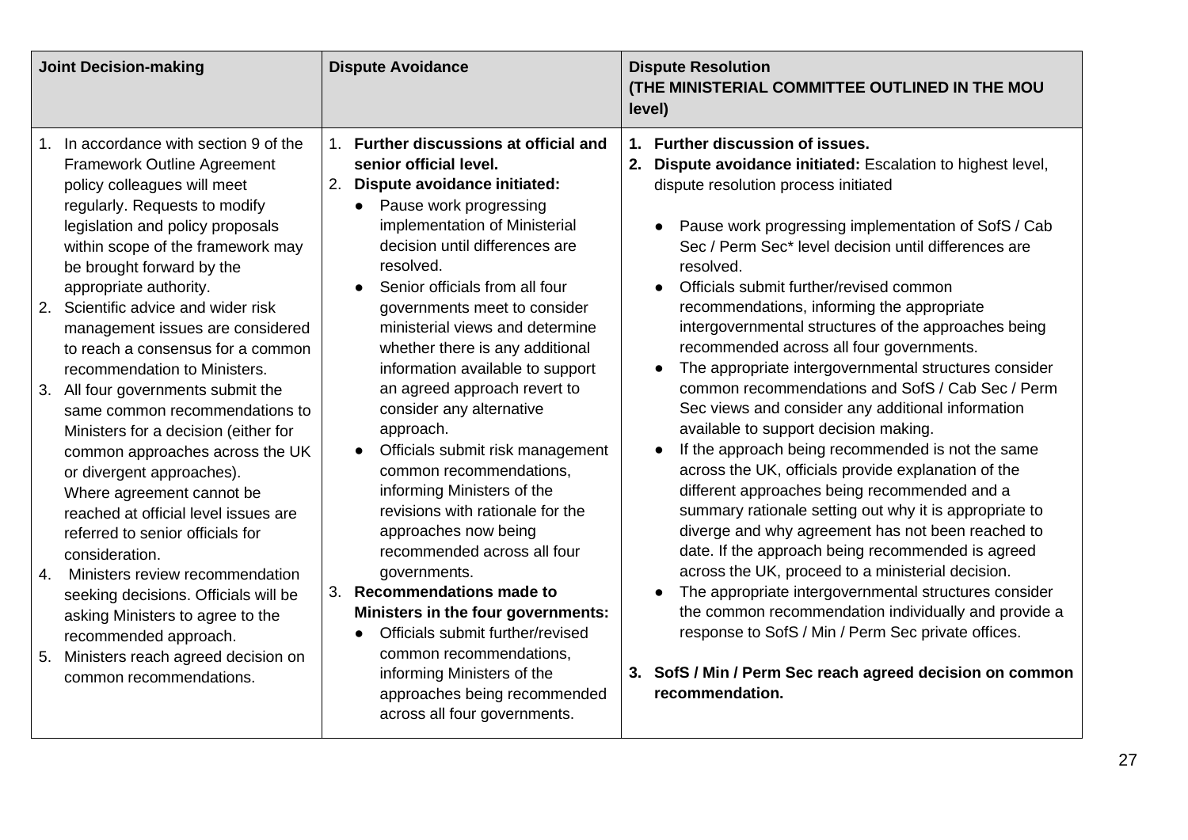| Joint Decision-making | Dispute Avoidance | Dispute Resolution (THE MINISTERIAL COMMITTEE OUTLINED IN THE MOU level) |
|---|---|---|
| 1. In accordance with section 9 of the Framework Outline Agreement policy colleagues will meet regularly. Requests to modify legislation and policy proposals within scope of the framework may be brought forward by the appropriate authority.<br>2. Scientific advice and wider risk management issues are considered to reach a consensus for a common recommendation to Ministers.<br>3. All four governments submit the same common recommendations to Ministers for a decision (either for common approaches across the UK or divergent approaches). Where agreement cannot be reached at official level issues are referred to senior officials for consideration.<br>4. Ministers review recommendation seeking decisions. Officials will be asking Ministers to agree to the recommended approach.<br>5. Ministers reach agreed decision on common recommendations. | 1. **Further discussions at official and senior official level.**<br>2. **Dispute avoidance initiated:**<br>● Pause work progressing implementation of Ministerial decision until differences are resolved.<br>● Senior officials from all four governments meet to consider ministerial views and determine whether there is any additional information available to support an agreed approach revert to consider any alternative approach.<br>● Officials submit risk management common recommendations, informing Ministers of the revisions with rationale for the approaches now being recommended across all four governments.<br>3. **Recommendations made to Ministers in the four governments:**<br>● Officials submit further/revised common recommendations, informing Ministers of the approaches being recommended across all four governments. | 1. **Further discussion of issues.**<br>2. **Dispute avoidance initiated:** Escalation to highest level, dispute resolution process initiated<br>● Pause work progressing implementation of SofS / Cab Sec / Perm Sec* level decision until differences are resolved.<br>● Officials submit further/revised common recommendations, informing the appropriate intergovernmental structures of the approaches being recommended across all four governments.<br>● The appropriate intergovernmental structures consider common recommendations and SofS / Cab Sec / Perm Sec views and consider any additional information available to support decision making.<br>● If the approach being recommended is not the same across the UK, officials provide explanation of the different approaches being recommended and a summary rationale setting out why it is appropriate to diverge and why agreement has not been reached to date. If the approach being recommended is agreed across the UK, proceed to a ministerial decision.<br>● The appropriate intergovernmental structures consider the common recommendation individually and provide a response to SofS / Min / Perm Sec private offices.<br>3. **SofS / Min / Perm Sec reach agreed decision on common recommendation.** |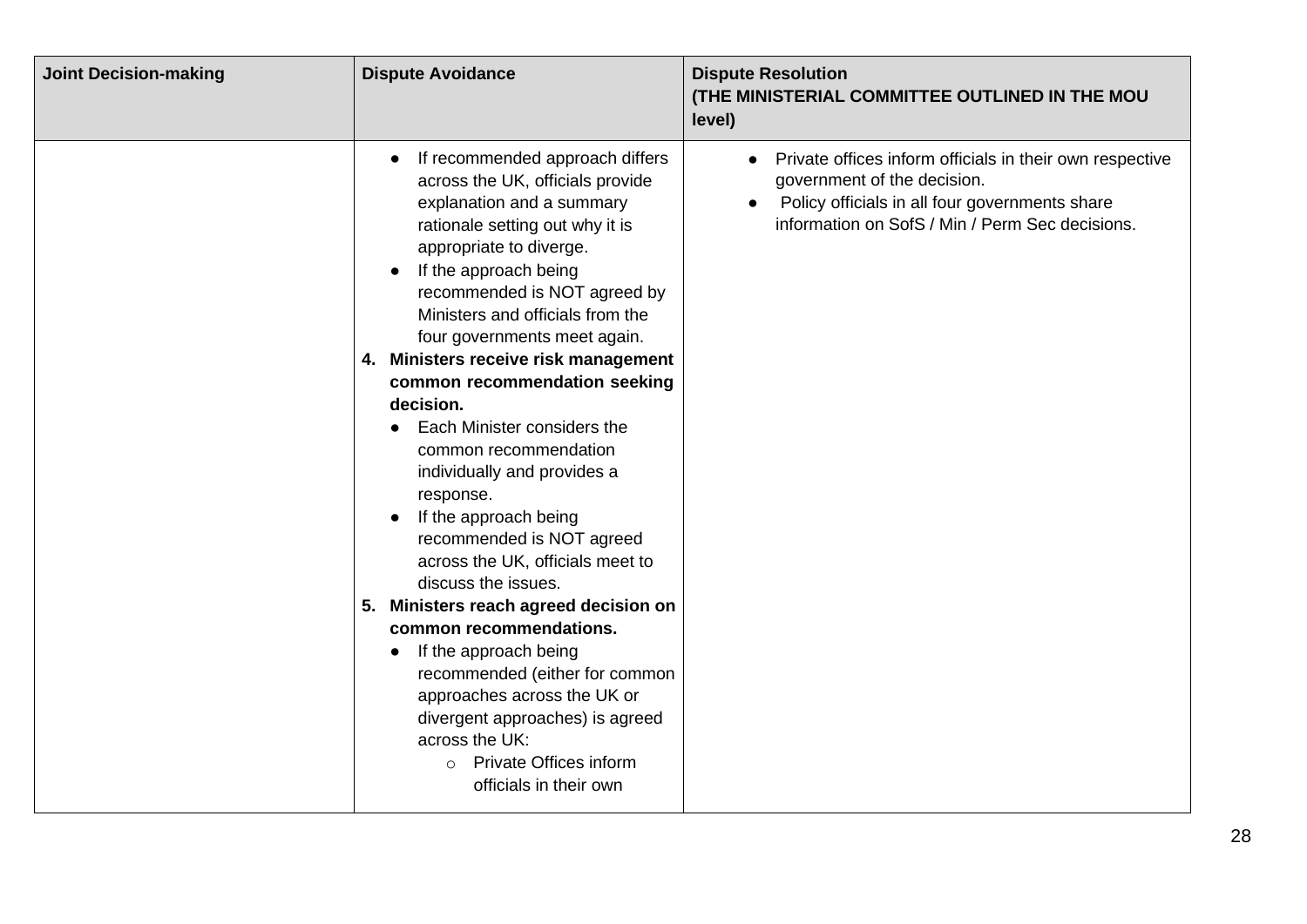| Joint Decision-making | Dispute Avoidance | Dispute Resolution (THE MINISTERIAL COMMITTEE OUTLINED IN THE MOU level) |
|---|---|---|
| | • If recommended approach differs across the UK, officials provide explanation and a summary rationale setting out why it is appropriate to diverge.<br>• If the approach being recommended is NOT agreed by Ministers and officials from the four governments meet again.<br>**4. Ministers receive risk management common recommendation seeking decision.**<br>• Each Minister considers the common recommendation individually and provides a response.<br>• If the approach being recommended is NOT agreed across the UK, officials meet to discuss the issues.<br>**5. Ministers reach agreed decision on common recommendations.**<br>• If the approach being recommended (either for common approaches across the UK or divergent approaches) is agreed across the UK:<br>o Private Offices inform officials in their own | • Private offices inform officials in their own respective government of the decision.<br>• Policy officials in all four governments share information on SofS / Min / Perm Sec decisions. |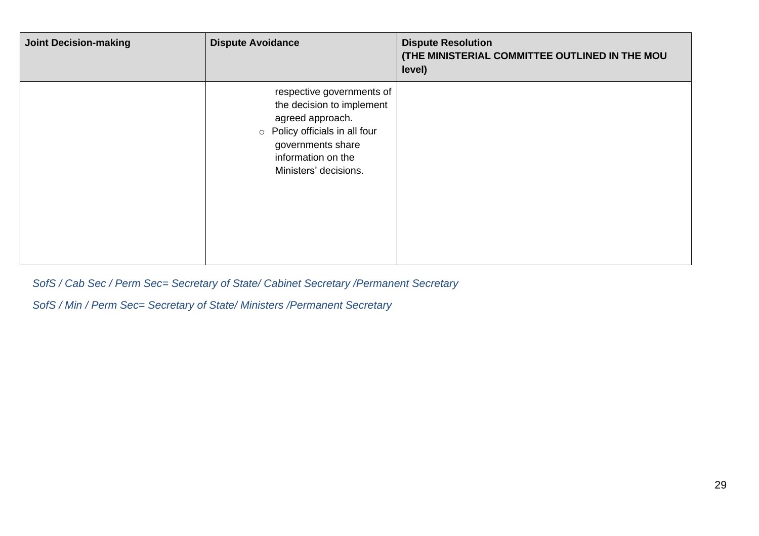| Joint Decision-making | Dispute Avoidance | Dispute Resolution **(THE MINISTERIAL COMMITTEE OUTLINED IN THE MOU level)** |
| --- | --- | --- |
| | respective governments of the decision to implement agreed approach.<br>○ Policy officials in all four governments share information on the Ministers' decisions. | |

*SofS / Cab Sec / Perm Sec= Secretary of State/ Cabinet Secretary /Permanent Secretary*

*SofS / Min / Perm Sec= Secretary of State/ Ministers /Permanent Secretary*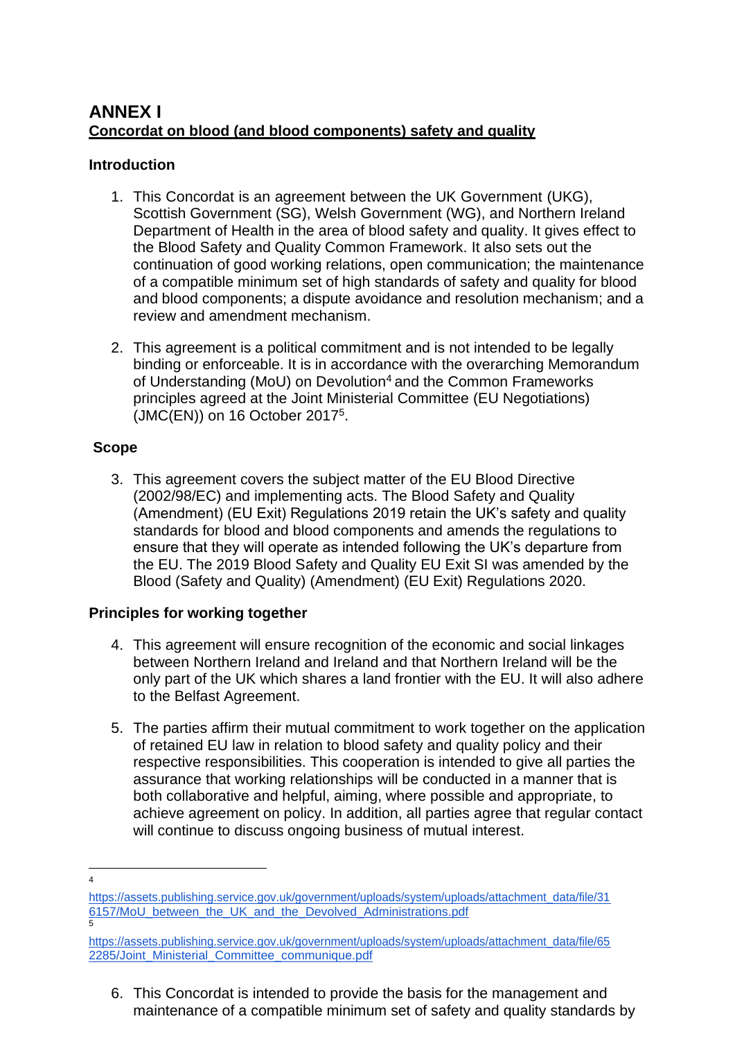# ANNEX I

## Concordat on blood (and blood components) safety and quality

### Introduction

1. This Concordat is an agreement between the UK Government (UKG), Scottish Government (SG), Welsh Government (WG), and Northern Ireland Department of Health in the area of blood safety and quality. It gives effect to the Blood Safety and Quality Common Framework. It also sets out the continuation of good working relations, open communication; the maintenance of a compatible minimum set of high standards of safety and quality for blood and blood components; a dispute avoidance and resolution mechanism; and a review and amendment mechanism.

2. This agreement is a political commitment and is not intended to be legally binding or enforceable. It is in accordance with the overarching Memorandum of Understanding (MoU) on Devolution[4] and the Common Frameworks principles agreed at the Joint Ministerial Committee (EU Negotiations) (JMC(EN)) on 16 October 2017[5].

### Scope

3. This agreement covers the subject matter of the EU Blood Directive (2002/98/EC) and implementing acts. The Blood Safety and Quality (Amendment) (EU Exit) Regulations 2019 retain the UK's safety and quality standards for blood and blood components and amends the regulations to ensure that they will operate as intended following the UK's departure from the EU. The 2019 Blood Safety and Quality EU Exit SI was amended by the Blood (Safety and Quality) (Amendment) (EU Exit) Regulations 2020.

### Principles for working together

4. This agreement will ensure recognition of the economic and social linkages between Northern Ireland and Ireland and that Northern Ireland will be the only part of the UK which shares a land frontier with the EU. It will also adhere to the Belfast Agreement.

5. The parties affirm their mutual commitment to work together on the application of retained EU law in relation to blood safety and quality policy and their respective responsibilities. This cooperation is intended to give all parties the assurance that working relationships will be conducted in a manner that is both collaborative and helpful, aiming, where possible and appropriate, to achieve agreement on policy. In addition, all parties agree that regular contact will continue to discuss ongoing business of mutual interest.

6. This Concordat is intended to provide the basis for the management and maintenance of a compatible minimum set of safety and quality standards by

---

[4] https://assets.publishing.service.gov.uk/government/uploads/system/uploads/attachment_data/file/316157/MoU_between_the_UK_and_the_Devolved_Administrations.pdf

[5] https://assets.publishing.service.gov.uk/government/uploads/system/uploads/attachment_data/file/652285/Joint_Ministerial_Committee_communique.pdf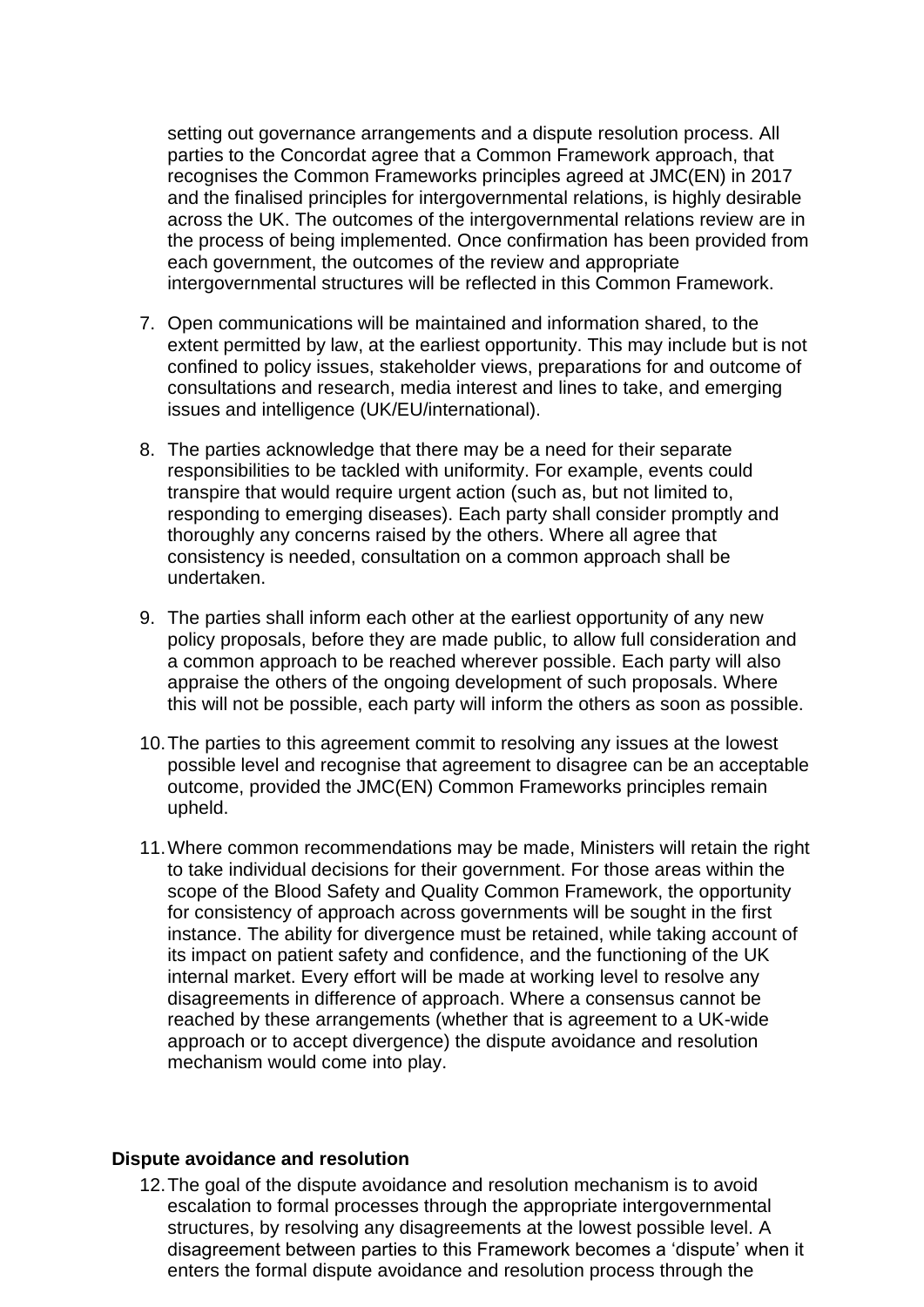setting out governance arrangements and a dispute resolution process. All parties to the Concordat agree that a Common Framework approach, that recognises the Common Frameworks principles agreed at JMC(EN) in 2017 and the finalised principles for intergovernmental relations, is highly desirable across the UK. The outcomes of the intergovernmental relations review are in the process of being implemented. Once confirmation has been provided from each government, the outcomes of the review and appropriate intergovernmental structures will be reflected in this Common Framework.

7. Open communications will be maintained and information shared, to the extent permitted by law, at the earliest opportunity. This may include but is not confined to policy issues, stakeholder views, preparations for and outcome of consultations and research, media interest and lines to take, and emerging issues and intelligence (UK/EU/international).

8. The parties acknowledge that there may be a need for their separate responsibilities to be tackled with uniformity. For example, events could transpire that would require urgent action (such as, but not limited to, responding to emerging diseases). Each party shall consider promptly and thoroughly any concerns raised by the others. Where all agree that consistency is needed, consultation on a common approach shall be undertaken.

9. The parties shall inform each other at the earliest opportunity of any new policy proposals, before they are made public, to allow full consideration and a common approach to be reached wherever possible. Each party will also appraise the others of the ongoing development of such proposals. Where this will not be possible, each party will inform the others as soon as possible.

10. The parties to this agreement commit to resolving any issues at the lowest possible level and recognise that agreement to disagree can be an acceptable outcome, provided the JMC(EN) Common Frameworks principles remain upheld.

11. Where common recommendations may be made, Ministers will retain the right to take individual decisions for their government. For those areas within the scope of the Blood Safety and Quality Common Framework, the opportunity for consistency of approach across governments will be sought in the first instance. The ability for divergence must be retained, while taking account of its impact on patient safety and confidence, and the functioning of the UK internal market. Every effort will be made at working level to resolve any disagreements in difference of approach. Where a consensus cannot be reached by these arrangements (whether that is agreement to a UK-wide approach or to accept divergence) the dispute avoidance and resolution mechanism would come into play.

**Dispute avoidance and resolution**

12. The goal of the dispute avoidance and resolution mechanism is to avoid escalation to formal processes through the appropriate intergovernmental structures, by resolving any disagreements at the lowest possible level. A disagreement between parties to this Framework becomes a 'dispute' when it enters the formal dispute avoidance and resolution process through the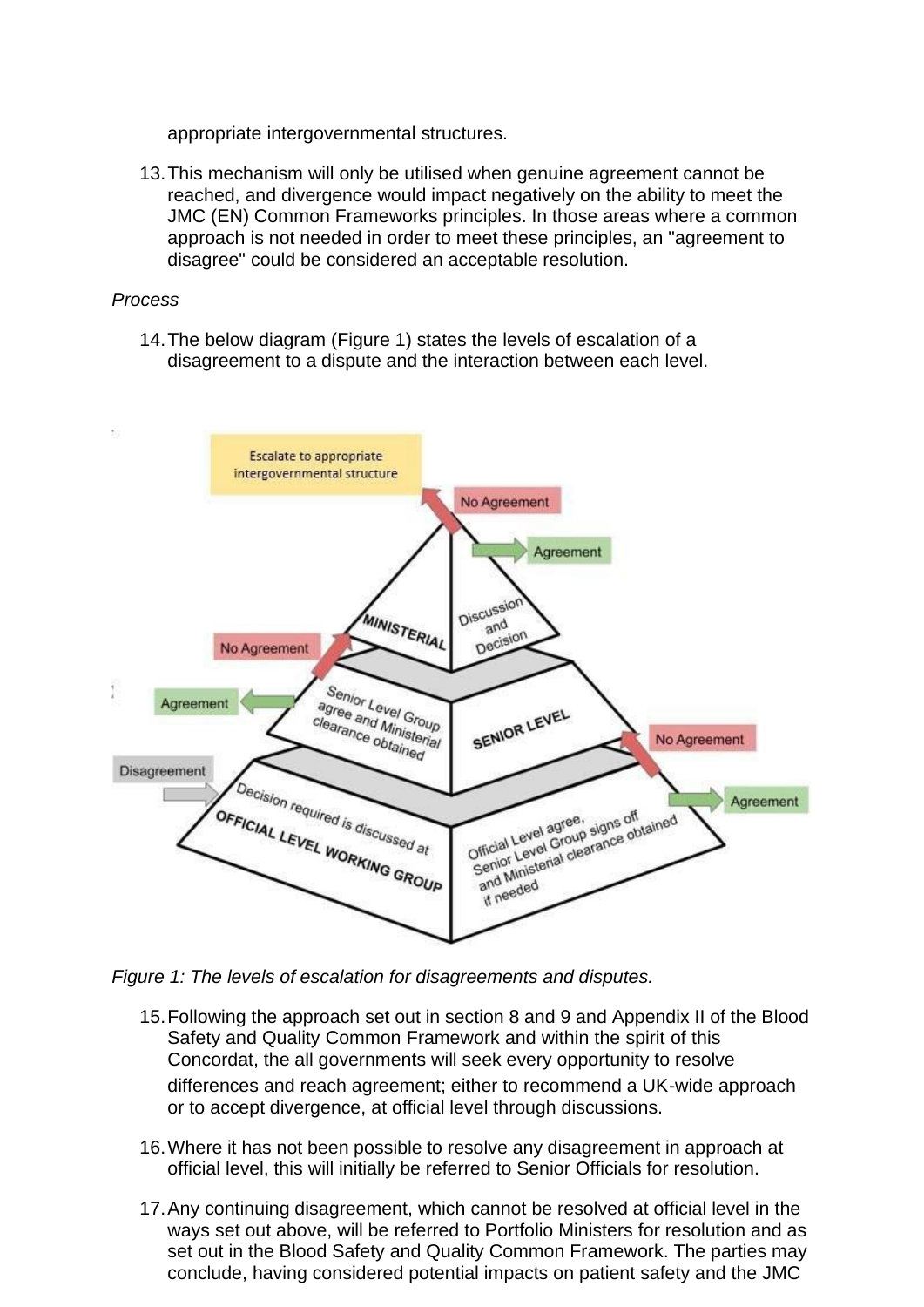appropriate intergovernmental structures.

13. This mechanism will only be utilised when genuine agreement cannot be reached, and divergence would impact negatively on the ability to meet the JMC (EN) Common Frameworks principles. In those areas where a common approach is not needed in order to meet these principles, an "agreement to disagree" could be considered an acceptable resolution.

*Process*

14. The below diagram (Figure 1) states the levels of escalation of a disagreement to a dispute and the interaction between each level.

*Figure 1: The levels of escalation for disagreements and disputes.*

15. Following the approach set out in section 8 and 9 and Appendix II of the Blood Safety and Quality Common Framework and within the spirit of this Concordat, the all governments will seek every opportunity to resolve differences and reach agreement; either to recommend a UK-wide approach or to accept divergence, at official level through discussions.

16. Where it has not been possible to resolve any disagreement in approach at official level, this will initially be referred to Senior Officials for resolution.

17. Any continuing disagreement, which cannot be resolved at official level in the ways set out above, will be referred to Portfolio Ministers for resolution and as set out in the Blood Safety and Quality Common Framework. The parties may conclude, having considered potential impacts on patient safety and the JMC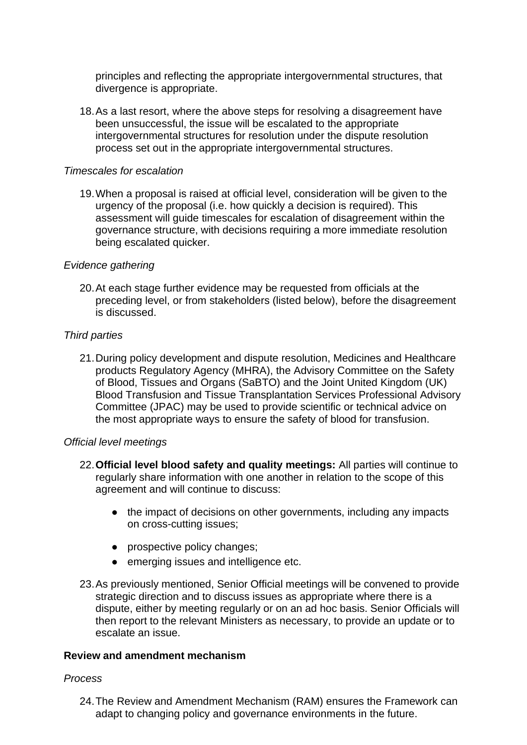principles and reflecting the appropriate intergovernmental structures, that divergence is appropriate.

18. As a last resort, where the above steps for resolving a disagreement have been unsuccessful, the issue will be escalated to the appropriate intergovernmental structures for resolution under the dispute resolution process set out in the appropriate intergovernmental structures.

*Timescales for escalation*

19. When a proposal is raised at official level, consideration will be given to the urgency of the proposal (i.e. how quickly a decision is required). This assessment will guide timescales for escalation of disagreement within the governance structure, with decisions requiring a more immediate resolution being escalated quicker.

*Evidence gathering*

20. At each stage further evidence may be requested from officials at the preceding level, or from stakeholders (listed below), before the disagreement is discussed.

*Third parties*

21. During policy development and dispute resolution, Medicines and Healthcare products Regulatory Agency (MHRA), the Advisory Committee on the Safety of Blood, Tissues and Organs (SaBTO) and the Joint United Kingdom (UK) Blood Transfusion and Tissue Transplantation Services Professional Advisory Committee (JPAC) may be used to provide scientific or technical advice on the most appropriate ways to ensure the safety of blood for transfusion.

*Official level meetings*

22. **Official level blood safety and quality meetings:** All parties will continue to regularly share information with one another in relation to the scope of this agreement and will continue to discuss:

    - the impact of decisions on other governments, including any impacts on cross-cutting issues;
    - prospective policy changes;
    - emerging issues and intelligence etc.

23. As previously mentioned, Senior Official meetings will be convened to provide strategic direction and to discuss issues as appropriate where there is a dispute, either by meeting regularly or on an ad hoc basis. Senior Officials will then report to the relevant Ministers as necessary, to provide an update or to escalate an issue.

**Review and amendment mechanism**

*Process*

24. The Review and Amendment Mechanism (RAM) ensures the Framework can adapt to changing policy and governance environments in the future.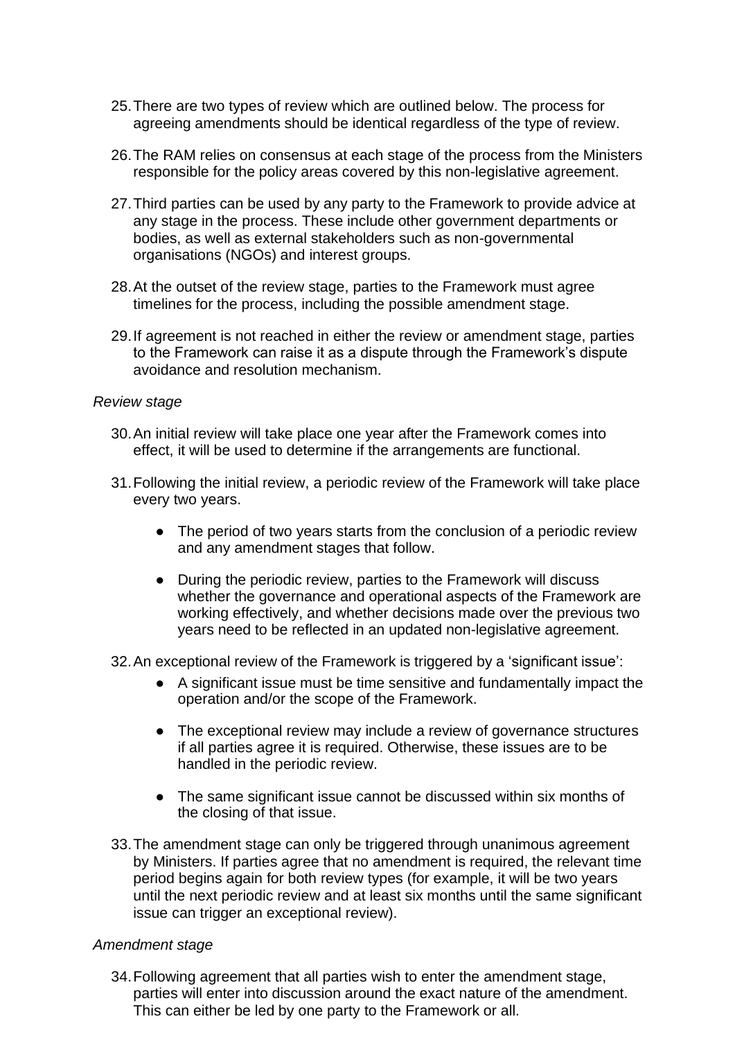25. There are two types of review which are outlined below. The process for agreeing amendments should be identical regardless of the type of review.

26. The RAM relies on consensus at each stage of the process from the Ministers responsible for the policy areas covered by this non-legislative agreement.

27. Third parties can be used by any party to the Framework to provide advice at any stage in the process. These include other government departments or bodies, as well as external stakeholders such as non-governmental organisations (NGOs) and interest groups.

28. At the outset of the review stage, parties to the Framework must agree timelines for the process, including the possible amendment stage.

29. If agreement is not reached in either the review or amendment stage, parties to the Framework can raise it as a dispute through the Framework's dispute avoidance and resolution mechanism.

*Review stage*

30. An initial review will take place one year after the Framework comes into effect, it will be used to determine if the arrangements are functional.

31. Following the initial review, a periodic review of the Framework will take place every two years.

    - The period of two years starts from the conclusion of a periodic review and any amendment stages that follow.
    - During the periodic review, parties to the Framework will discuss whether the governance and operational aspects of the Framework are working effectively, and whether decisions made over the previous two years need to be reflected in an updated non-legislative agreement.

32. An exceptional review of the Framework is triggered by a 'significant issue':

    - A significant issue must be time sensitive and fundamentally impact the operation and/or the scope of the Framework.
    - The exceptional review may include a review of governance structures if all parties agree it is required. Otherwise, these issues are to be handled in the periodic review.
    - The same significant issue cannot be discussed within six months of the closing of that issue.

33. The amendment stage can only be triggered through unanimous agreement by Ministers. If parties agree that no amendment is required, the relevant time period begins again for both review types (for example, it will be two years until the next periodic review and at least six months until the same significant issue can trigger an exceptional review).

*Amendment stage*

34. Following agreement that all parties wish to enter the amendment stage, parties will enter into discussion around the exact nature of the amendment. This can either be led by one party to the Framework or all.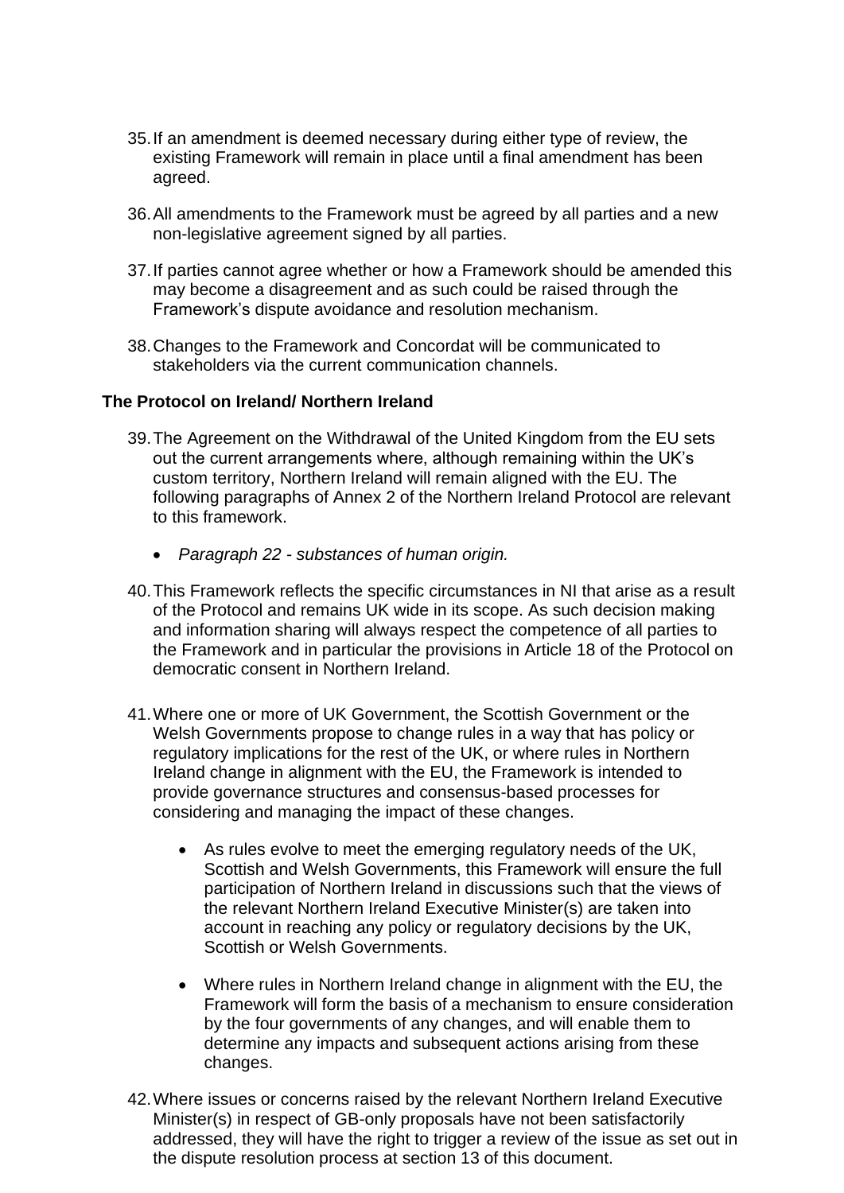35. If an amendment is deemed necessary during either type of review, the existing Framework will remain in place until a final amendment has been agreed.

36. All amendments to the Framework must be agreed by all parties and a new non-legislative agreement signed by all parties.

37. If parties cannot agree whether or how a Framework should be amended this may become a disagreement and as such could be raised through the Framework's dispute avoidance and resolution mechanism.

38. Changes to the Framework and Concordat will be communicated to stakeholders via the current communication channels.

**The Protocol on Ireland/ Northern Ireland**

39. The Agreement on the Withdrawal of the United Kingdom from the EU sets out the current arrangements where, although remaining within the UK's custom territory, Northern Ireland will remain aligned with the EU. The following paragraphs of Annex 2 of the Northern Ireland Protocol are relevant to this framework.

    - *Paragraph 22 - substances of human origin.*

40. This Framework reflects the specific circumstances in NI that arise as a result of the Protocol and remains UK wide in its scope. As such decision making and information sharing will always respect the competence of all parties to the Framework and in particular the provisions in Article 18 of the Protocol on democratic consent in Northern Ireland.

41. Where one or more of UK Government, the Scottish Government or the Welsh Governments propose to change rules in a way that has policy or regulatory implications for the rest of the UK, or where rules in Northern Ireland change in alignment with the EU, the Framework is intended to provide governance structures and consensus-based processes for considering and managing the impact of these changes.

    - As rules evolve to meet the emerging regulatory needs of the UK, Scottish and Welsh Governments, this Framework will ensure the full participation of Northern Ireland in discussions such that the views of the relevant Northern Ireland Executive Minister(s) are taken into account in reaching any policy or regulatory decisions by the UK, Scottish or Welsh Governments.

    - Where rules in Northern Ireland change in alignment with the EU, the Framework will form the basis of a mechanism to ensure consideration by the four governments of any changes, and will enable them to determine any impacts and subsequent actions arising from these changes.

42. Where issues or concerns raised by the relevant Northern Ireland Executive Minister(s) in respect of GB-only proposals have not been satisfactorily addressed, they will have the right to trigger a review of the issue as set out in the dispute resolution process at section 13 of this document.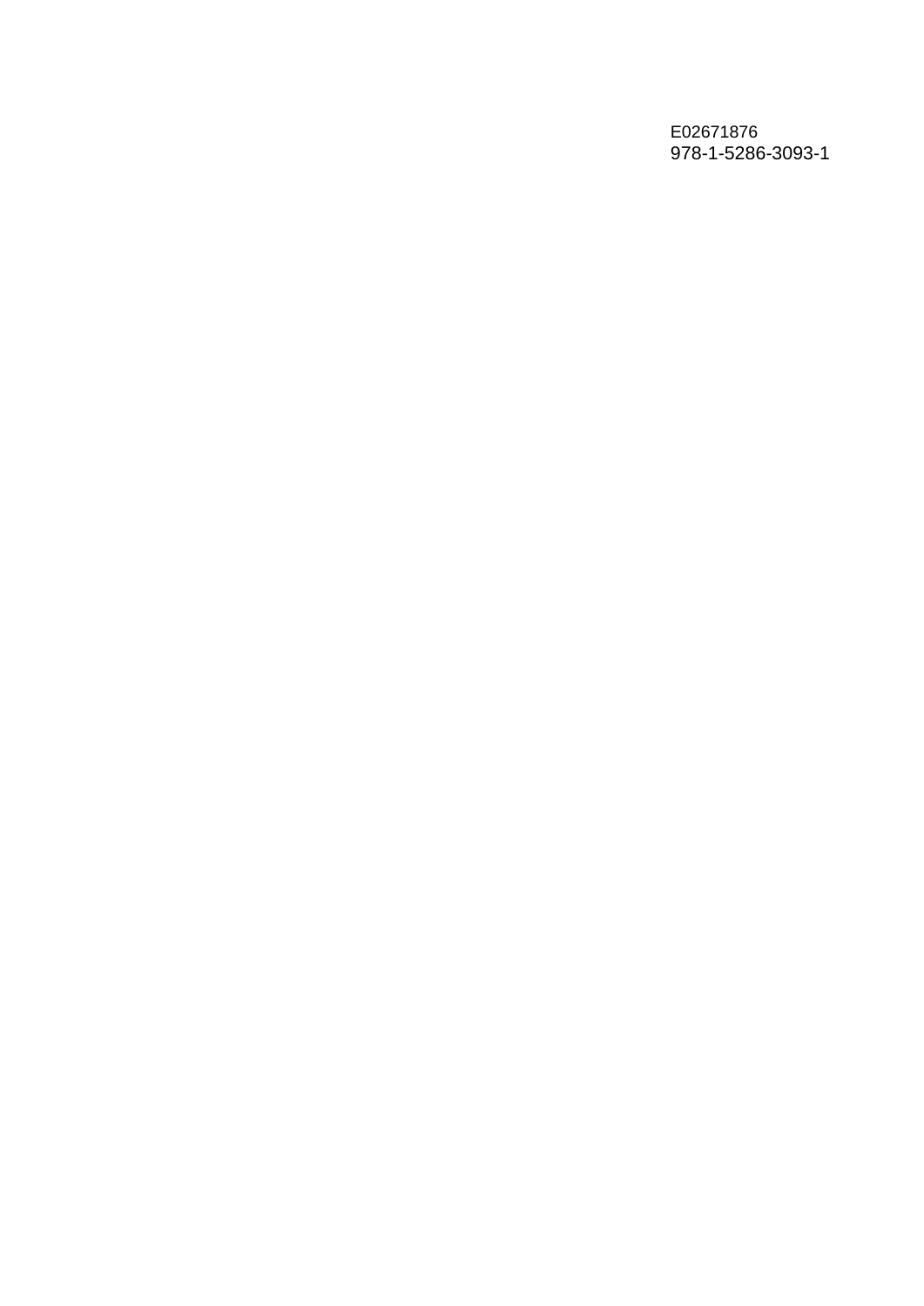E02671876
978-1-5286-3093-1